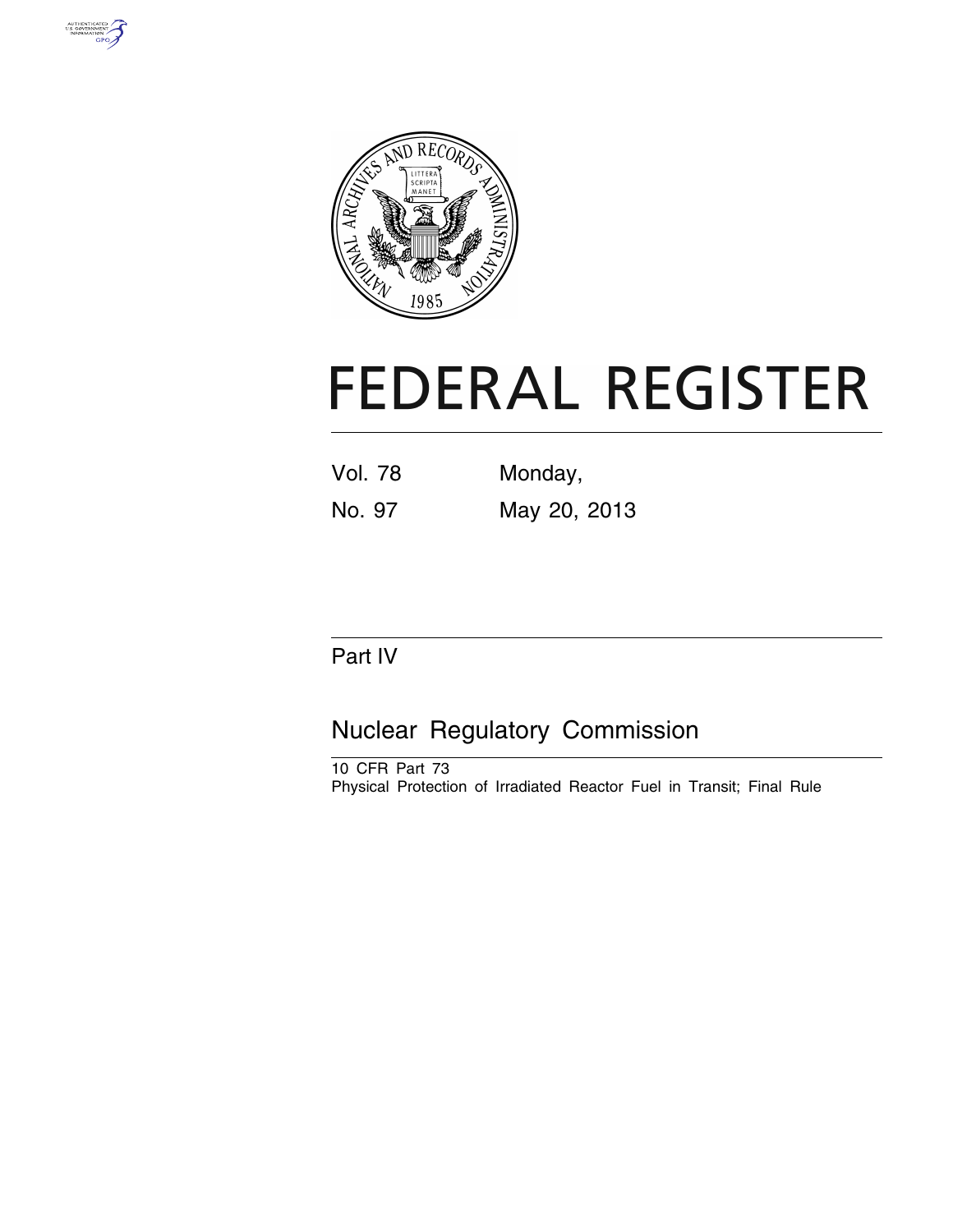# FEDERAL REGISTER

Vol. 78 Monday,

No. 97 May 20, 2013

## Part IV

## Nuclear Regulatory Commission

10 CFR Part 73

Physical Protection of Irradiated Reactor Fuel in Transit; Final Rule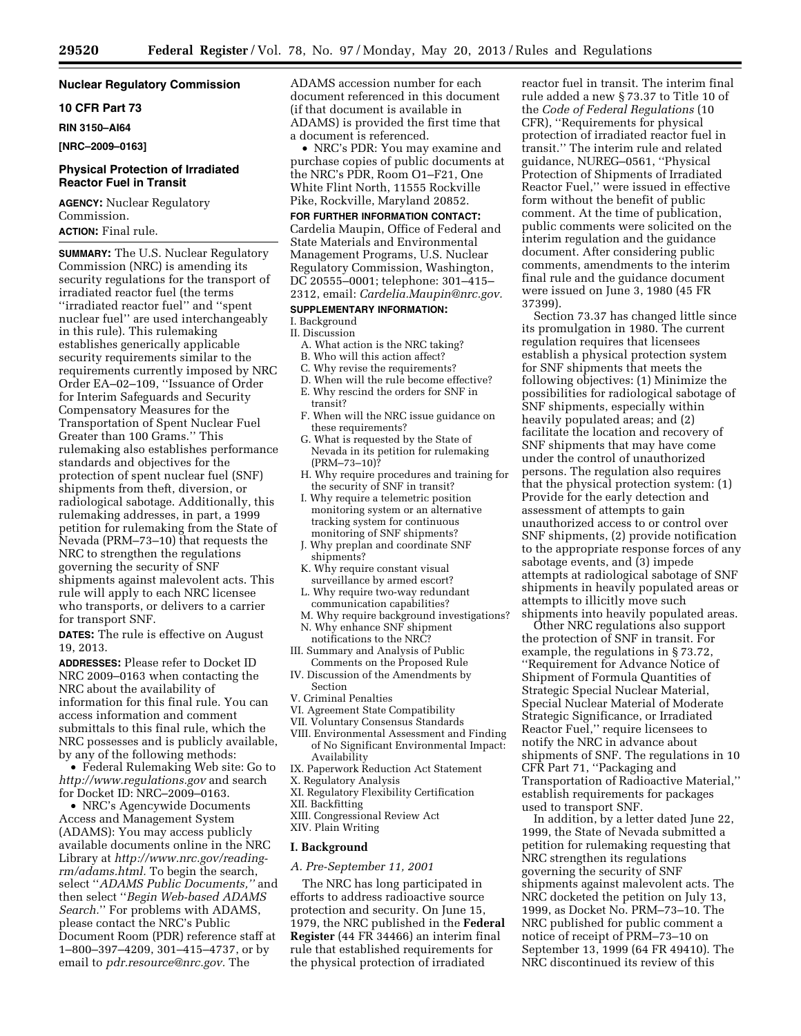## Nuclear Regulatory Commission

## 10 CFR Part 73

**RIN 3150–AI64**

**[NRC–2009–0163]**

## Physical Protection of Irradiated Reactor Fuel in Transit

**AGENCY:** Nuclear Regulatory Commission.

**ACTION:** Final rule.

**SUMMARY:** The U.S. Nuclear Regulatory Commission (NRC) is amending its security regulations for the transport of irradiated reactor fuel (the terms ''irradiated reactor fuel'' and ''spent nuclear fuel'' are used interchangeably in this rule). This rulemaking establishes generically applicable security requirements similar to the requirements currently imposed by NRC Order EA–02–109, ''Issuance of Order for Interim Safeguards and Security Compensatory Measures for the Transportation of Spent Nuclear Fuel Greater than 100 Grams.'' This rulemaking also establishes performance standards and objectives for the protection of spent nuclear fuel (SNF) shipments from theft, diversion, or radiological sabotage. Additionally, this rulemaking addresses, in part, a 1999 petition for rulemaking from the State of Nevada (PRM–73–10) that requests the NRC to strengthen the regulations governing the security of SNF shipments against malevolent acts. This rule will apply to each NRC licensee who transports, or delivers to a carrier for transport SNF.

**DATES:** The rule is effective on August 19, 2013.

**ADDRESSES:** Please refer to Docket ID NRC 2009–0163 when contacting the NRC about the availability of information for this final rule. You can access information and comment submittals to this final rule, which the NRC possesses and is publicly available, by any of the following methods:

- Federal Rulemaking Web site: Go to *http://www.regulations.gov* and search for Docket ID: NRC–2009–0163.
- NRC's Agencywide Documents Access and Management System (ADAMS): You may access publicly available documents online in the NRC Library at *http://www.nrc.gov/reading-rm/adams.html.* To begin the search, select ''*ADAMS Public Documents,''* and then select ''*Begin Web-based ADAMS Search.*'' For problems with ADAMS, please contact the NRC's Public Document Room (PDR) reference staff at 1–800–397–4209, 301–415–4737, or by email to *pdr.resource@nrc.gov.* The ADAMS accession number for each document referenced in this document (if that document is available in ADAMS) is provided the first time that a document is referenced.
- NRC's PDR: You may examine and purchase copies of public documents at the NRC's PDR, Room O1–F21, One White Flint North, 11555 Rockville Pike, Rockville, Maryland 20852.

**FOR FURTHER INFORMATION CONTACT:** Cardelia Maupin, Office of Federal and State Materials and Environmental Management Programs, U.S. Nuclear Regulatory Commission, Washington, DC 20555–0001; telephone: 301–415–2312, email: *Cardelia.Maupin@nrc.gov.*

**SUPPLEMENTARY INFORMATION:**

I. Background
II. Discussion
  A. What action is the NRC taking?
  B. Who will this action affect?
  C. Why revise the requirements?
  D. When will the rule become effective?
  E. Why rescind the orders for SNF in transit?
  F. When will the NRC issue guidance on these requirements?
  G. What is requested by the State of Nevada in its petition for rulemaking (PRM–73–10)?
  H. Why require procedures and training for the security of SNF in transit?
  I. Why require a telemetric position monitoring system or an alternative tracking system for continuous monitoring of SNF shipments?
  J. Why preplan and coordinate SNF shipments?
  K. Why require constant visual surveillance by armed escort?
  L. Why require two-way redundant communication capabilities?
  M. Why require background investigations?
  N. Why enhance SNF shipment notifications to the NRC?
III. Summary and Analysis of Public Comments on the Proposed Rule
IV. Discussion of the Amendments by Section
V. Criminal Penalties
VI. Agreement State Compatibility
VII. Voluntary Consensus Standards
VIII. Environmental Assessment and Finding of No Significant Environmental Impact: Availability
IX. Paperwork Reduction Act Statement
X. Regulatory Analysis
XI. Regulatory Flexibility Certification
XII. Backfitting
XIII. Congressional Review Act
XIV. Plain Writing

## I. Background

### *A. Pre-September 11, 2001*

The NRC has long participated in efforts to address radioactive source protection and security. On June 15, 1979, the NRC published in the **Federal Register** (44 FR 34466) an interim final rule that established requirements for the physical protection of irradiated reactor fuel in transit. The interim final rule added a new § 73.37 to Title 10 of the *Code of Federal Regulations* (10 CFR), ''Requirements for physical protection of irradiated reactor fuel in transit.'' The interim rule and related guidance, NUREG–0561, ''Physical Protection of Shipments of Irradiated Reactor Fuel,'' were issued in effective form without the benefit of public comment. At the time of publication, public comments were solicited on the interim regulation and the guidance document. After considering public comments, amendments to the interim final rule and the guidance document were issued on June 3, 1980 (45 FR 37399).

Section 73.37 has changed little since its promulgation in 1980. The current regulation requires that licensees establish a physical protection system for SNF shipments that meets the following objectives: (1) Minimize the possibilities for radiological sabotage of SNF shipments, especially within heavily populated areas; and (2) facilitate the location and recovery of SNF shipments that may have come under the control of unauthorized persons. The regulation also requires that the physical protection system: (1) Provide for the early detection and assessment of attempts to gain unauthorized access to or control over SNF shipments, (2) provide notification to the appropriate response forces of any sabotage events, and (3) impede attempts at radiological sabotage of SNF shipments in heavily populated areas or attempts to illicitly move such shipments into heavily populated areas.

Other NRC regulations also support the protection of SNF in transit. For example, the regulations in § 73.72, ''Requirement for Advance Notice of Shipment of Formula Quantities of Strategic Special Nuclear Material, Special Nuclear Material of Moderate Strategic Significance, or Irradiated Reactor Fuel,'' require licensees to notify the NRC in advance about shipments of SNF. The regulations in 10 CFR Part 71, ''Packaging and Transportation of Radioactive Material,'' establish requirements for packages used to transport SNF.

In addition, by a letter dated June 22, 1999, the State of Nevada submitted a petition for rulemaking requesting that NRC strengthen its regulations governing the security of SNF shipments against malevolent acts. The NRC docketed the petition on July 13, 1999, as Docket No. PRM–73–10. The NRC published for public comment a notice of receipt of PRM–73–10 on September 13, 1999 (64 FR 49410). The NRC discontinued its review of this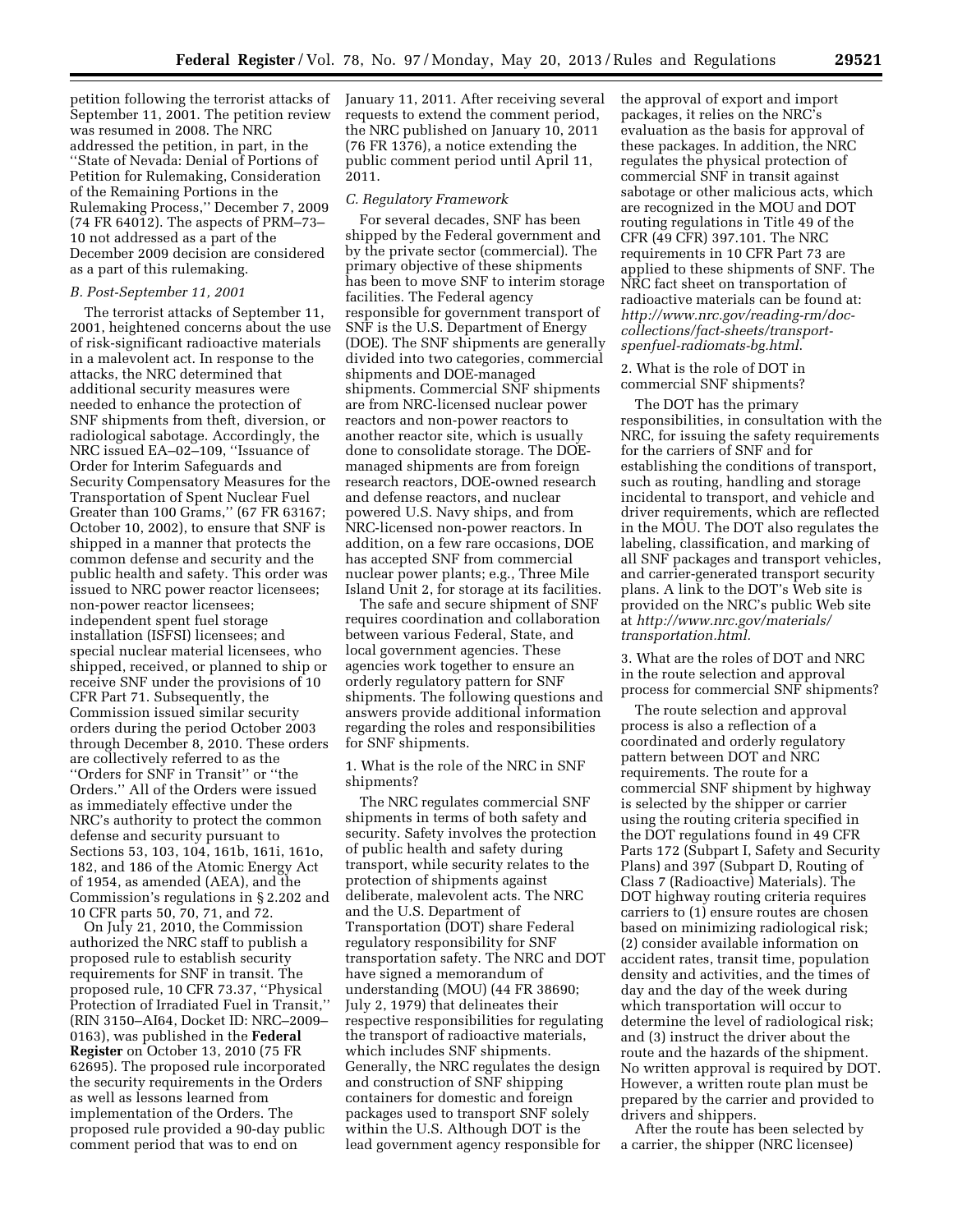petition following the terrorist attacks of September 11, 2001. The petition review was resumed in 2008. The NRC addressed the petition, in part, in the ''State of Nevada: Denial of Portions of Petition for Rulemaking, Consideration of the Remaining Portions in the Rulemaking Process,'' December 7, 2009 (74 FR 64012). The aspects of PRM–73–10 not addressed as a part of the December 2009 decision are considered as a part of this rulemaking.

### *B. Post-September 11, 2001*

The terrorist attacks of September 11, 2001, heightened concerns about the use of risk-significant radioactive materials in a malevolent act. In response to the attacks, the NRC determined that additional security measures were needed to enhance the protection of SNF shipments from theft, diversion, or radiological sabotage. Accordingly, the NRC issued EA–02–109, ''Issuance of Order for Interim Safeguards and Security Compensatory Measures for the Transportation of Spent Nuclear Fuel Greater than 100 Grams,'' (67 FR 63167; October 10, 2002), to ensure that SNF is shipped in a manner that protects the common defense and security and the public health and safety. This order was issued to NRC power reactor licensees; non-power reactor licensees; independent spent fuel storage installation (ISFSI) licensees; and special nuclear material licensees, who shipped, received, or planned to ship or receive SNF under the provisions of 10 CFR Part 71. Subsequently, the Commission issued similar security orders during the period October 2003 through December 8, 2010. These orders are collectively referred to as the ''Orders for SNF in Transit'' or ''the Orders.'' All of the Orders were issued as immediately effective under the NRC's authority to protect the common defense and security pursuant to Sections 53, 103, 104, 161b, 161i, 161o, 182, and 186 of the Atomic Energy Act of 1954, as amended (AEA), and the Commission's regulations in § 2.202 and 10 CFR parts 50, 70, 71, and 72.

On July 21, 2010, the Commission authorized the NRC staff to publish a proposed rule to establish security requirements for SNF in transit. The proposed rule, 10 CFR 73.37, ''Physical Protection of Irradiated Fuel in Transit,'' (RIN 3150–AI64, Docket ID: NRC–2009–0163), was published in the **Federal Register** on October 13, 2010 (75 FR 62695). The proposed rule incorporated the security requirements in the Orders as well as lessons learned from implementation of the Orders. The proposed rule provided a 90-day public comment period that was to end on January 11, 2011. After receiving several requests to extend the comment period, the NRC published on January 10, 2011 (76 FR 1376), a notice extending the public comment period until April 11, 2011.

### *C. Regulatory Framework*

For several decades, SNF has been shipped by the Federal government and by the private sector (commercial). The primary objective of these shipments has been to move SNF to interim storage facilities. The Federal agency responsible for government transport of SNF is the U.S. Department of Energy (DOE). The SNF shipments are generally divided into two categories, commercial shipments and DOE-managed shipments. Commercial SNF shipments are from NRC-licensed nuclear power reactors and non-power reactors to another reactor site, which is usually done to consolidate storage. The DOE-managed shipments are from foreign research reactors, DOE-owned research and defense reactors, and nuclear powered U.S. Navy ships, and from NRC-licensed non-power reactors. In addition, on a few rare occasions, DOE has accepted SNF from commercial nuclear power plants; e.g., Three Mile Island Unit 2, for storage at its facilities.

The safe and secure shipment of SNF requires coordination and collaboration between various Federal, State, and local government agencies. These agencies work together to ensure an orderly regulatory pattern for SNF shipments. The following questions and answers provide additional information regarding the roles and responsibilities for SNF shipments.

1. What is the role of the NRC in SNF shipments?

The NRC regulates commercial SNF shipments in terms of both safety and security. Safety involves the protection of public health and safety during transport, while security relates to the protection of shipments against deliberate, malevolent acts. The NRC and the U.S. Department of Transportation (DOT) share Federal regulatory responsibility for SNF transportation safety. The NRC and DOT have signed a memorandum of understanding (MOU) (44 FR 38690; July 2, 1979) that delineates their respective responsibilities for regulating the transport of radioactive materials, which includes SNF shipments. Generally, the NRC regulates the design and construction of SNF shipping containers for domestic and foreign packages used to transport SNF solely within the U.S. Although DOT is the lead government agency responsible for the approval of export and import packages, it relies on the NRC's evaluation as the basis for approval of these packages. In addition, the NRC regulates the physical protection of commercial SNF in transit against sabotage or other malicious acts, which are recognized in the MOU and DOT routing regulations in Title 49 of the CFR (49 CFR) 397.101. The NRC requirements in 10 CFR Part 73 are applied to these shipments of SNF. The NRC fact sheet on transportation of radioactive materials can be found at: *http://www.nrc.gov/reading-rm/doc-collections/fact-sheets/transport-spenfuel-radiomats-bg.html.*

2. What is the role of DOT in commercial SNF shipments?

The DOT has the primary responsibilities, in consultation with the NRC, for issuing the safety requirements for the carriers of SNF and for establishing the conditions of transport, such as routing, handling and storage incidental to transport, and vehicle and driver requirements, which are reflected in the MOU. The DOT also regulates the labeling, classification, and marking of all SNF packages and transport vehicles, and carrier-generated transport security plans. A link to the DOT's Web site is provided on the NRC's public Web site at *http://www.nrc.gov/materials/transportation.html.*

3. What are the roles of DOT and NRC in the route selection and approval process for commercial SNF shipments?

The route selection and approval process is also a reflection of a coordinated and orderly regulatory pattern between DOT and NRC requirements. The route for a commercial SNF shipment by highway is selected by the shipper or carrier using the routing criteria specified in the DOT regulations found in 49 CFR Parts 172 (Subpart I, Safety and Security Plans) and 397 (Subpart D, Routing of Class 7 (Radioactive) Materials). The DOT highway routing criteria requires carriers to (1) ensure routes are chosen based on minimizing radiological risk; (2) consider available information on accident rates, transit time, population density and activities, and the times of day and the day of the week during which transportation will occur to determine the level of radiological risk; and (3) instruct the driver about the route and the hazards of the shipment. No written approval is required by DOT. However, a written route plan must be prepared by the carrier and provided to drivers and shippers.

After the route has been selected by a carrier, the shipper (NRC licensee)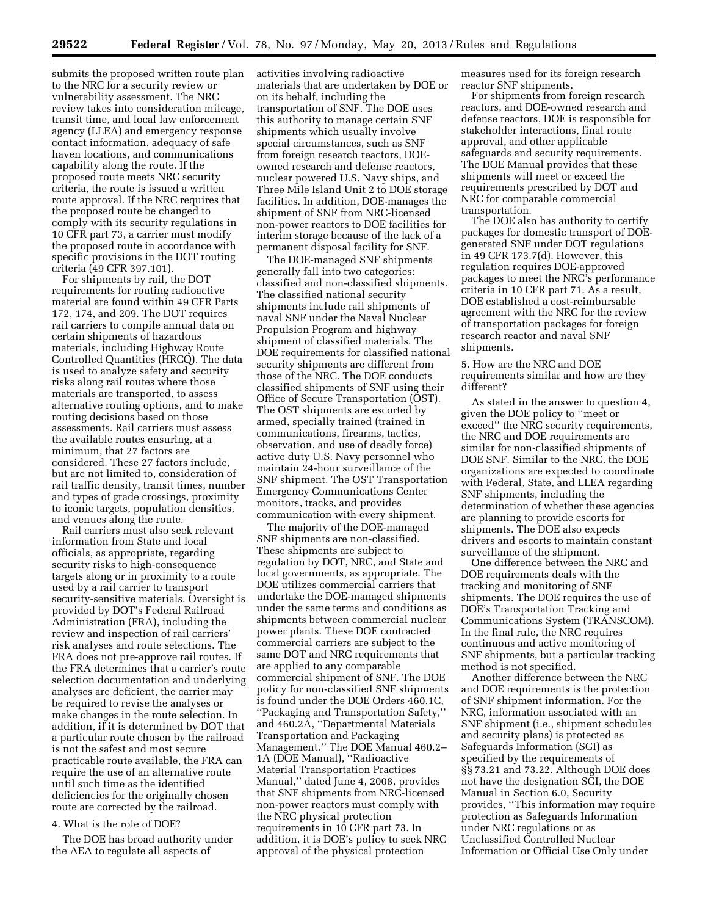submits the proposed written route plan to the NRC for a security review or vulnerability assessment. The NRC review takes into consideration mileage, transit time, and local law enforcement agency (LLEA) and emergency response contact information, adequacy of safe haven locations, and communications capability along the route. If the proposed route meets NRC security criteria, the route is issued a written route approval. If the NRC requires that the proposed route be changed to comply with its security regulations in 10 CFR part 73, a carrier must modify the proposed route in accordance with specific provisions in the DOT routing criteria (49 CFR 397.101).

For shipments by rail, the DOT requirements for routing radioactive material are found within 49 CFR Parts 172, 174, and 209. The DOT requires rail carriers to compile annual data on certain shipments of hazardous materials, including Highway Route Controlled Quantities (HRCQ). The data is used to analyze safety and security risks along rail routes where those materials are transported, to assess alternative routing options, and to make routing decisions based on those assessments. Rail carriers must assess the available routes ensuring, at a minimum, that 27 factors are considered. These 27 factors include, but are not limited to, consideration of rail traffic density, transit times, number and types of grade crossings, proximity to iconic targets, population densities, and venues along the route.

Rail carriers must also seek relevant information from State and local officials, as appropriate, regarding security risks to high-consequence targets along or in proximity to a route used by a rail carrier to transport security-sensitive materials. Oversight is provided by DOT's Federal Railroad Administration (FRA), including the review and inspection of rail carriers' risk analyses and route selections. The FRA does not pre-approve rail routes. If the FRA determines that a carrier's route selection documentation and underlying analyses are deficient, the carrier may be required to revise the analyses or make changes in the route selection. In addition, if it is determined by DOT that a particular route chosen by the railroad is not the safest and most secure practicable route available, the FRA can require the use of an alternative route until such time as the identified deficiencies for the originally chosen route are corrected by the railroad.

4. What is the role of DOE?

The DOE has broad authority under the AEA to regulate all aspects of activities involving radioactive materials that are undertaken by DOE or on its behalf, including the transportation of SNF. The DOE uses this authority to manage certain SNF shipments which usually involve special circumstances, such as SNF from foreign research reactors, DOE-owned research and defense reactors, nuclear powered U.S. Navy ships, and Three Mile Island Unit 2 to DOE storage facilities. In addition, DOE-manages the shipment of SNF from NRC-licensed non-power reactors to DOE facilities for interim storage because of the lack of a permanent disposal facility for SNF.

The DOE-managed SNF shipments generally fall into two categories: classified and non-classified shipments. The classified national security shipments include rail shipments of naval SNF under the Naval Nuclear Propulsion Program and highway shipment of classified materials. The DOE requirements for classified national security shipments are different from those of the NRC. The DOE conducts classified shipments of SNF using their Office of Secure Transportation (OST). The OST shipments are escorted by armed, specially trained (trained in communications, firearms, tactics, observation, and use of deadly force) active duty U.S. Navy personnel who maintain 24-hour surveillance of the SNF shipment. The OST Transportation Emergency Communications Center monitors, tracks, and provides communication with every shipment.

The majority of the DOE-managed SNF shipments are non-classified. These shipments are subject to regulation by DOT, NRC, and State and local governments, as appropriate. The DOE utilizes commercial carriers that undertake the DOE-managed shipments under the same terms and conditions as shipments between commercial nuclear power plants. These DOE contracted commercial carriers are subject to the same DOT and NRC requirements that are applied to any comparable commercial shipment of SNF. The DOE policy for non-classified SNF shipments is found under the DOE Orders 460.1C, "Packaging and Transportation Safety," and 460.2A, "Departmental Materials Transportation and Packaging Management." The DOE Manual 460.2–1A (DOE Manual), "Radioactive Material Transportation Practices Manual," dated June 4, 2008, provides that SNF shipments from NRC-licensed non-power reactors must comply with the NRC physical protection requirements in 10 CFR part 73. In addition, it is DOE's policy to seek NRC approval of the physical protection measures used for its foreign research reactor SNF shipments.

For shipments from foreign research reactors, and DOE-owned research and defense reactors, DOE is responsible for stakeholder interactions, final route approval, and other applicable safeguards and security requirements. The DOE Manual provides that these shipments will meet or exceed the requirements prescribed by DOT and NRC for comparable commercial transportation.

The DOE also has authority to certify packages for domestic transport of DOE-generated SNF under DOT regulations in 49 CFR 173.7(d). However, this regulation requires DOE-approved packages to meet the NRC's performance criteria in 10 CFR part 71. As a result, DOE established a cost-reimbursable agreement with the NRC for the review of transportation packages for foreign research reactor and naval SNF shipments.

5. How are the NRC and DOE requirements similar and how are they different?

As stated in the answer to question 4, given the DOE policy to "meet or exceed" the NRC security requirements, the NRC and DOE requirements are similar for non-classified shipments of DOE SNF. Similar to the NRC, the DOE organizations are expected to coordinate with Federal, State, and LLEA regarding SNF shipments, including the determination of whether these agencies are planning to provide escorts for shipments. The DOE also expects drivers and escorts to maintain constant surveillance of the shipment.

One difference between the NRC and DOE requirements deals with the tracking and monitoring of SNF shipments. The DOE requires the use of DOE's Transportation Tracking and Communications System (TRANSCOM). In the final rule, the NRC requires continuous and active monitoring of SNF shipments, but a particular tracking method is not specified.

Another difference between the NRC and DOE requirements is the protection of SNF shipment information. For the NRC, information associated with an SNF shipment (i.e., shipment schedules and security plans) is protected as Safeguards Information (SGI) as specified by the requirements of §§ 73.21 and 73.22. Although DOE does not have the designation SGI, the DOE Manual in Section 6.0, Security provides, "This information may require protection as Safeguards Information under NRC regulations or as Unclassified Controlled Nuclear Information or Official Use Only under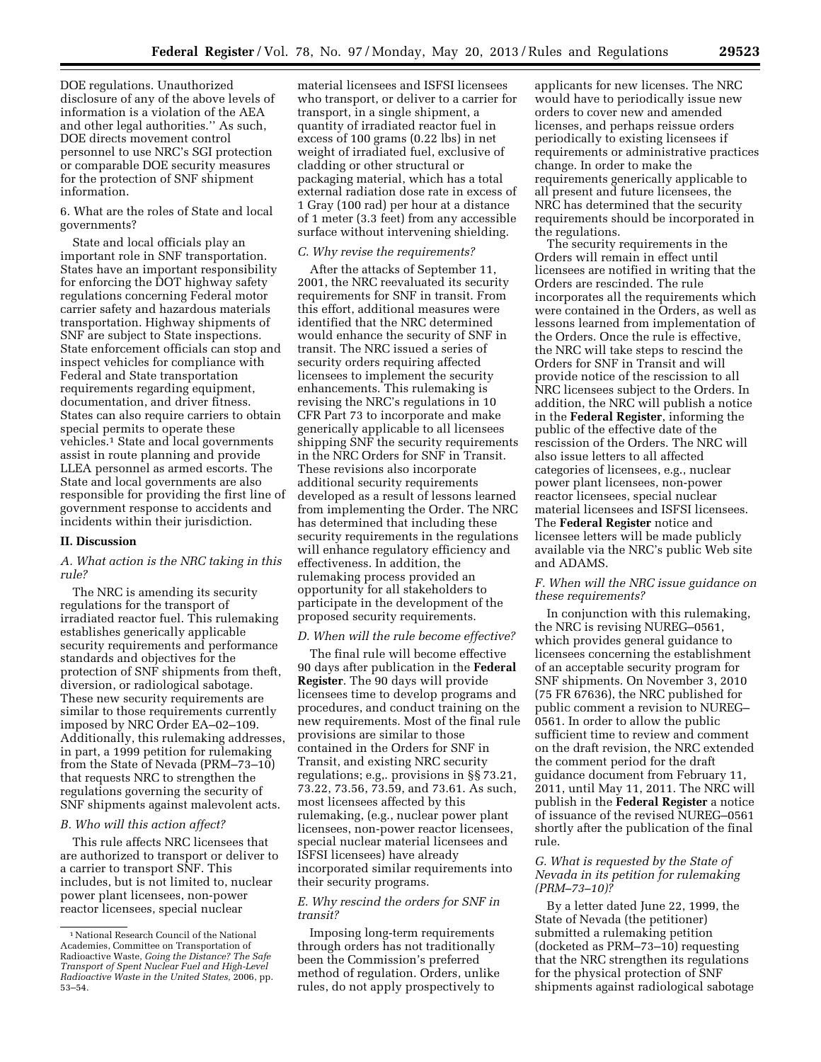DOE regulations. Unauthorized disclosure of any of the above levels of information is a violation of the AEA and other legal authorities.'' As such, DOE directs movement control personnel to use NRC's SGI protection or comparable DOE security measures for the protection of SNF shipment information.

6. What are the roles of State and local governments?

State and local officials play an important role in SNF transportation. States have an important responsibility for enforcing the DOT highway safety regulations concerning Federal motor carrier safety and hazardous materials transportation. Highway shipments of SNF are subject to State inspections. State enforcement officials can stop and inspect vehicles for compliance with Federal and State transportation requirements regarding equipment, documentation, and driver fitness. States can also require carriers to obtain special permits to operate these vehicles.[1] State and local governments assist in route planning and provide LLEA personnel as armed escorts. The State and local governments are also responsible for providing the first line of government response to accidents and incidents within their jurisdiction.

## II. Discussion

### A. What action is the NRC taking in this rule?

The NRC is amending its security regulations for the transport of irradiated reactor fuel. This rulemaking establishes generically applicable security requirements and performance standards and objectives for the protection of SNF shipments from theft, diversion, or radiological sabotage. These new security requirements are similar to those requirements currently imposed by NRC Order EA–02–109. Additionally, this rulemaking addresses, in part, a 1999 petition for rulemaking from the State of Nevada (PRM–73–10) that requests NRC to strengthen the regulations governing the security of SNF shipments against malevolent acts.

### B. Who will this action affect?

This rule affects NRC licensees that are authorized to transport or deliver to a carrier to transport SNF. This includes, but is not limited to, nuclear power plant licensees, non-power reactor licensees, special nuclear material licensees and ISFSI licensees who transport, or deliver to a carrier for transport, in a single shipment, a quantity of irradiated reactor fuel in excess of 100 grams (0.22 lbs) in net weight of irradiated fuel, exclusive of cladding or other structural or packaging material, which has a total external radiation dose rate in excess of 1 Gray (100 rad) per hour at a distance of 1 meter (3.3 feet) from any accessible surface without intervening shielding.

### C. Why revise the requirements?

After the attacks of September 11, 2001, the NRC reevaluated its security requirements for SNF in transit. From this effort, additional measures were identified that the NRC determined would enhance the security of SNF in transit. The NRC issued a series of security orders requiring affected licensees to implement the security enhancements. This rulemaking is revising the NRC's regulations in 10 CFR Part 73 to incorporate and make generically applicable to all licensees shipping SNF the security requirements in the NRC Orders for SNF in Transit. These revisions also incorporate additional security requirements developed as a result of lessons learned from implementing the Order. The NRC has determined that including these security requirements in the regulations will enhance regulatory efficiency and effectiveness. In addition, the rulemaking process provided an opportunity for all stakeholders to participate in the development of the proposed security requirements.

### D. When will the rule become effective?

The final rule will become effective 90 days after publication in the **Federal Register**. The 90 days will provide licensees time to develop programs and procedures, and conduct training on the new requirements. Most of the final rule provisions are similar to those contained in the Orders for SNF in Transit, and existing NRC security regulations; e.g,. provisions in §§ 73.21, 73.22, 73.56, 73.59, and 73.61. As such, most licensees affected by this rulemaking, (e.g., nuclear power plant licensees, non-power reactor licensees, special nuclear material licensees and ISFSI licensees) have already incorporated similar requirements into their security programs.

### E. Why rescind the orders for SNF in transit?

Imposing long-term requirements through orders has not traditionally been the Commission's preferred method of regulation. Orders, unlike rules, do not apply prospectively to applicants for new licenses. The NRC would have to periodically issue new orders to cover new and amended licenses, and perhaps reissue orders periodically to existing licensees if requirements or administrative practices change. In order to make the requirements generically applicable to all present and future licensees, the NRC has determined that the security requirements should be incorporated in the regulations.

The security requirements in the Orders will remain in effect until licensees are notified in writing that the Orders are rescinded. The rule incorporates all the requirements which were contained in the Orders, as well as lessons learned from implementation of the Orders. Once the rule is effective, the NRC will take steps to rescind the Orders for SNF in Transit and will provide notice of the rescission to all NRC licensees subject to the Orders. In addition, the NRC will publish a notice in the **Federal Register**, informing the public of the effective date of the rescission of the Orders. The NRC will also issue letters to all affected categories of licensees, e.g., nuclear power plant licensees, non-power reactor licensees, special nuclear material licensees and ISFSI licensees. The **Federal Register** notice and licensee letters will be made publicly available via the NRC's public Web site and ADAMS.

### F. When will the NRC issue guidance on these requirements?

In conjunction with this rulemaking, the NRC is revising NUREG–0561, which provides general guidance to licensees concerning the establishment of an acceptable security program for SNF shipments. On November 3, 2010 (75 FR 67636), the NRC published for public comment a revision to NUREG–0561. In order to allow the public sufficient time to review and comment on the draft revision, the NRC extended the comment period for the draft guidance document from February 11, 2011, until May 11, 2011. The NRC will publish in the **Federal Register** a notice of issuance of the revised NUREG–0561 shortly after the publication of the final rule.

### G. What is requested by the State of Nevada in its petition for rulemaking (PRM–73–10)?

By a letter dated June 22, 1999, the State of Nevada (the petitioner) submitted a rulemaking petition (docketed as PRM–73–10) requesting that the NRC strengthen its regulations for the physical protection of SNF shipments against radiological sabotage

---

[1] National Research Council of the National Academies, Committee on Transportation of Radioactive Waste, *Going the Distance? The Safe Transport of Spent Nuclear Fuel and High-Level Radioactive Waste in the United States,* 2006, pp. 53–54.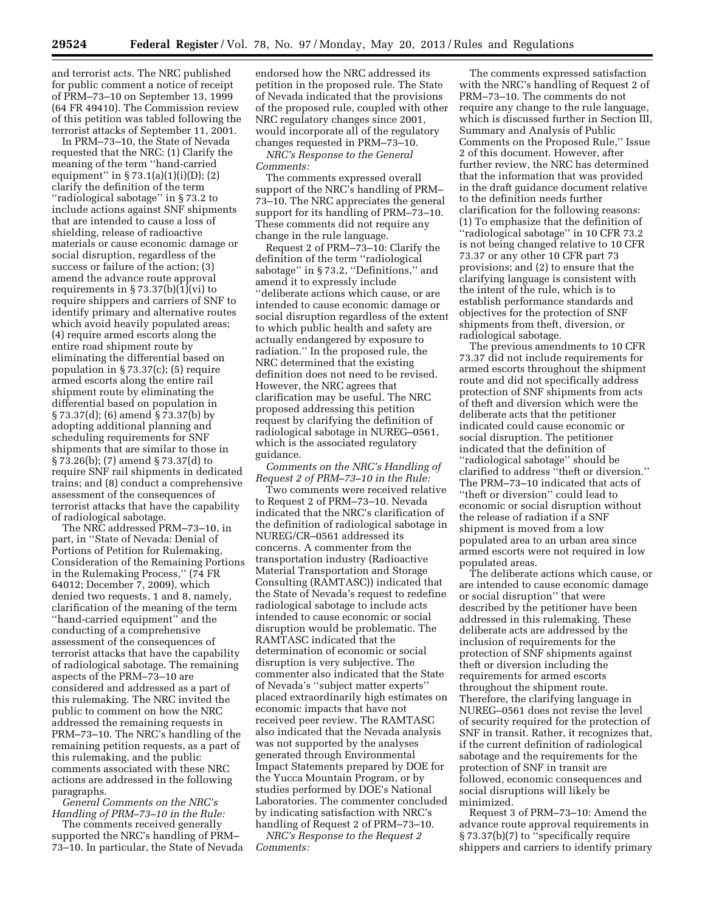and terrorist acts. The NRC published for public comment a notice of receipt of PRM–73–10 on September 13, 1999 (64 FR 49410). The Commission review of this petition was tabled following the terrorist attacks of September 11, 2001.

In PRM–73–10, the State of Nevada requested that the NRC: (1) Clarify the meaning of the term ''hand-carried equipment'' in § 73.1(a)(1)(i)(D); (2) clarify the definition of the term ''radiological sabotage'' in § 73.2 to include actions against SNF shipments that are intended to cause a loss of shielding, release of radioactive materials or cause economic damage or social disruption, regardless of the success or failure of the action; (3) amend the advance route approval requirements in § 73.37(b)(1)(vi) to require shippers and carriers of SNF to identify primary and alternative routes which avoid heavily populated areas; (4) require armed escorts along the entire road shipment route by eliminating the differential based on population in § 73.37(c); (5) require armed escorts along the entire rail shipment route by eliminating the differential based on population in § 73.37(d); (6) amend § 73.37(b) by adopting additional planning and scheduling requirements for SNF shipments that are similar to those in § 73.26(b); (7) amend § 73.37(d) to require SNF rail shipments in dedicated trains; and (8) conduct a comprehensive assessment of the consequences of terrorist attacks that have the capability of radiological sabotage.

The NRC addressed PRM–73–10, in part, in ''State of Nevada: Denial of Portions of Petition for Rulemaking, Consideration of the Remaining Portions in the Rulemaking Process,'' (74 FR 64012; December 7, 2009), which denied two requests, 1 and 8, namely, clarification of the meaning of the term ''hand-carried equipment'' and the conducting of a comprehensive assessment of the consequences of terrorist attacks that have the capability of radiological sabotage. The remaining aspects of the PRM–73–10 are considered and addressed as a part of this rulemaking. The NRC invited the public to comment on how the NRC addressed the remaining requests in PRM–73–10. The NRC's handling of the remaining petition requests, as a part of this rulemaking, and the public comments associated with these NRC actions are addressed in the following paragraphs.

*General Comments on the NRC's Handling of PRM–73–10 in the Rule:*

The comments received generally supported the NRC's handling of PRM–73–10. In particular, the State of Nevada endorsed how the NRC addressed its petition in the proposed rule. The State of Nevada indicated that the provisions of the proposed rule, coupled with other NRC regulatory changes since 2001, would incorporate all of the regulatory changes requested in PRM–73–10.

*NRC's Response to the General Comments:*

The comments expressed overall support of the NRC's handling of PRM–73–10. The NRC appreciates the general support for its handling of PRM–73–10. These comments did not require any change in the rule language.

Request 2 of PRM–73–10: Clarify the definition of the term ''radiological sabotage'' in § 73.2, ''Definitions,'' and amend it to expressly include ''deliberate actions which cause, or are intended to cause economic damage or social disruption regardless of the extent to which public health and safety are actually endangered by exposure to radiation.'' In the proposed rule, the NRC determined that the existing definition does not need to be revised. However, the NRC agrees that clarification may be useful. The NRC proposed addressing this petition request by clarifying the definition of radiological sabotage in NUREG–0561, which is the associated regulatory guidance.

*Comments on the NRC's Handling of Request 2 of PRM–73–10 in the Rule:*

Two comments were received relative to Request 2 of PRM–73–10. Nevada indicated that the NRC's clarification of the definition of radiological sabotage in NUREG/CR–0561 addressed its concerns. A commenter from the transportation industry (Radioactive Material Transportation and Storage Consulting (RAMTASC)) indicated that the State of Nevada's request to redefine radiological sabotage to include acts intended to cause economic or social disruption would be problematic. The RAMTASC indicated that the determination of economic or social disruption is very subjective. The commenter also indicated that the State of Nevada's ''subject matter experts'' placed extraordinarily high estimates on economic impacts that have not received peer review. The RAMTASC also indicated that the Nevada analysis was not supported by the analyses generated through Environmental Impact Statements prepared by DOE for the Yucca Mountain Program, or by studies performed by DOE's National Laboratories. The commenter concluded by indicating satisfaction with NRC's handling of Request 2 of PRM–73–10.

*NRC's Response to the Request 2 Comments:*

The comments expressed satisfaction with the NRC's handling of Request 2 of PRM–73–10. The comments do not require any change to the rule language, which is discussed further in Section III, Summary and Analysis of Public Comments on the Proposed Rule,'' Issue 2 of this document. However, after further review, the NRC has determined that the information that was provided in the draft guidance document relative to the definition needs further clarification for the following reasons: (1) To emphasize that the definition of ''radiological sabotage'' in 10 CFR 73.2 is not being changed relative to 10 CFR 73.37 or any other 10 CFR part 73 provisions; and (2) to ensure that the clarifying language is consistent with the intent of the rule, which is to establish performance standards and objectives for the protection of SNF shipments from theft, diversion, or radiological sabotage.

The previous amendments to 10 CFR 73.37 did not include requirements for armed escorts throughout the shipment route and did not specifically address protection of SNF shipments from acts of theft and diversion which were the deliberate acts that the petitioner indicated could cause economic or social disruption. The petitioner indicated that the definition of ''radiological sabotage'' should be clarified to address ''theft or diversion.'' The PRM–73–10 indicated that acts of ''theft or diversion'' could lead to economic or social disruption without the release of radiation if a SNF shipment is moved from a low populated area to an urban area since armed escorts were not required in low populated areas.

The deliberate actions which cause, or are intended to cause economic damage or social disruption'' that were described by the petitioner have been addressed in this rulemaking. These deliberate acts are addressed by the inclusion of requirements for the protection of SNF shipments against theft or diversion including the requirements for armed escorts throughout the shipment route. Therefore, the clarifying language in NUREG–0561 does not revise the level of security required for the protection of SNF in transit. Rather, it recognizes that, if the current definition of radiological sabotage and the requirements for the protection of SNF in transit are followed, economic consequences and social disruptions will likely be minimized.

Request 3 of PRM–73–10: Amend the advance route approval requirements in § 73.37(b)(7) to ''specifically require shippers and carriers to identify primary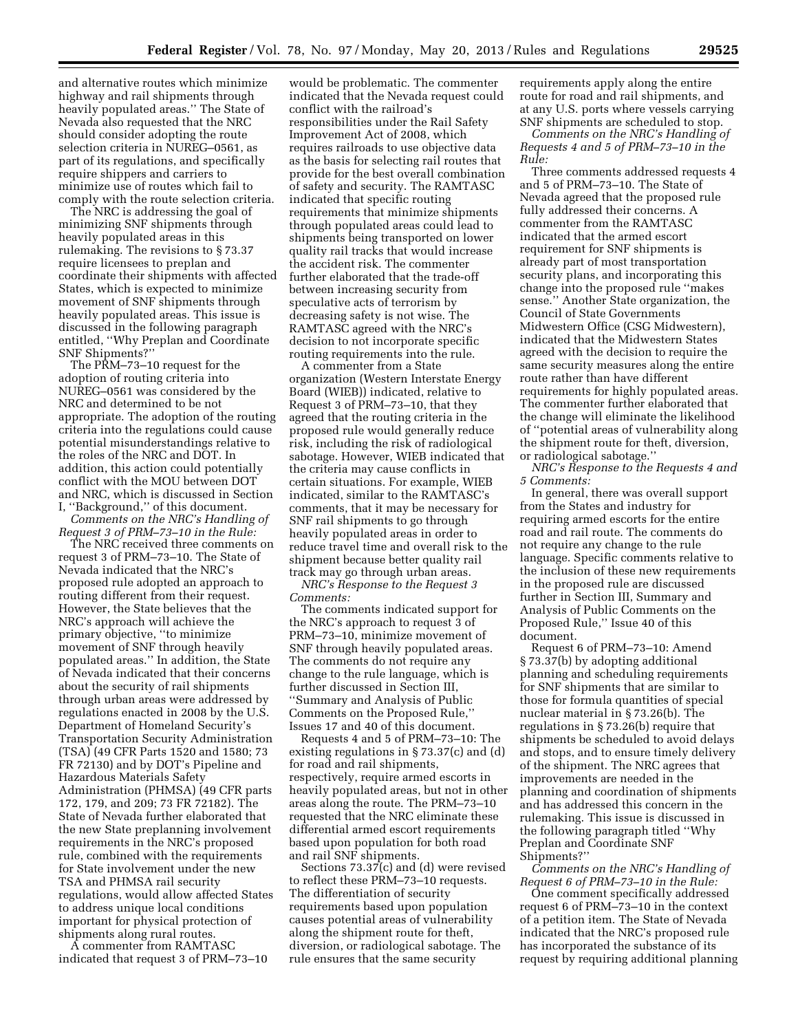and alternative routes which minimize highway and rail shipments through heavily populated areas.'' The State of Nevada also requested that the NRC should consider adopting the route selection criteria in NUREG–0561, as part of its regulations, and specifically require shippers and carriers to minimize use of routes which fail to comply with the route selection criteria.

The NRC is addressing the goal of minimizing SNF shipments through heavily populated areas in this rulemaking. The revisions to § 73.37 require licensees to preplan and coordinate their shipments with affected States, which is expected to minimize movement of SNF shipments through heavily populated areas. This issue is discussed in the following paragraph entitled, ''Why Preplan and Coordinate SNF Shipments?''

The PRM–73–10 request for the adoption of routing criteria into NUREG–0561 was considered by the NRC and determined to be not appropriate. The adoption of the routing criteria into the regulations could cause potential misunderstandings relative to the roles of the NRC and DOT. In addition, this action could potentially conflict with the MOU between DOT and NRC, which is discussed in Section I, ''Background,'' of this document.

*Comments on the NRC's Handling of Request 3 of PRM–73–10 in the Rule:*

The NRC received three comments on request 3 of PRM–73–10. The State of Nevada indicated that the NRC's proposed rule adopted an approach to routing different from their request. However, the State believes that the NRC's approach will achieve the primary objective, ''to minimize movement of SNF through heavily populated areas.'' In addition, the State of Nevada indicated that their concerns about the security of rail shipments through urban areas were addressed by regulations enacted in 2008 by the U.S. Department of Homeland Security's Transportation Security Administration (TSA) (49 CFR Parts 1520 and 1580; 73 FR 72130) and by DOT's Pipeline and Hazardous Materials Safety Administration (PHMSA) (49 CFR parts 172, 179, and 209; 73 FR 72182). The State of Nevada further elaborated that the new State preplanning involvement requirements in the NRC's proposed rule, combined with the requirements for State involvement under the new TSA and PHMSA rail security regulations, would allow affected States to address unique local conditions important for physical protection of shipments along rural routes.

A commenter from RAMTASC indicated that request 3 of PRM–73–10 would be problematic. The commenter indicated that the Nevada request could conflict with the railroad's responsibilities under the Rail Safety Improvement Act of 2008, which requires railroads to use objective data as the basis for selecting rail routes that provide for the best overall combination of safety and security. The RAMTASC indicated that specific routing requirements that minimize shipments through populated areas could lead to shipments being transported on lower quality rail tracks that would increase the accident risk. The commenter further elaborated that the trade-off between increasing security from speculative acts of terrorism by decreasing safety is not wise. The RAMTASC agreed with the NRC's decision to not incorporate specific routing requirements into the rule.

A commenter from a State organization (Western Interstate Energy Board (WIEB)) indicated, relative to Request 3 of PRM–73–10, that they agreed that the routing criteria in the proposed rule would generally reduce risk, including the risk of radiological sabotage. However, WIEB indicated that the criteria may cause conflicts in certain situations. For example, WIEB indicated, similar to the RAMTASC's comments, that it may be necessary for SNF rail shipments to go through heavily populated areas in order to reduce travel time and overall risk to the shipment because better quality rail track may go through urban areas.

*NRC's Response to the Request 3 Comments:*

The comments indicated support for the NRC's approach to request 3 of PRM–73–10, minimize movement of SNF through heavily populated areas. The comments do not require any change to the rule language, which is further discussed in Section III, ''Summary and Analysis of Public Comments on the Proposed Rule,'' Issues 17 and 40 of this document.

Requests 4 and 5 of PRM–73–10: The existing regulations in § 73.37(c) and (d) for road and rail shipments, respectively, require armed escorts in heavily populated areas, but not in other areas along the route. The PRM–73–10 requested that the NRC eliminate these differential armed escort requirements based upon population for both road and rail SNF shipments.

Sections 73.37(c) and (d) were revised to reflect these PRM–73–10 requests. The differentiation of security requirements based upon population causes potential areas of vulnerability along the shipment route for theft, diversion, or radiological sabotage. The rule ensures that the same security requirements apply along the entire route for road and rail shipments, and at any U.S. ports where vessels carrying SNF shipments are scheduled to stop.

*Comments on the NRC's Handling of Requests 4 and 5 of PRM–73–10 in the Rule:*

Three comments addressed requests 4 and 5 of PRM–73–10. The State of Nevada agreed that the proposed rule fully addressed their concerns. A commenter from the RAMTASC indicated that the armed escort requirement for SNF shipments is already part of most transportation security plans, and incorporating this change into the proposed rule ''makes sense.'' Another State organization, the Council of State Governments Midwestern Office (CSG Midwestern), indicated that the Midwestern States agreed with the decision to require the same security measures along the entire route rather than have different requirements for highly populated areas. The commenter further elaborated that the change will eliminate the likelihood of ''potential areas of vulnerability along the shipment route for theft, diversion, or radiological sabotage.''

*NRC's Response to the Requests 4 and 5 Comments:*

In general, there was overall support from the States and industry for requiring armed escorts for the entire road and rail route. The comments do not require any change to the rule language. Specific comments relative to the inclusion of these new requirements in the proposed rule are discussed further in Section III, Summary and Analysis of Public Comments on the Proposed Rule,'' Issue 40 of this document.

Request 6 of PRM–73–10: Amend § 73.37(b) by adopting additional planning and scheduling requirements for SNF shipments that are similar to those for formula quantities of special nuclear material in § 73.26(b). The regulations in § 73.26(b) require that shipments be scheduled to avoid delays and stops, and to ensure timely delivery of the shipment. The NRC agrees that improvements are needed in the planning and coordination of shipments and has addressed this concern in the rulemaking. This issue is discussed in the following paragraph titled ''Why Preplan and Coordinate SNF Shipments?''

*Comments on the NRC's Handling of Request 6 of PRM–73–10 in the Rule:*

One comment specifically addressed request 6 of PRM–73–10 in the context of a petition item. The State of Nevada indicated that the NRC's proposed rule has incorporated the substance of its request by requiring additional planning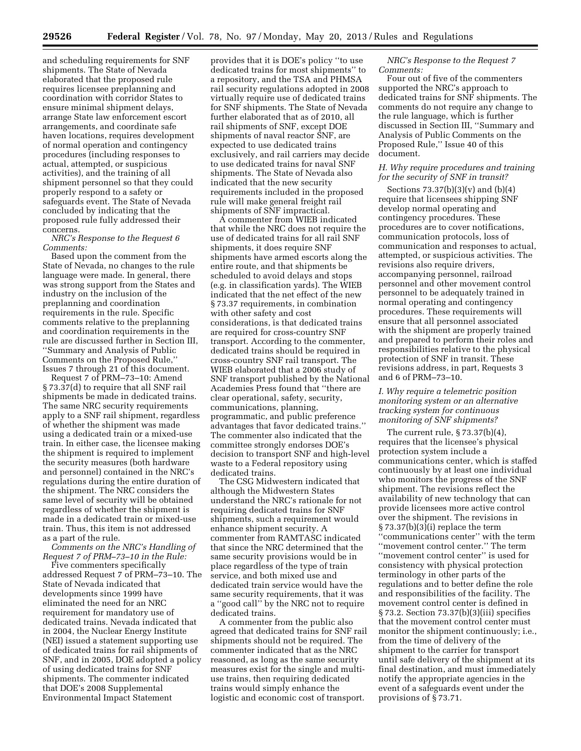and scheduling requirements for SNF shipments. The State of Nevada elaborated that the proposed rule requires licensee preplanning and coordination with corridor States to ensure minimal shipment delays, arrange State law enforcement escort arrangements, and coordinate safe haven locations, requires development of normal operation and contingency procedures (including responses to actual, attempted, or suspicious activities), and the training of all shipment personnel so that they could properly respond to a safety or safeguards event. The State of Nevada concluded by indicating that the proposed rule fully addressed their concerns.

*NRC's Response to the Request 6 Comments:*

Based upon the comment from the State of Nevada, no changes to the rule language were made. In general, there was strong support from the States and industry on the inclusion of the preplanning and coordination requirements in the rule. Specific comments relative to the preplanning and coordination requirements in the rule are discussed further in Section III, ''Summary and Analysis of Public Comments on the Proposed Rule,'' Issues 7 through 21 of this document.

Request 7 of PRM–73–10: Amend § 73.37(d) to require that all SNF rail shipments be made in dedicated trains. The same NRC security requirements apply to a SNF rail shipment, regardless of whether the shipment was made using a dedicated train or a mixed-use train. In either case, the licensee making the shipment is required to implement the security measures (both hardware and personnel) contained in the NRC's regulations during the entire duration of the shipment. The NRC considers the same level of security will be obtained regardless of whether the shipment is made in a dedicated train or mixed-use train. Thus, this item is not addressed as a part of the rule.

*Comments on the NRC's Handling of Request 7 of PRM–73–10 in the Rule:*

Five commenters specifically addressed Request 7 of PRM–73–10. The State of Nevada indicated that developments since 1999 have eliminated the need for an NRC requirement for mandatory use of dedicated trains. Nevada indicated that in 2004, the Nuclear Energy Institute (NEI) issued a statement supporting use of dedicated trains for rail shipments of SNF, and in 2005, DOE adopted a policy of using dedicated trains for SNF shipments. The commenter indicated that DOE's 2008 Supplemental Environmental Impact Statement provides that it is DOE's policy ''to use dedicated trains for most shipments'' to a repository, and the TSA and PHMSA rail security regulations adopted in 2008 virtually require use of dedicated trains for SNF shipments. The State of Nevada further elaborated that as of 2010, all rail shipments of SNF, except DOE shipments of naval reactor SNF, are expected to use dedicated trains exclusively, and rail carriers may decide to use dedicated trains for naval SNF shipments. The State of Nevada also indicated that the new security requirements included in the proposed rule will make general freight rail shipments of SNF impractical.

A commenter from WIEB indicated that while the NRC does not require the use of dedicated trains for all rail SNF shipments, it does require SNF shipments have armed escorts along the entire route, and that shipments be scheduled to avoid delays and stops (e.g. in classification yards). The WIEB indicated that the net effect of the new § 73.37 requirements, in combination with other safety and cost considerations, is that dedicated trains are required for cross-country SNF transport. According to the commenter, dedicated trains should be required in cross-country SNF rail transport. The WIEB elaborated that a 2006 study of SNF transport published by the National Academies Press found that ''there are clear operational, safety, security, communications, planning, programmatic, and public preference advantages that favor dedicated trains.'' The commenter also indicated that the committee strongly endorses DOE's decision to transport SNF and high-level waste to a Federal repository using dedicated trains.

The CSG Midwestern indicated that although the Midwestern States understand the NRC's rationale for not requiring dedicated trains for SNF shipments, such a requirement would enhance shipment security. A commenter from RAMTASC indicated that since the NRC determined that the same security provisions would be in place regardless of the type of train service, and both mixed use and dedicated train service would have the same security requirements, that it was a ''good call'' by the NRC not to require dedicated trains.

A commenter from the public also agreed that dedicated trains for SNF rail shipments should not be required. The commenter indicated that as the NRC reasoned, as long as the same security measures exist for the single and multi-use trains, then requiring dedicated trains would simply enhance the logistic and economic cost of transport.

*NRC's Response to the Request 7 Comments:*

Four out of five of the commenters supported the NRC's approach to dedicated trains for SNF shipments. The comments do not require any change to the rule language, which is further discussed in Section III, ''Summary and Analysis of Public Comments on the Proposed Rule,'' Issue 40 of this document.

### *H. Why require procedures and training for the security of SNF in transit?*

Sections 73.37(b)(3)(v) and (b)(4) require that licensees shipping SNF develop normal operating and contingency procedures. These procedures are to cover notifications, communication protocols, loss of communication and responses to actual, attempted, or suspicious activities. The revisions also require drivers, accompanying personnel, railroad personnel and other movement control personnel to be adequately trained in normal operating and contingency procedures. These requirements will ensure that all personnel associated with the shipment are properly trained and prepared to perform their roles and responsibilities relative to the physical protection of SNF in transit. These revisions address, in part, Requests 3 and 6 of PRM–73–10.

### *I. Why require a telemetric position monitoring system or an alternative tracking system for continuous monitoring of SNF shipments?*

The current rule, § 73.37(b)(4), requires that the licensee's physical protection system include a communications center, which is staffed continuously by at least one individual who monitors the progress of the SNF shipment. The revisions reflect the availability of new technology that can provide licensees more active control over the shipment. The revisions in § 73.37(b)(3)(i) replace the term ''communications center'' with the term ''movement control center.'' The term ''movement control center'' is used for consistency with physical protection terminology in other parts of the regulations and to better define the role and responsibilities of the facility. The movement control center is defined in § 73.2. Section 73.37(b)(3)(iii) specifies that the movement control center must monitor the shipment continuously; i.e., from the time of delivery of the shipment to the carrier for transport until safe delivery of the shipment at its final destination, and must immediately notify the appropriate agencies in the event of a safeguards event under the provisions of § 73.71.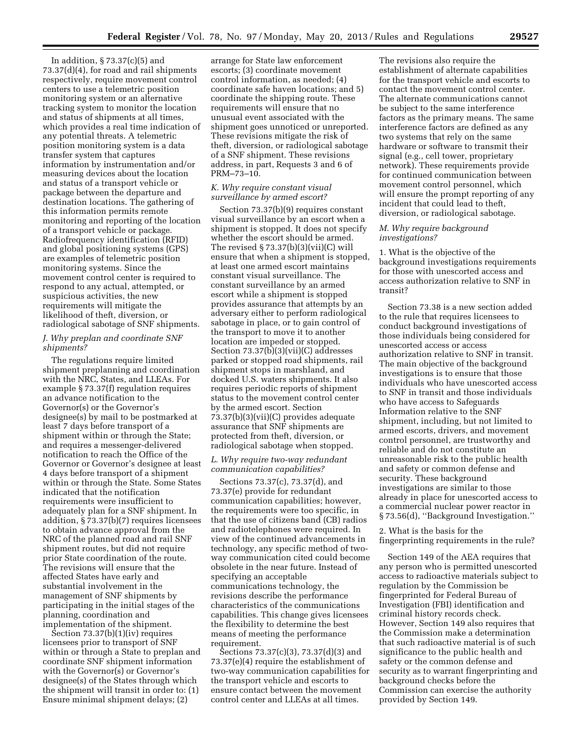In addition, § 73.37(c)(5) and 73.37(d)(4), for road and rail shipments respectively, require movement control centers to use a telemetric position monitoring system or an alternative tracking system to monitor the location and status of shipments at all times, which provides a real time indication of any potential threats. A telemetric position monitoring system is a data transfer system that captures information by instrumentation and/or measuring devices about the location and status of a transport vehicle or package between the departure and destination locations. The gathering of this information permits remote monitoring and reporting of the location of a transport vehicle or package. Radiofrequency identification (RFID) and global positioning systems (GPS) are examples of telemetric position monitoring systems. Since the movement control center is required to respond to any actual, attempted, or suspicious activities, the new requirements will mitigate the likelihood of theft, diversion, or radiological sabotage of SNF shipments.

### *J. Why preplan and coordinate SNF shipments?*

The regulations require limited shipment preplanning and coordination with the NRC, States, and LLEAs. For example § 73.37(f) regulation requires an advance notification to the Governor(s) or the Governor's designee(s) by mail to be postmarked at least 7 days before transport of a shipment within or through the State; and requires a messenger-delivered notification to reach the Office of the Governor or Governor's designee at least 4 days before transport of a shipment within or through the State. Some States indicated that the notification requirements were insufficient to adequately plan for a SNF shipment. In addition, § 73.37(b)(7) requires licensees to obtain advance approval from the NRC of the planned road and rail SNF shipment routes, but did not require prior State coordination of the route. The revisions will ensure that the affected States have early and substantial involvement in the management of SNF shipments by participating in the initial stages of the planning, coordination and implementation of the shipment.

Section 73.37(b)(1)(iv) requires licensees prior to transport of SNF within or through a State to preplan and coordinate SNF shipment information with the Governor(s) or Governor's designee(s) of the States through which the shipment will transit in order to: (1) Ensure minimal shipment delays; (2) arrange for State law enforcement escorts; (3) coordinate movement control information, as needed; (4) coordinate safe haven locations; and 5) coordinate the shipping route. These requirements will ensure that no unusual event associated with the shipment goes unnoticed or unreported. These revisions mitigate the risk of theft, diversion, or radiological sabotage of a SNF shipment. These revisions address, in part, Requests 3 and 6 of PRM–73–10.

### *K. Why require constant visual surveillance by armed escort?*

Section 73.37(b)(9) requires constant visual surveillance by an escort when a shipment is stopped. It does not specify whether the escort should be armed. The revised § 73.37(b)(3)(vii)(C) will ensure that when a shipment is stopped, at least one armed escort maintains constant visual surveillance. The constant surveillance by an armed escort while a shipment is stopped provides assurance that attempts by an adversary either to perform radiological sabotage in place, or to gain control of the transport to move it to another location are impeded or stopped. Section 73.37(b)(3)(vii)(C) addresses parked or stopped road shipments, rail shipment stops in marshland, and docked U.S. waters shipments. It also requires periodic reports of shipment status to the movement control center by the armed escort. Section 73.37(b)(3)(vii)(C) provides adequate assurance that SNF shipments are protected from theft, diversion, or radiological sabotage when stopped.

### *L. Why require two-way redundant communication capabilities?*

Sections 73.37(c), 73.37(d), and 73.37(e) provide for redundant communication capabilities; however, the requirements were too specific, in that the use of citizens band (CB) radios and radiotelephones were required. In view of the continued advancements in technology, any specific method of two-way communication cited could become obsolete in the near future. Instead of specifying an acceptable communications technology, the revisions describe the performance characteristics of the communications capabilities. This change gives licensees the flexibility to determine the best means of meeting the performance requirement.

Sections 73.37(c)(3), 73.37(d)(3) and 73.37(e)(4) require the establishment of two-way communication capabilities for the transport vehicle and escorts to ensure contact between the movement control center and LLEAs at all times. The revisions also require the establishment of alternate capabilities for the transport vehicle and escorts to contact the movement control center. The alternate communications cannot be subject to the same interference factors as the primary means. The same interference factors are defined as any two systems that rely on the same hardware or software to transmit their signal (e.g., cell tower, proprietary network). These requirements provide for continued communication between movement control personnel, which will ensure the prompt reporting of any incident that could lead to theft, diversion, or radiological sabotage.

### *M. Why require background investigations?*

1. What is the objective of the background investigations requirements for those with unescorted access and access authorization relative to SNF in transit?

Section 73.38 is a new section added to the rule that requires licensees to conduct background investigations of those individuals being considered for unescorted access or access authorization relative to SNF in transit. The main objective of the background investigations is to ensure that those individuals who have unescorted access to SNF in transit and those individuals who have access to Safeguards Information relative to the SNF shipment, including, but not limited to armed escorts, drivers, and movement control personnel, are trustworthy and reliable and do not constitute an unreasonable risk to the public health and safety or common defense and security. These background investigations are similar to those already in place for unescorted access to a commercial nuclear power reactor in § 73.56(d), ''Background Investigation.''

2. What is the basis for the fingerprinting requirements in the rule?

Section 149 of the AEA requires that any person who is permitted unescorted access to radioactive materials subject to regulation by the Commission be fingerprinted for Federal Bureau of Investigation (FBI) identification and criminal history records check. However, Section 149 also requires that the Commission make a determination that such radioactive material is of such significance to the public health and safety or the common defense and security as to warrant fingerprinting and background checks before the Commission can exercise the authority provided by Section 149.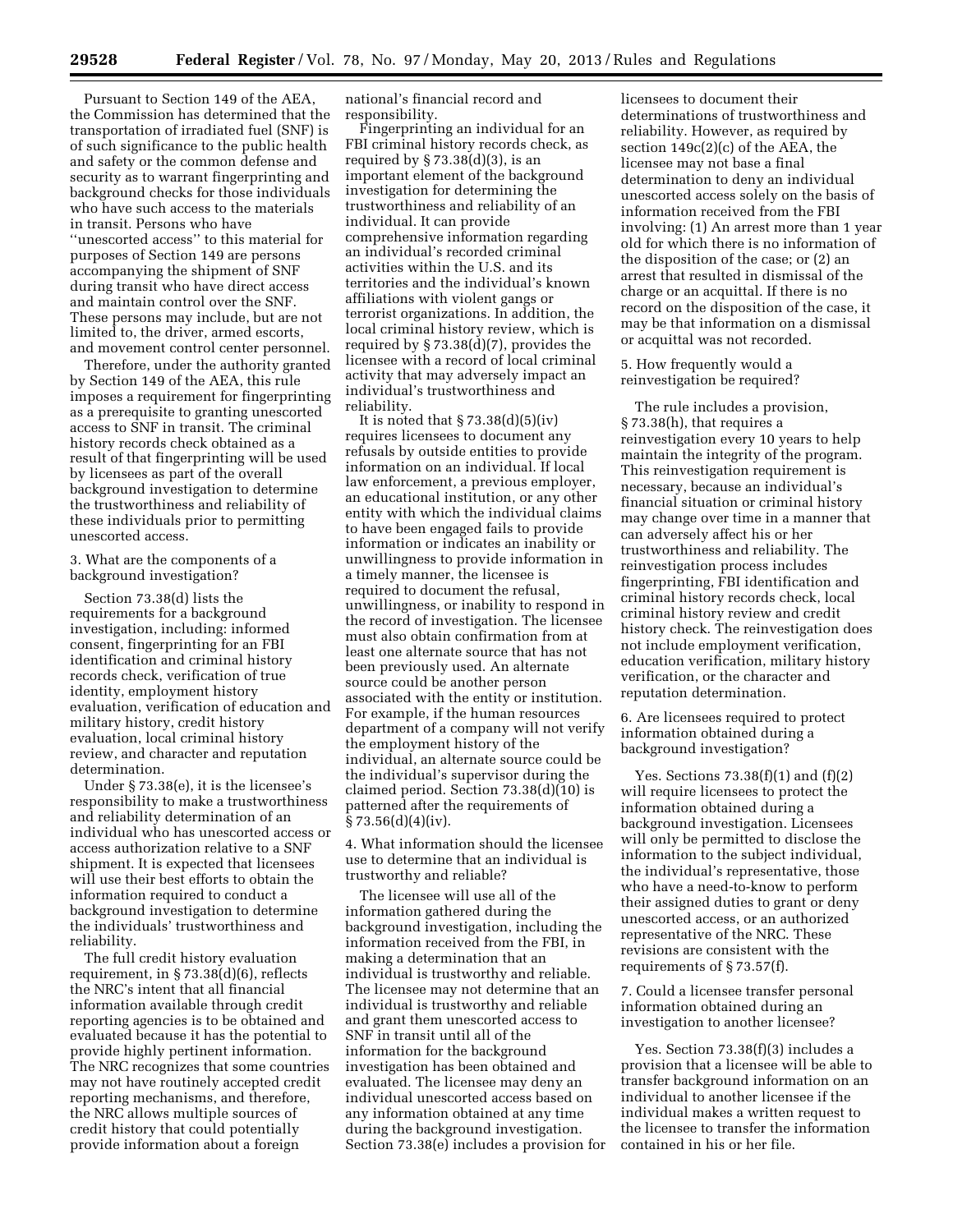Pursuant to Section 149 of the AEA, the Commission has determined that the transportation of irradiated fuel (SNF) is of such significance to the public health and safety or the common defense and security as to warrant fingerprinting and background checks for those individuals who have such access to the materials in transit. Persons who have ''unescorted access'' to this material for purposes of Section 149 are persons accompanying the shipment of SNF during transit who have direct access and maintain control over the SNF. These persons may include, but are not limited to, the driver, armed escorts, and movement control center personnel.

Therefore, under the authority granted by Section 149 of the AEA, this rule imposes a requirement for fingerprinting as a prerequisite to granting unescorted access to SNF in transit. The criminal history records check obtained as a result of that fingerprinting will be used by licensees as part of the overall background investigation to determine the trustworthiness and reliability of these individuals prior to permitting unescorted access.

3. What are the components of a background investigation?

Section 73.38(d) lists the requirements for a background investigation, including: informed consent, fingerprinting for an FBI identification and criminal history records check, verification of true identity, employment history evaluation, verification of education and military history, credit history evaluation, local criminal history review, and character and reputation determination.

Under § 73.38(e), it is the licensee's responsibility to make a trustworthiness and reliability determination of an individual who has unescorted access or access authorization relative to a SNF shipment. It is expected that licensees will use their best efforts to obtain the information required to conduct a background investigation to determine the individuals' trustworthiness and reliability.

The full credit history evaluation requirement, in § 73.38(d)(6), reflects the NRC's intent that all financial information available through credit reporting agencies is to be obtained and evaluated because it has the potential to provide highly pertinent information. The NRC recognizes that some countries may not have routinely accepted credit reporting mechanisms, and therefore, the NRC allows multiple sources of credit history that could potentially provide information about a foreign national's financial record and responsibility.

Fingerprinting an individual for an FBI criminal history records check, as required by § 73.38(d)(3), is an important element of the background investigation for determining the trustworthiness and reliability of an individual. It can provide comprehensive information regarding an individual's recorded criminal activities within the U.S. and its territories and the individual's known affiliations with violent gangs or terrorist organizations. In addition, the local criminal history review, which is required by § 73.38(d)(7), provides the licensee with a record of local criminal activity that may adversely impact an individual's trustworthiness and reliability.

It is noted that § 73.38(d)(5)(iv) requires licensees to document any refusals by outside entities to provide information on an individual. If local law enforcement, a previous employer, an educational institution, or any other entity with which the individual claims to have been engaged fails to provide information or indicates an inability or unwillingness to provide information in a timely manner, the licensee is required to document the refusal, unwillingness, or inability to respond in the record of investigation. The licensee must also obtain confirmation from at least one alternate source that has not been previously used. An alternate source could be another person associated with the entity or institution. For example, if the human resources department of a company will not verify the employment history of the individual, an alternate source could be the individual's supervisor during the claimed period. Section 73.38(d)(10) is patterned after the requirements of § 73.56(d)(4)(iv).

4. What information should the licensee use to determine that an individual is trustworthy and reliable?

The licensee will use all of the information gathered during the background investigation, including the information received from the FBI, in making a determination that an individual is trustworthy and reliable. The licensee may not determine that an individual is trustworthy and reliable and grant them unescorted access to SNF in transit until all of the information for the background investigation has been obtained and evaluated. The licensee may deny an individual unescorted access based on any information obtained at any time during the background investigation. Section 73.38(e) includes a provision for licensees to document their determinations of trustworthiness and reliability. However, as required by section 149c(2)(c) of the AEA, the licensee may not base a final determination to deny an individual unescorted access solely on the basis of information received from the FBI involving: (1) An arrest more than 1 year old for which there is no information of the disposition of the case; or (2) an arrest that resulted in dismissal of the charge or an acquittal. If there is no record on the disposition of the case, it may be that information on a dismissal or acquittal was not recorded.

5. How frequently would a reinvestigation be required?

The rule includes a provision, § 73.38(h), that requires a reinvestigation every 10 years to help maintain the integrity of the program. This reinvestigation requirement is necessary, because an individual's financial situation or criminal history may change over time in a manner that can adversely affect his or her trustworthiness and reliability. The reinvestigation process includes fingerprinting, FBI identification and criminal history records check, local criminal history review and credit history check. The reinvestigation does not include employment verification, education verification, military history verification, or the character and reputation determination.

6. Are licensees required to protect information obtained during a background investigation?

Yes. Sections 73.38(f)(1) and (f)(2) will require licensees to protect the information obtained during a background investigation. Licensees will only be permitted to disclose the information to the subject individual, the individual's representative, those who have a need-to-know to perform their assigned duties to grant or deny unescorted access, or an authorized representative of the NRC. These revisions are consistent with the requirements of § 73.57(f).

7. Could a licensee transfer personal information obtained during an investigation to another licensee?

Yes. Section 73.38(f)(3) includes a provision that a licensee will be able to transfer background information on an individual to another licensee if the individual makes a written request to the licensee to transfer the information contained in his or her file.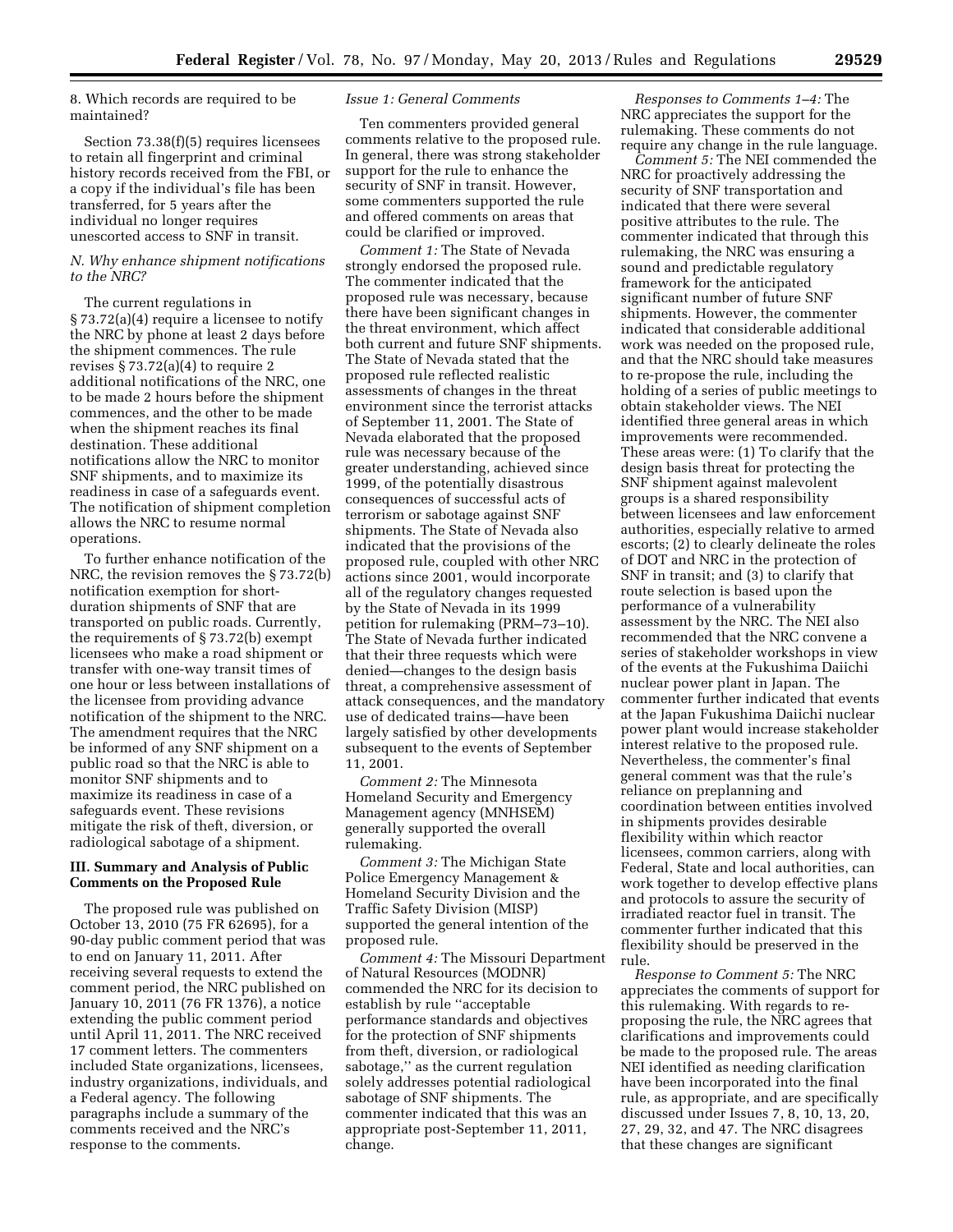8. Which records are required to be maintained?

Section 73.38(f)(5) requires licensees to retain all fingerprint and criminal history records received from the FBI, or a copy if the individual's file has been transferred, for 5 years after the individual no longer requires unescorted access to SNF in transit.

### *N. Why enhance shipment notifications to the NRC?*

The current regulations in § 73.72(a)(4) require a licensee to notify the NRC by phone at least 2 days before the shipment commences. The rule revises § 73.72(a)(4) to require 2 additional notifications of the NRC, one to be made 2 hours before the shipment commences, and the other to be made when the shipment reaches its final destination. These additional notifications allow the NRC to monitor SNF shipments, and to maximize its readiness in case of a safeguards event. The notification of shipment completion allows the NRC to resume normal operations.

To further enhance notification of the NRC, the revision removes the § 73.72(b) notification exemption for short-duration shipments of SNF that are transported on public roads. Currently, the requirements of § 73.72(b) exempt licensees who make a road shipment or transfer with one-way transit times of one hour or less between installations of the licensee from providing advance notification of the shipment to the NRC. The amendment requires that the NRC be informed of any SNF shipment on a public road so that the NRC is able to monitor SNF shipments and to maximize its readiness in case of a safeguards event. These revisions mitigate the risk of theft, diversion, or radiological sabotage of a shipment.

## III. Summary and Analysis of Public Comments on the Proposed Rule

The proposed rule was published on October 13, 2010 (75 FR 62695), for a 90-day public comment period that was to end on January 11, 2011. After receiving several requests to extend the comment period, the NRC published on January 10, 2011 (76 FR 1376), a notice extending the public comment period until April 11, 2011. The NRC received 17 comment letters. The commenters included State organizations, licensees, industry organizations, individuals, and a Federal agency. The following paragraphs include a summary of the comments received and the NRC's response to the comments.

### *Issue 1: General Comments*

Ten commenters provided general comments relative to the proposed rule. In general, there was strong stakeholder support for the rule to enhance the security of SNF in transit. However, some commenters supported the rule and offered comments on areas that could be clarified or improved.

*Comment 1:* The State of Nevada strongly endorsed the proposed rule. The commenter indicated that the proposed rule was necessary, because there have been significant changes in the threat environment, which affect both current and future SNF shipments. The State of Nevada stated that the proposed rule reflected realistic assessments of changes in the threat environment since the terrorist attacks of September 11, 2001. The State of Nevada elaborated that the proposed rule was necessary because of the greater understanding, achieved since 1999, of the potentially disastrous consequences of successful acts of terrorism or sabotage against SNF shipments. The State of Nevada also indicated that the provisions of the proposed rule, coupled with other NRC actions since 2001, would incorporate all of the regulatory changes requested by the State of Nevada in its 1999 petition for rulemaking (PRM–73–10). The State of Nevada further indicated that their three requests which were denied—changes to the design basis threat, a comprehensive assessment of attack consequences, and the mandatory use of dedicated trains—have been largely satisfied by other developments subsequent to the events of September 11, 2001.

*Comment 2:* The Minnesota Homeland Security and Emergency Management agency (MNHSEM) generally supported the overall rulemaking.

*Comment 3:* The Michigan State Police Emergency Management & Homeland Security Division and the Traffic Safety Division (MISP) supported the general intention of the proposed rule.

*Comment 4:* The Missouri Department of Natural Resources (MODNR) commended the NRC for its decision to establish by rule ''acceptable performance standards and objectives for the protection of SNF shipments from theft, diversion, or radiological sabotage,'' as the current regulation solely addresses potential radiological sabotage of SNF shipments. The commenter indicated that this was an appropriate post-September 11, 2011, change.

*Responses to Comments 1–4:* The NRC appreciates the support for the rulemaking. These comments do not require any change in the rule language.

*Comment 5:* The NEI commended the NRC for proactively addressing the security of SNF transportation and indicated that there were several positive attributes to the rule. The commenter indicated that through this rulemaking, the NRC was ensuring a sound and predictable regulatory framework for the anticipated significant number of future SNF shipments. However, the commenter indicated that considerable additional work was needed on the proposed rule, and that the NRC should take measures to re-propose the rule, including the holding of a series of public meetings to obtain stakeholder views. The NEI identified three general areas in which improvements were recommended. These areas were: (1) To clarify that the design basis threat for protecting the SNF shipment against malevolent groups is a shared responsibility between licensees and law enforcement authorities, especially relative to armed escorts; (2) to clearly delineate the roles of DOT and NRC in the protection of SNF in transit; and (3) to clarify that route selection is based upon the performance of a vulnerability assessment by the NRC. The NEI also recommended that the NRC convene a series of stakeholder workshops in view of the events at the Fukushima Daiichi nuclear power plant in Japan. The commenter further indicated that events at the Japan Fukushima Daiichi nuclear power plant would increase stakeholder interest relative to the proposed rule. Nevertheless, the commenter's final general comment was that the rule's reliance on preplanning and coordination between entities involved in shipments provides desirable flexibility within which reactor licensees, common carriers, along with Federal, State and local authorities, can work together to develop effective plans and protocols to assure the security of irradiated reactor fuel in transit. The commenter further indicated that this flexibility should be preserved in the rule.

*Response to Comment 5:* The NRC appreciates the comments of support for this rulemaking. With regards to re-proposing the rule, the NRC agrees that clarifications and improvements could be made to the proposed rule. The areas NEI identified as needing clarification have been incorporated into the final rule, as appropriate, and are specifically discussed under Issues 7, 8, 10, 13, 20, 27, 29, 32, and 47. The NRC disagrees that these changes are significant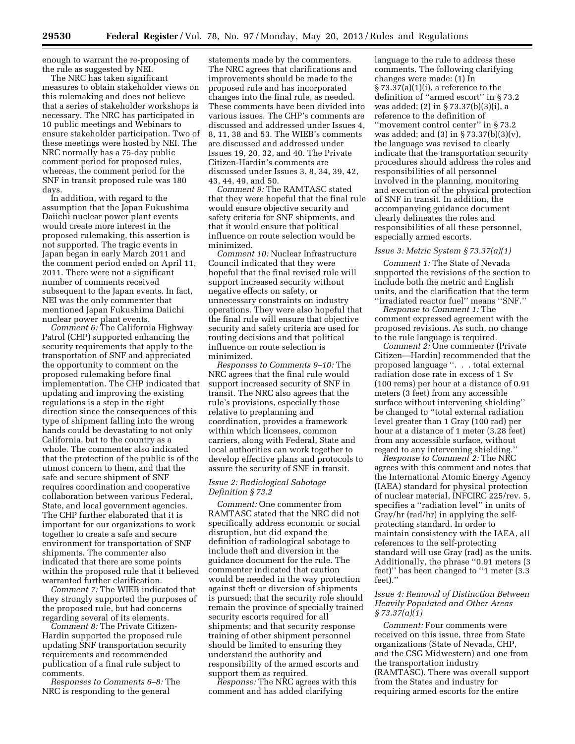enough to warrant the re-proposing of the rule as suggested by NEI.

The NRC has taken significant measures to obtain stakeholder views on this rulemaking and does not believe that a series of stakeholder workshops is necessary. The NRC has participated in 10 public meetings and Webinars to ensure stakeholder participation. Two of these meetings were hosted by NEI. The NRC normally has a 75-day public comment period for proposed rules, whereas, the comment period for the SNF in transit proposed rule was 180 days.

In addition, with regard to the assumption that the Japan Fukushima Daiichi nuclear power plant events would create more interest in the proposed rulemaking, this assertion is not supported. The tragic events in Japan began in early March 2011 and the comment period ended on April 11, 2011. There were not a significant number of comments received subsequent to the Japan events. In fact, NEI was the only commenter that mentioned Japan Fukushima Daiichi nuclear power plant events.

*Comment 6:* The California Highway Patrol (CHP) supported enhancing the security requirements that apply to the transportation of SNF and appreciated the opportunity to comment on the proposed rulemaking before final implementation. The CHP indicated that updating and improving the existing regulations is a step in the right direction since the consequences of this type of shipment falling into the wrong hands could be devastating to not only California, but to the country as a whole. The commenter also indicated that the protection of the public is of the utmost concern to them, and that the safe and secure shipment of SNF requires coordination and cooperative collaboration between various Federal, State, and local government agencies. The CHP further elaborated that it is important for our organizations to work together to create a safe and secure environment for transportation of SNF shipments. The commenter also indicated that there are some points within the proposed rule that it believed warranted further clarification.

*Comment 7:* The WIEB indicated that they strongly supported the purposes of the proposed rule, but had concerns regarding several of its elements.

*Comment 8:* The Private Citizen-Hardin supported the proposed rule updating SNF transportation security requirements and recommended publication of a final rule subject to comments.

*Responses to Comments 6–8:* The NRC is responding to the general statements made by the commenters. The NRC agrees that clarifications and improvements should be made to the proposed rule and has incorporated changes into the final rule, as needed. These comments have been divided into various issues. The CHP's comments are discussed and addressed under Issues 4, 8, 11, 38 and 53. The WIEB's comments are discussed and addressed under Issues 19, 20, 32, and 40. The Private Citizen-Hardin's comments are discussed under Issues 3, 8, 34, 39, 42, 43, 44, 49, and 50.

*Comment 9:* The RAMTASC stated that they were hopeful that the final rule would ensure objective security and safety criteria for SNF shipments, and that it would ensure that political influence on route selection would be minimized.

*Comment 10:* Nuclear Infrastructure Council indicated that they were hopeful that the final revised rule will support increased security without negative effects on safety, or unnecessary constraints on industry operations. They were also hopeful that the final rule will ensure that objective security and safety criteria are used for routing decisions and that political influence on route selection is minimized.

*Responses to Comments 9–10:* The NRC agrees that the final rule would support increased security of SNF in transit. The NRC also agrees that the rule's provisions, especially those relative to preplanning and coordination, provides a framework within which licensees, common carriers, along with Federal, State and local authorities can work together to develop effective plans and protocols to assure the security of SNF in transit.

### *Issue 2: Radiological Sabotage Definition § 73.2*

*Comment:* One commenter from RAMTASC stated that the NRC did not specifically address economic or social disruption, but did expand the definition of radiological sabotage to include theft and diversion in the guidance document for the rule. The commenter indicated that caution would be needed in the way protection against theft or diversion of shipments is pursued; that the security role should remain the province of specially trained security escorts required for all shipments; and that security response training of other shipment personnel should be limited to ensuring they understand the authority and responsibility of the armed escorts and support them as required.

*Response:* The NRC agrees with this comment and has added clarifying language to the rule to address these comments. The following clarifying changes were made: (1) In § 73.37(a)(1)(i), a reference to the definition of ''armed escort'' in § 73.2 was added; (2) in § 73.37(b)(3)(i), a reference to the definition of ''movement control center'' in § 73.2 was added; and (3) in § 73.37(b)(3)(v), the language was revised to clearly indicate that the transportation security procedures should address the roles and responsibilities of all personnel involved in the planning, monitoring and execution of the physical protection of SNF in transit. In addition, the accompanying guidance document clearly delineates the roles and responsibilities of all these personnel, especially armed escorts.

### *Issue 3: Metric System § 73.37(a)(1)*

*Comment 1:* The State of Nevada supported the revisions of the section to include both the metric and English units, and the clarification that the term ''irradiated reactor fuel'' means ''SNF.''

*Response to Comment 1:* The comment expressed agreement with the proposed revisions. As such, no change to the rule language is required.

*Comment 2:* One commenter (Private Citizen—Hardin) recommended that the proposed language ''. . . total external radiation dose rate in excess of 1 Sv (100 rems) per hour at a distance of 0.91 meters (3 feet) from any accessible surface without intervening shielding'' be changed to ''total external radiation level greater than 1 Gray (100 rad) per hour at a distance of 1 meter (3.28 feet) from any accessible surface, without regard to any intervening shielding.''

*Response to Comment 2:* The NRC agrees with this comment and notes that the International Atomic Energy Agency (IAEA) standard for physical protection of nuclear material, INFCIRC 225/rev. 5, specifies a ''radiation level'' in units of Gray/hr (rad/hr) in applying the self-protecting standard. In order to maintain consistency with the IAEA, all references to the self-protecting standard will use Gray (rad) as the units. Additionally, the phrase ''0.91 meters (3 feet)'' has been changed to ''1 meter (3.3 feet).''

### *Issue 4: Removal of Distinction Between Heavily Populated and Other Areas § 73.37(a)(1)*

*Comment:* Four comments were received on this issue, three from State organizations (State of Nevada, CHP, and the CSG Midwestern) and one from the transportation industry (RAMTASC). There was overall support from the States and industry for requiring armed escorts for the entire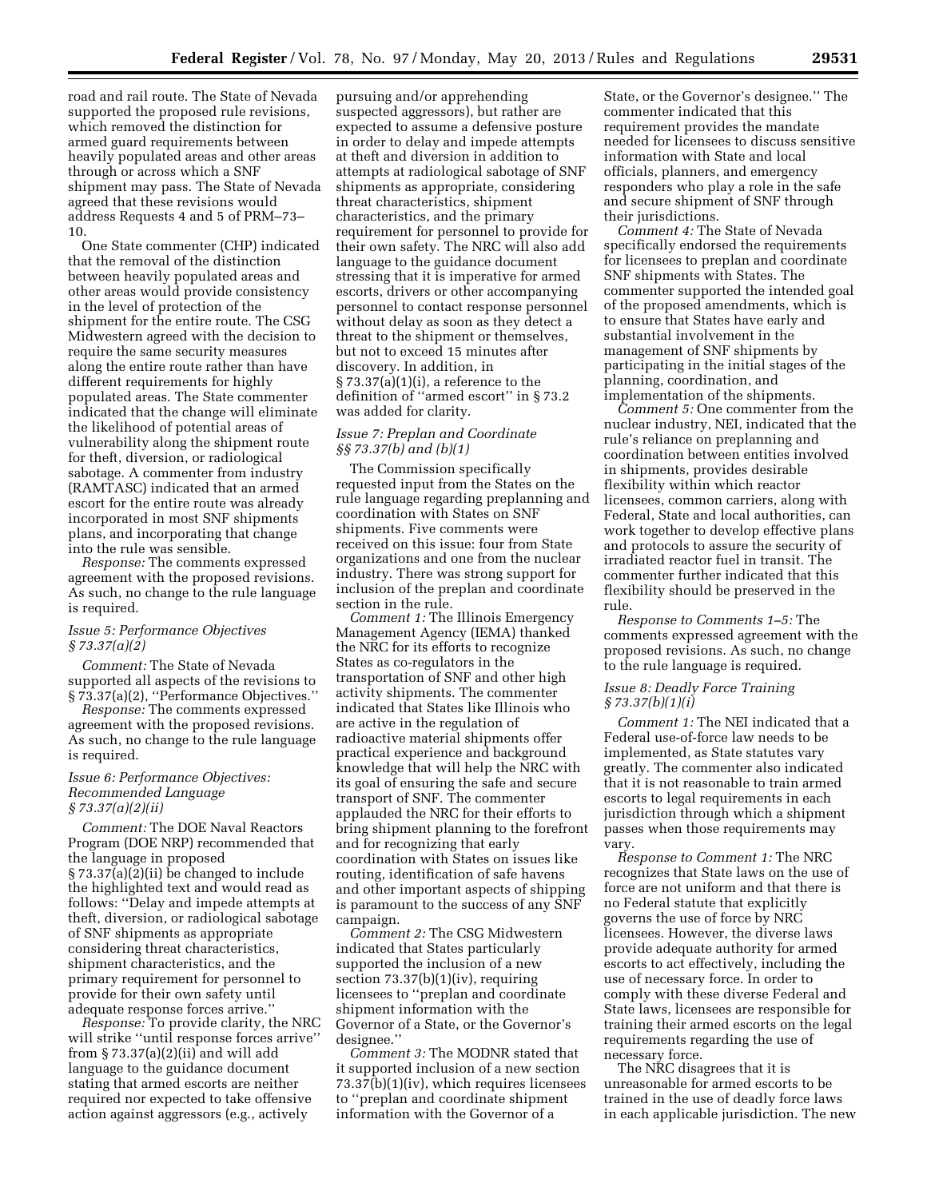road and rail route. The State of Nevada supported the proposed rule revisions, which removed the distinction for armed guard requirements between heavily populated areas and other areas through or across which a SNF shipment may pass. The State of Nevada agreed that these revisions would address Requests 4 and 5 of PRM–73–10.

One State commenter (CHP) indicated that the removal of the distinction between heavily populated areas and other areas would provide consistency in the level of protection of the shipment for the entire route. The CSG Midwestern agreed with the decision to require the same security measures along the entire route rather than have different requirements for highly populated areas. The State commenter indicated that the change will eliminate the likelihood of potential areas of vulnerability along the shipment route for theft, diversion, or radiological sabotage. A commenter from industry (RAMTASC) indicated that an armed escort for the entire route was already incorporated in most SNF shipments plans, and incorporating that change into the rule was sensible.

*Response:* The comments expressed agreement with the proposed revisions. As such, no change to the rule language is required.

### *Issue 5: Performance Objectives § 73.37(a)(2)*

*Comment:* The State of Nevada supported all aspects of the revisions to § 73.37(a)(2), ''Performance Objectives.''

*Response:* The comments expressed agreement with the proposed revisions. As such, no change to the rule language is required.

### *Issue 6: Performance Objectives: Recommended Language § 73.37(a)(2)(ii)*

*Comment:* The DOE Naval Reactors Program (DOE NRP) recommended that the language in proposed § 73.37(a)(2)(ii) be changed to include the highlighted text and would read as follows: ''Delay and impede attempts at theft, diversion, or radiological sabotage of SNF shipments as appropriate considering threat characteristics, shipment characteristics, and the primary requirement for personnel to provide for their own safety until adequate response forces arrive.''

*Response:* To provide clarity, the NRC will strike ''until response forces arrive'' from § 73.37(a)(2)(ii) and will add language to the guidance document stating that armed escorts are neither required nor expected to take offensive action against aggressors (e.g., actively pursuing and/or apprehending suspected aggressors), but rather are expected to assume a defensive posture in order to delay and impede attempts at theft and diversion in addition to attempts at radiological sabotage of SNF shipments as appropriate, considering threat characteristics, shipment characteristics, and the primary requirement for personnel to provide for their own safety. The NRC will also add language to the guidance document stressing that it is imperative for armed escorts, drivers or other accompanying personnel to contact response personnel without delay as soon as they detect a threat to the shipment or themselves, but not to exceed 15 minutes after discovery. In addition, in § 73.37(a)(1)(i), a reference to the definition of ''armed escort'' in § 73.2 was added for clarity.

### *Issue 7: Preplan and Coordinate §§ 73.37(b) and (b)(1)*

The Commission specifically requested input from the States on the rule language regarding preplanning and coordination with States on SNF shipments. Five comments were received on this issue: four from State organizations and one from the nuclear industry. There was strong support for inclusion of the preplan and coordinate section in the rule.

*Comment 1:* The Illinois Emergency Management Agency (IEMA) thanked the NRC for its efforts to recognize States as co-regulators in the transportation of SNF and other high activity shipments. The commenter indicated that States like Illinois who are active in the regulation of radioactive material shipments offer practical experience and background knowledge that will help the NRC with its goal of ensuring the safe and secure transport of SNF. The commenter applauded the NRC for their efforts to bring shipment planning to the forefront and for recognizing that early coordination with States on issues like routing, identification of safe havens and other important aspects of shipping is paramount to the success of any SNF campaign.

*Comment 2:* The CSG Midwestern indicated that States particularly supported the inclusion of a new section 73.37(b)(1)(iv), requiring licensees to ''preplan and coordinate shipment information with the Governor of a State, or the Governor's designee.''

*Comment 3:* The MODNR stated that it supported inclusion of a new section 73.37(b)(1)(iv), which requires licensees to ''preplan and coordinate shipment information with the Governor of a State, or the Governor's designee.'' The commenter indicated that this requirement provides the mandate needed for licensees to discuss sensitive information with State and local officials, planners, and emergency responders who play a role in the safe and secure shipment of SNF through their jurisdictions.

*Comment 4:* The State of Nevada specifically endorsed the requirements for licensees to preplan and coordinate SNF shipments with States. The commenter supported the intended goal of the proposed amendments, which is to ensure that States have early and substantial involvement in the management of SNF shipments by participating in the initial stages of the planning, coordination, and implementation of the shipments.

*Comment 5:* One commenter from the nuclear industry, NEI, indicated that the rule's reliance on preplanning and coordination between entities involved in shipments, provides desirable flexibility within which reactor licensees, common carriers, along with Federal, State and local authorities, can work together to develop effective plans and protocols to assure the security of irradiated reactor fuel in transit. The commenter further indicated that this flexibility should be preserved in the rule.

*Response to Comments 1–5:* The comments expressed agreement with the proposed revisions. As such, no change to the rule language is required.

### *Issue 8: Deadly Force Training § 73.37(b)(1)(i)*

*Comment 1:* The NEI indicated that a Federal use-of-force law needs to be implemented, as State statutes vary greatly. The commenter also indicated that it is not reasonable to train armed escorts to legal requirements in each jurisdiction through which a shipment passes when those requirements may vary.

*Response to Comment 1:* The NRC recognizes that State laws on the use of force are not uniform and that there is no Federal statute that explicitly governs the use of force by NRC licensees. However, the diverse laws provide adequate authority for armed escorts to act effectively, including the use of necessary force. In order to comply with these diverse Federal and State laws, licensees are responsible for training their armed escorts on the legal requirements regarding the use of necessary force.

The NRC disagrees that it is unreasonable for armed escorts to be trained in the use of deadly force laws in each applicable jurisdiction. The new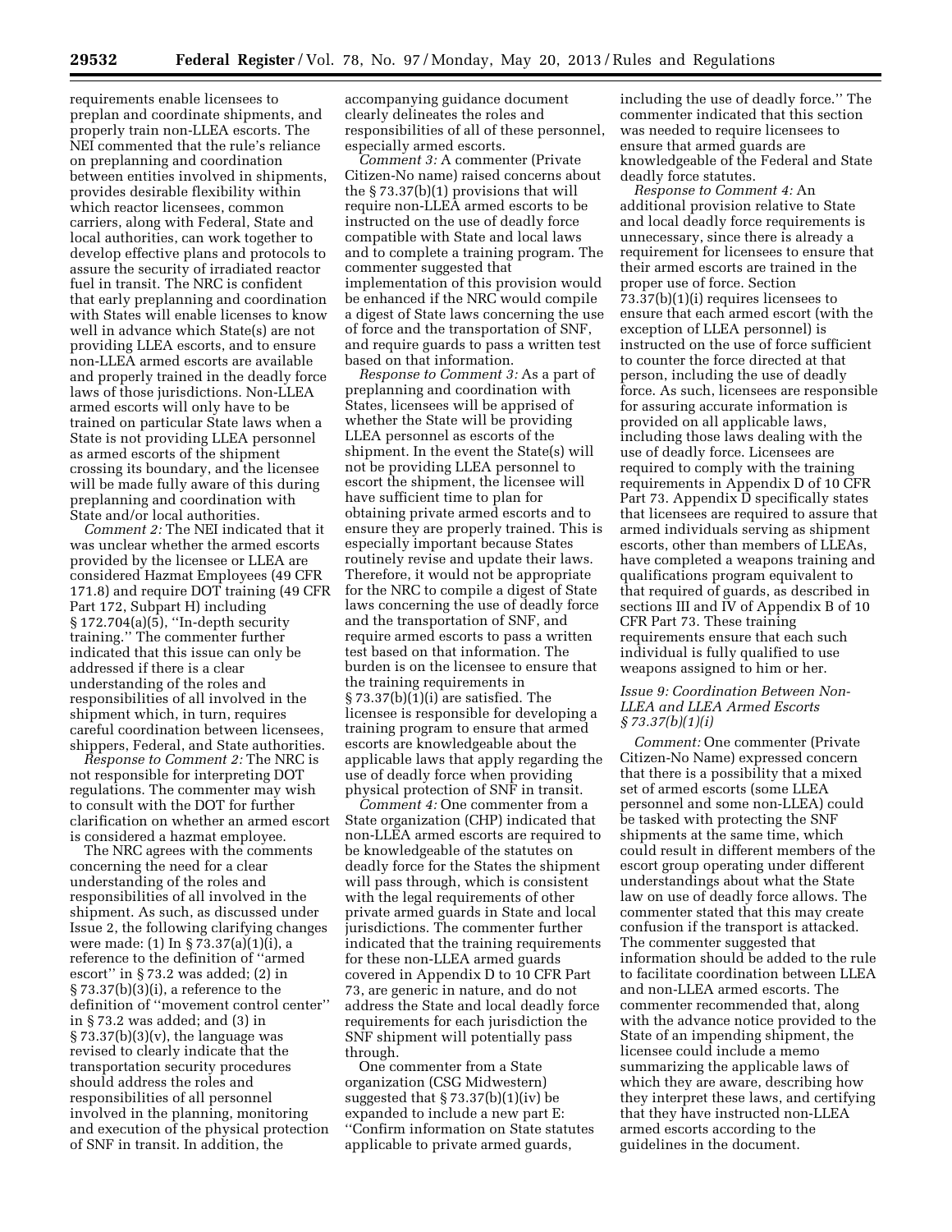requirements enable licensees to preplan and coordinate shipments, and properly train non-LLEA escorts. The NEI commented that the rule's reliance on preplanning and coordination between entities involved in shipments, provides desirable flexibility within which reactor licensees, common carriers, along with Federal, State and local authorities, can work together to develop effective plans and protocols to assure the security of irradiated reactor fuel in transit. The NRC is confident that early preplanning and coordination with States will enable licenses to know well in advance which State(s) are not providing LLEA escorts, and to ensure non-LLEA armed escorts are available and properly trained in the deadly force laws of those jurisdictions. Non-LLEA armed escorts will only have to be trained on particular State laws when a State is not providing LLEA personnel as armed escorts of the shipment crossing its boundary, and the licensee will be made fully aware of this during preplanning and coordination with State and/or local authorities.

*Comment 2:* The NEI indicated that it was unclear whether the armed escorts provided by the licensee or LLEA are considered Hazmat Employees (49 CFR 171.8) and require DOT training (49 CFR Part 172, Subpart H) including § 172.704(a)(5), ''In-depth security training.'' The commenter further indicated that this issue can only be addressed if there is a clear understanding of the roles and responsibilities of all involved in the shipment which, in turn, requires careful coordination between licensees, shippers, Federal, and State authorities.

*Response to Comment 2:* The NRC is not responsible for interpreting DOT regulations. The commenter may wish to consult with the DOT for further clarification on whether an armed escort is considered a hazmat employee.

The NRC agrees with the comments concerning the need for a clear understanding of the roles and responsibilities of all involved in the shipment. As such, as discussed under Issue 2, the following clarifying changes were made: (1) In § 73.37(a)(1)(i), a reference to the definition of ''armed escort'' in § 73.2 was added; (2) in § 73.37(b)(3)(i), a reference to the definition of ''movement control center'' in § 73.2 was added; and (3) in § 73.37(b)(3)(v), the language was revised to clearly indicate that the transportation security procedures should address the roles and responsibilities of all personnel involved in the planning, monitoring and execution of the physical protection of SNF in transit. In addition, the accompanying guidance document clearly delineates the roles and responsibilities of all of these personnel, especially armed escorts.

*Comment 3:* A commenter (Private Citizen-No name) raised concerns about the § 73.37(b)(1) provisions that will require non-LLEA armed escorts to be instructed on the use of deadly force compatible with State and local laws and to complete a training program. The commenter suggested that implementation of this provision would be enhanced if the NRC would compile a digest of State laws concerning the use of force and the transportation of SNF, and require guards to pass a written test based on that information.

*Response to Comment 3:* As a part of preplanning and coordination with States, licensees will be apprised of whether the State will be providing LLEA personnel as escorts of the shipment. In the event the State(s) will not be providing LLEA personnel to escort the shipment, the licensee will have sufficient time to plan for obtaining private armed escorts and to ensure they are properly trained. This is especially important because States routinely revise and update their laws. Therefore, it would not be appropriate for the NRC to compile a digest of State laws concerning the use of deadly force and the transportation of SNF, and require armed escorts to pass a written test based on that information. The burden is on the licensee to ensure that the training requirements in § 73.37(b)(1)(i) are satisfied. The licensee is responsible for developing a training program to ensure that armed escorts are knowledgeable about the applicable laws that apply regarding the use of deadly force when providing physical protection of SNF in transit.

*Comment 4:* One commenter from a State organization (CHP) indicated that non-LLEA armed escorts are required to be knowledgeable of the statutes on deadly force for the States the shipment will pass through, which is consistent with the legal requirements of other private armed guards in State and local jurisdictions. The commenter further indicated that the training requirements for these non-LLEA armed guards covered in Appendix D to 10 CFR Part 73, are generic in nature, and do not address the State and local deadly force requirements for each jurisdiction the SNF shipment will potentially pass through.

One commenter from a State organization (CSG Midwestern) suggested that § 73.37(b)(1)(iv) be expanded to include a new part E: ''Confirm information on State statutes applicable to private armed guards, including the use of deadly force.'' The commenter indicated that this section was needed to require licensees to ensure that armed guards are knowledgeable of the Federal and State deadly force statutes.

*Response to Comment 4:* An additional provision relative to State and local deadly force requirements is unnecessary, since there is already a requirement for licensees to ensure that their armed escorts are trained in the proper use of force. Section 73.37(b)(1)(i) requires licensees to ensure that each armed escort (with the exception of LLEA personnel) is instructed on the use of force sufficient to counter the force directed at that person, including the use of deadly force. As such, licensees are responsible for assuring accurate information is provided on all applicable laws, including those laws dealing with the use of deadly force. Licensees are required to comply with the training requirements in Appendix D of 10 CFR Part 73. Appendix D specifically states that licensees are required to assure that armed individuals serving as shipment escorts, other than members of LLEAs, have completed a weapons training and qualifications program equivalent to that required of guards, as described in sections III and IV of Appendix B of 10 CFR Part 73. These training requirements ensure that each such individual is fully qualified to use weapons assigned to him or her.

### *Issue 9: Coordination Between Non-LLEA and LLEA Armed Escorts § 73.37(b)(1)(i)*

*Comment:* One commenter (Private Citizen-No Name) expressed concern that there is a possibility that a mixed set of armed escorts (some LLEA personnel and some non-LLEA) could be tasked with protecting the SNF shipments at the same time, which could result in different members of the escort group operating under different understandings about what the State law on use of deadly force allows. The commenter stated that this may create confusion if the transport is attacked. The commenter suggested that information should be added to the rule to facilitate coordination between LLEA and non-LLEA armed escorts. The commenter recommended that, along with the advance notice provided to the State of an impending shipment, the licensee could include a memo summarizing the applicable laws of which they are aware, describing how they interpret these laws, and certifying that they have instructed non-LLEA armed escorts according to the guidelines in the document.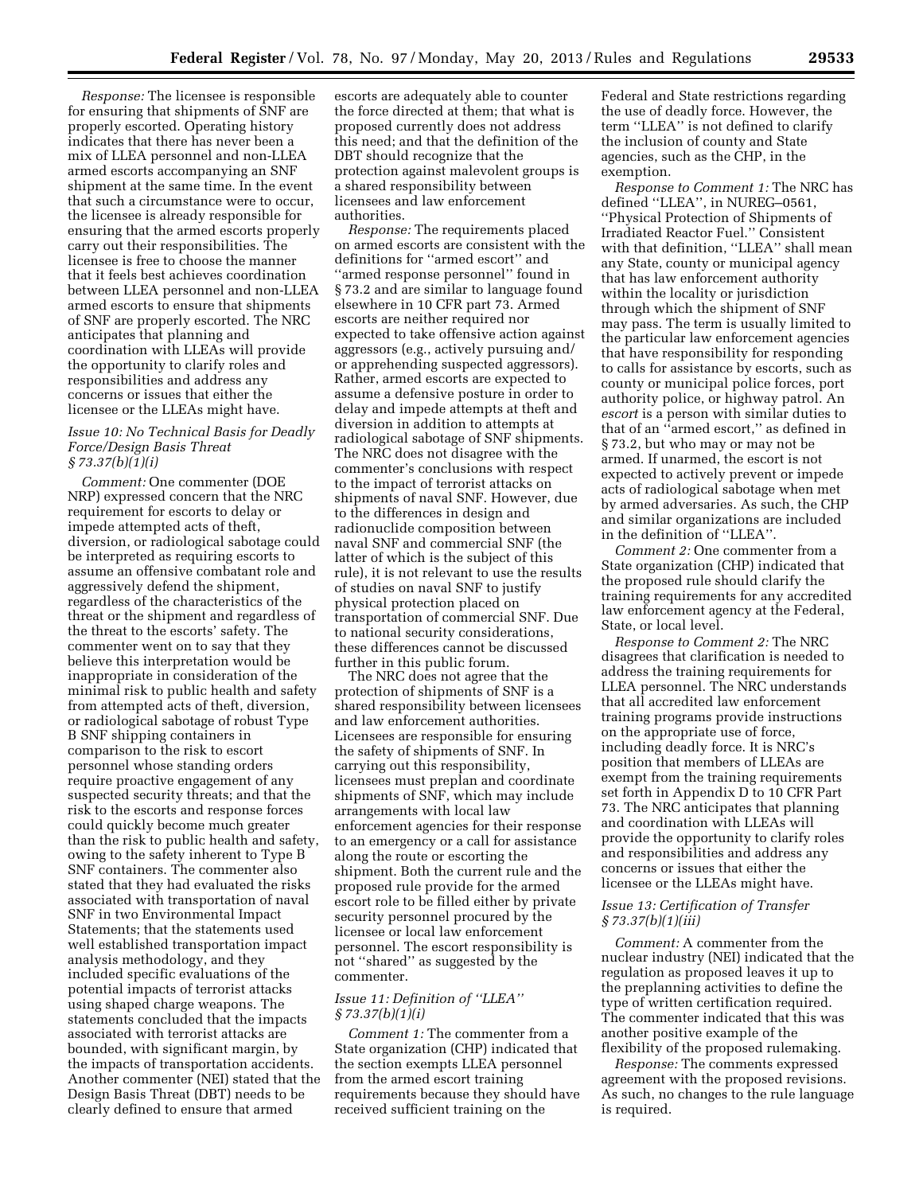*Response:* The licensee is responsible for ensuring that shipments of SNF are properly escorted. Operating history indicates that there has never been a mix of LLEA personnel and non-LLEA armed escorts accompanying an SNF shipment at the same time. In the event that such a circumstance were to occur, the licensee is already responsible for ensuring that the armed escorts properly carry out their responsibilities. The licensee is free to choose the manner that it feels best achieves coordination between LLEA personnel and non-LLEA armed escorts to ensure that shipments of SNF are properly escorted. The NRC anticipates that planning and coordination with LLEAs will provide the opportunity to clarify roles and responsibilities and address any concerns or issues that either the licensee or the LLEAs might have.

### *Issue 10: No Technical Basis for Deadly Force/Design Basis Threat § 73.37(b)(1)(i)*

*Comment:* One commenter (DOE NRP) expressed concern that the NRC requirement for escorts to delay or impede attempted acts of theft, diversion, or radiological sabotage could be interpreted as requiring escorts to assume an offensive combatant role and aggressively defend the shipment, regardless of the characteristics of the threat or the shipment and regardless of the threat to the escorts' safety. The commenter went on to say that they believe this interpretation would be inappropriate in consideration of the minimal risk to public health and safety from attempted acts of theft, diversion, or radiological sabotage of robust Type B SNF shipping containers in comparison to the risk to escort personnel whose standing orders require proactive engagement of any suspected security threats; and that the risk to the escorts and response forces could quickly become much greater than the risk to public health and safety, owing to the safety inherent to Type B SNF containers. The commenter also stated that they had evaluated the risks associated with transportation of naval SNF in two Environmental Impact Statements; that the statements used well established transportation impact analysis methodology, and they included specific evaluations of the potential impacts of terrorist attacks using shaped charge weapons. The statements concluded that the impacts associated with terrorist attacks are bounded, with significant margin, by the impacts of transportation accidents. Another commenter (NEI) stated that the Design Basis Threat (DBT) needs to be clearly defined to ensure that armed escorts are adequately able to counter the force directed at them; that what is proposed currently does not address this need; and that the definition of the DBT should recognize that the protection against malevolent groups is a shared responsibility between licensees and law enforcement authorities.

*Response:* The requirements placed on armed escorts are consistent with the definitions for ''armed escort'' and ''armed response personnel'' found in § 73.2 and are similar to language found elsewhere in 10 CFR part 73. Armed escorts are neither required nor expected to take offensive action against aggressors (e.g., actively pursuing and/or apprehending suspected aggressors). Rather, armed escorts are expected to assume a defensive posture in order to delay and impede attempts at theft and diversion in addition to attempts at radiological sabotage of SNF shipments. The NRC does not disagree with the commenter's conclusions with respect to the impact of terrorist attacks on shipments of naval SNF. However, due to the differences in design and radionuclide composition between naval SNF and commercial SNF (the latter of which is the subject of this rule), it is not relevant to use the results of studies on naval SNF to justify physical protection placed on transportation of commercial SNF. Due to national security considerations, these differences cannot be discussed further in this public forum.

The NRC does not agree that the protection of shipments of SNF is a shared responsibility between licensees and law enforcement authorities. Licensees are responsible for ensuring the safety of shipments of SNF. In carrying out this responsibility, licensees must preplan and coordinate shipments of SNF, which may include arrangements with local law enforcement agencies for their response to an emergency or a call for assistance along the route or escorting the shipment. Both the current rule and the proposed rule provide for the armed escort role to be filled either by private security personnel procured by the licensee or local law enforcement personnel. The escort responsibility is not ''shared'' as suggested by the commenter.

### *Issue 11: Definition of ''LLEA'' § 73.37(b)(1)(i)*

*Comment 1:* The commenter from a State organization (CHP) indicated that the section exempts LLEA personnel from the armed escort training requirements because they should have received sufficient training on the Federal and State restrictions regarding the use of deadly force. However, the term ''LLEA'' is not defined to clarify the inclusion of county and State agencies, such as the CHP, in the exemption.

*Response to Comment 1:* The NRC has defined ''LLEA'', in NUREG–0561, ''Physical Protection of Shipments of Irradiated Reactor Fuel.'' Consistent with that definition, ''LLEA'' shall mean any State, county or municipal agency that has law enforcement authority within the locality or jurisdiction through which the shipment of SNF may pass. The term is usually limited to the particular law enforcement agencies that have responsibility for responding to calls for assistance by escorts, such as county or municipal police forces, port authority police, or highway patrol. An *escort* is a person with similar duties to that of an ''armed escort,'' as defined in § 73.2, but who may or may not be armed. If unarmed, the escort is not expected to actively prevent or impede acts of radiological sabotage when met by armed adversaries. As such, the CHP and similar organizations are included in the definition of ''LLEA''.

*Comment 2:* One commenter from a State organization (CHP) indicated that the proposed rule should clarify the training requirements for any accredited law enforcement agency at the Federal, State, or local level.

*Response to Comment 2:* The NRC disagrees that clarification is needed to address the training requirements for LLEA personnel. The NRC understands that all accredited law enforcement training programs provide instructions on the appropriate use of force, including deadly force. It is NRC's position that members of LLEAs are exempt from the training requirements set forth in Appendix D to 10 CFR Part 73. The NRC anticipates that planning and coordination with LLEAs will provide the opportunity to clarify roles and responsibilities and address any concerns or issues that either the licensee or the LLEAs might have.

### *Issue 13: Certification of Transfer § 73.37(b)(1)(iii)*

*Comment:* A commenter from the nuclear industry (NEI) indicated that the regulation as proposed leaves it up to the preplanning activities to define the type of written certification required. The commenter indicated that this was another positive example of the flexibility of the proposed rulemaking.

*Response:* The comments expressed agreement with the proposed revisions. As such, no changes to the rule language is required.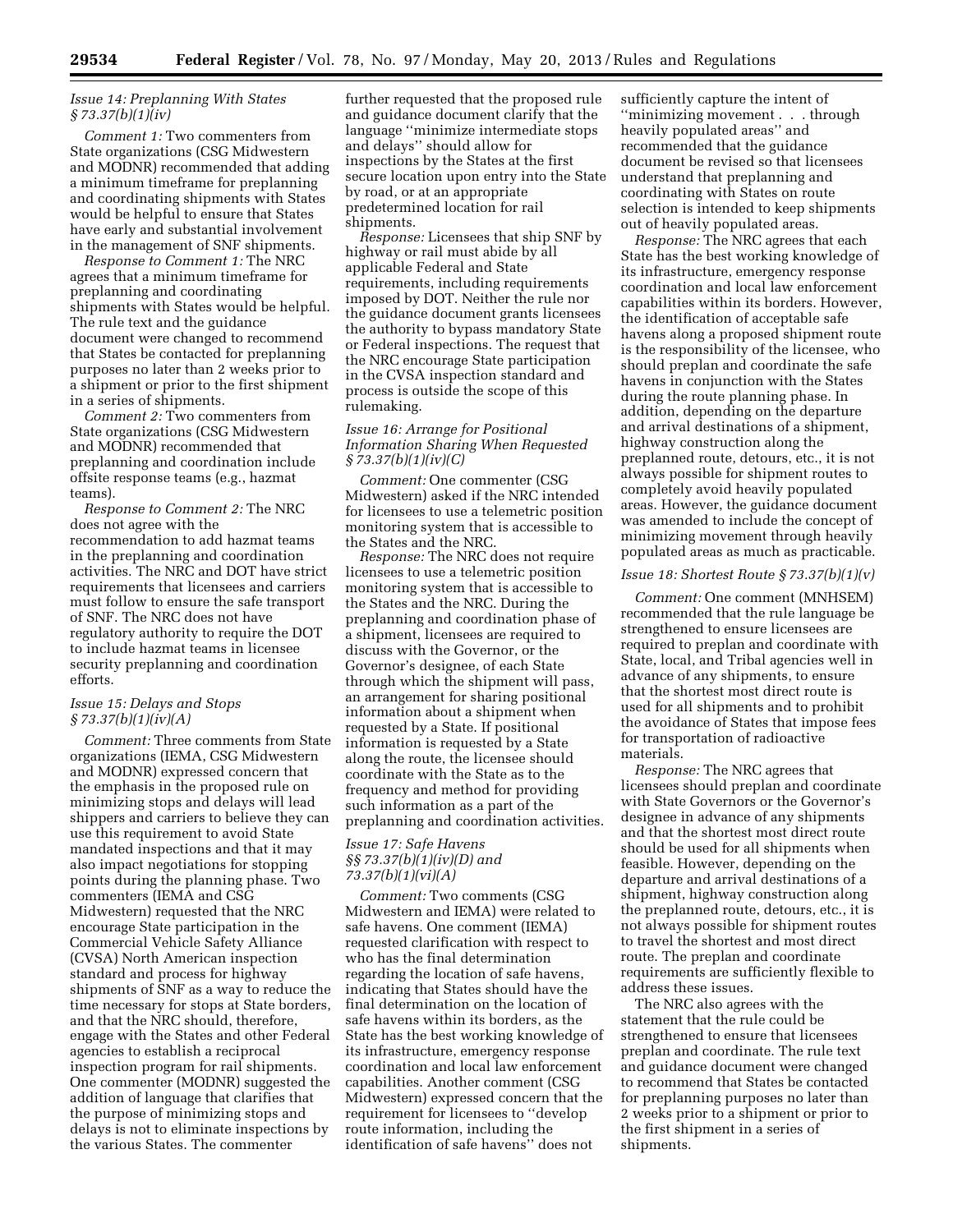*Issue 14: Preplanning With States § 73.37(b)(1)(iv)*

*Comment 1:* Two commenters from State organizations (CSG Midwestern and MODNR) recommended that adding a minimum timeframe for preplanning and coordinating shipments with States would be helpful to ensure that States have early and substantial involvement in the management of SNF shipments.

*Response to Comment 1:* The NRC agrees that a minimum timeframe for preplanning and coordinating shipments with States would be helpful. The rule text and the guidance document were changed to recommend that States be contacted for preplanning purposes no later than 2 weeks prior to a shipment or prior to the first shipment in a series of shipments.

*Comment 2:* Two commenters from State organizations (CSG Midwestern and MODNR) recommended that preplanning and coordination include offsite response teams (e.g., hazmat teams).

*Response to Comment 2:* The NRC does not agree with the recommendation to add hazmat teams in the preplanning and coordination activities. The NRC and DOT have strict requirements that licensees and carriers must follow to ensure the safe transport of SNF. The NRC does not have regulatory authority to require the DOT to include hazmat teams in licensee security preplanning and coordination efforts.

*Issue 15: Delays and Stops § 73.37(b)(1)(iv)(A)*

*Comment:* Three comments from State organizations (IEMA, CSG Midwestern and MODNR) expressed concern that the emphasis in the proposed rule on minimizing stops and delays will lead shippers and carriers to believe they can use this requirement to avoid State mandated inspections and that it may also impact negotiations for stopping points during the planning phase. Two commenters (IEMA and CSG Midwestern) requested that the NRC encourage State participation in the Commercial Vehicle Safety Alliance (CVSA) North American inspection standard and process for highway shipments of SNF as a way to reduce the time necessary for stops at State borders, and that the NRC should, therefore, engage with the States and other Federal agencies to establish a reciprocal inspection program for rail shipments. One commenter (MODNR) suggested the addition of language that clarifies that the purpose of minimizing stops and delays is not to eliminate inspections by the various States. The commenter further requested that the proposed rule and guidance document clarify that the language ''minimize intermediate stops and delays'' should allow for inspections by the States at the first secure location upon entry into the State by road, or at an appropriate predetermined location for rail shipments.

*Response:* Licensees that ship SNF by highway or rail must abide by all applicable Federal and State requirements, including requirements imposed by DOT. Neither the rule nor the guidance document grants licensees the authority to bypass mandatory State or Federal inspections. The request that the NRC encourage State participation in the CVSA inspection standard and process is outside the scope of this rulemaking.

*Issue 16: Arrange for Positional Information Sharing When Requested § 73.37(b)(1)(iv)(C)*

*Comment:* One commenter (CSG Midwestern) asked if the NRC intended for licensees to use a telemetric position monitoring system that is accessible to the States and the NRC.

*Response:* The NRC does not require licensees to use a telemetric position monitoring system that is accessible to the States and the NRC. During the preplanning and coordination phase of a shipment, licensees are required to discuss with the Governor, or the Governor's designee, of each State through which the shipment will pass, an arrangement for sharing positional information about a shipment when requested by a State. If positional information is requested by a State along the route, the licensee should coordinate with the State as to the frequency and method for providing such information as a part of the preplanning and coordination activities.

*Issue 17: Safe Havens §§ 73.37(b)(1)(iv)(D) and 73.37(b)(1)(vi)(A)*

*Comment:* Two comments (CSG Midwestern and IEMA) were related to safe havens. One comment (IEMA) requested clarification with respect to who has the final determination regarding the location of safe havens, indicating that States should have the final determination on the location of safe havens within its borders, as the State has the best working knowledge of its infrastructure, emergency response coordination and local law enforcement capabilities. Another comment (CSG Midwestern) expressed concern that the requirement for licensees to ''develop route information, including the identification of safe havens'' does not sufficiently capture the intent of ''minimizing movement . . . through heavily populated areas'' and recommended that the guidance document be revised so that licensees understand that preplanning and coordinating with States on route selection is intended to keep shipments out of heavily populated areas.

*Response:* The NRC agrees that each State has the best working knowledge of its infrastructure, emergency response coordination and local law enforcement capabilities within its borders. However, the identification of acceptable safe havens along a proposed shipment route is the responsibility of the licensee, who should preplan and coordinate the safe havens in conjunction with the States during the route planning phase. In addition, depending on the departure and arrival destinations of a shipment, highway construction along the preplanned route, detours, etc., it is not always possible for shipment routes to completely avoid heavily populated areas. However, the guidance document was amended to include the concept of minimizing movement through heavily populated areas as much as practicable.

*Issue 18: Shortest Route § 73.37(b)(1)(v)*

*Comment:* One comment (MNHSEM) recommended that the rule language be strengthened to ensure licensees are required to preplan and coordinate with State, local, and Tribal agencies well in advance of any shipments, to ensure that the shortest most direct route is used for all shipments and to prohibit the avoidance of States that impose fees for transportation of radioactive materials.

*Response:* The NRC agrees that licensees should preplan and coordinate with State Governors or the Governor's designee in advance of any shipments and that the shortest most direct route should be used for all shipments when feasible. However, depending on the departure and arrival destinations of a shipment, highway construction along the preplanned route, detours, etc., it is not always possible for shipment routes to travel the shortest and most direct route. The preplan and coordinate requirements are sufficiently flexible to address these issues.

The NRC also agrees with the statement that the rule could be strengthened to ensure that licensees preplan and coordinate. The rule text and guidance document were changed to recommend that States be contacted for preplanning purposes no later than 2 weeks prior to a shipment or prior to the first shipment in a series of shipments.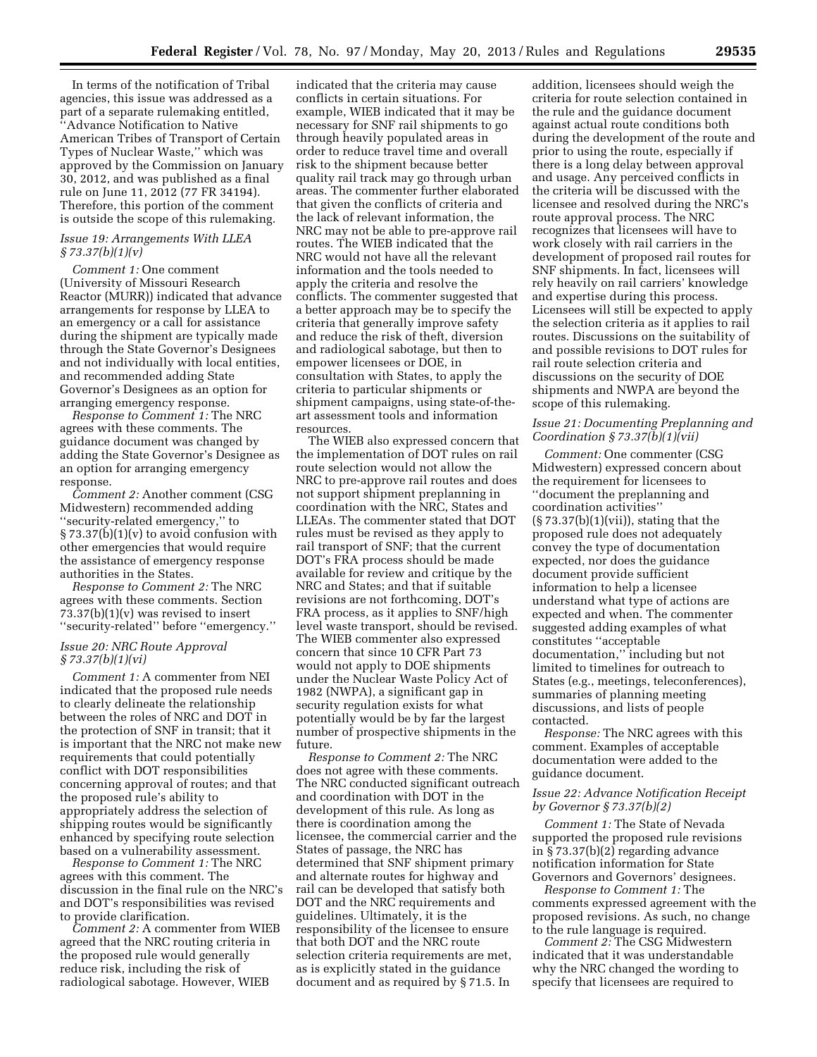In terms of the notification of Tribal agencies, this issue was addressed as a part of a separate rulemaking entitled, ''Advance Notification to Native American Tribes of Transport of Certain Types of Nuclear Waste,'' which was approved by the Commission on January 30, 2012, and was published as a final rule on June 11, 2012 (77 FR 34194). Therefore, this portion of the comment is outside the scope of this rulemaking.

*Issue 19: Arrangements With LLEA § 73.37(b)(1)(v)*

*Comment 1:* One comment (University of Missouri Research Reactor (MURR)) indicated that advance arrangements for response by LLEA to an emergency or a call for assistance during the shipment are typically made through the State Governor's Designees and not individually with local entities, and recommended adding State Governor's Designees as an option for arranging emergency response.

*Response to Comment 1:* The NRC agrees with these comments. The guidance document was changed by adding the State Governor's Designee as an option for arranging emergency response.

*Comment 2:* Another comment (CSG Midwestern) recommended adding ''security-related emergency,'' to § 73.37(b)(1)(v) to avoid confusion with other emergencies that would require the assistance of emergency response authorities in the States.

*Response to Comment 2:* The NRC agrees with these comments. Section 73.37(b)(1)(v) was revised to insert ''security-related'' before ''emergency.''

*Issue 20: NRC Route Approval § 73.37(b)(1)(vi)*

*Comment 1:* A commenter from NEI indicated that the proposed rule needs to clearly delineate the relationship between the roles of NRC and DOT in the protection of SNF in transit; that it is important that the NRC not make new requirements that could potentially conflict with DOT responsibilities concerning approval of routes; and that the proposed rule's ability to appropriately address the selection of shipping routes would be significantly enhanced by specifying route selection based on a vulnerability assessment.

*Response to Comment 1:* The NRC agrees with this comment. The discussion in the final rule on the NRC's and DOT's responsibilities was revised to provide clarification.

*Comment 2:* A commenter from WIEB agreed that the NRC routing criteria in the proposed rule would generally reduce risk, including the risk of radiological sabotage. However, WIEB indicated that the criteria may cause conflicts in certain situations. For example, WIEB indicated that it may be necessary for SNF rail shipments to go through heavily populated areas in order to reduce travel time and overall risk to the shipment because better quality rail track may go through urban areas. The commenter further elaborated that given the conflicts of criteria and the lack of relevant information, the NRC may not be able to pre-approve rail routes. The WIEB indicated that the NRC would not have all the relevant information and the tools needed to apply the criteria and resolve the conflicts. The commenter suggested that a better approach may be to specify the criteria that generally improve safety and reduce the risk of theft, diversion and radiological sabotage, but then to empower licensees or DOE, in consultation with States, to apply the criteria to particular shipments or shipment campaigns, using state-of-the-art assessment tools and information resources.

The WIEB also expressed concern that the implementation of DOT rules on rail route selection would not allow the NRC to pre-approve rail routes and does not support shipment preplanning in coordination with the NRC, States and LLEAs. The commenter stated that DOT rules must be revised as they apply to rail transport of SNF; that the current DOT's FRA process should be made available for review and critique by the NRC and States; and that if suitable revisions are not forthcoming, DOT's FRA process, as it applies to SNF/high level waste transport, should be revised. The WIEB commenter also expressed concern that since 10 CFR Part 73 would not apply to DOE shipments under the Nuclear Waste Policy Act of 1982 (NWPA), a significant gap in security regulation exists for what potentially would be by far the largest number of prospective shipments in the future.

*Response to Comment 2:* The NRC does not agree with these comments. The NRC conducted significant outreach and coordination with DOT in the development of this rule. As long as there is coordination among the licensee, the commercial carrier and the States of passage, the NRC has determined that SNF shipment primary and alternate routes for highway and rail can be developed that satisfy both DOT and the NRC requirements and guidelines. Ultimately, it is the responsibility of the licensee to ensure that both DOT and the NRC route selection criteria requirements are met, as is explicitly stated in the guidance document and as required by § 71.5. In addition, licensees should weigh the criteria for route selection contained in the rule and the guidance document against actual route conditions both during the development of the route and prior to using the route, especially if there is a long delay between approval and usage. Any perceived conflicts in the criteria will be discussed with the licensee and resolved during the NRC's route approval process. The NRC recognizes that licensees will have to work closely with rail carriers in the development of proposed rail routes for SNF shipments. In fact, licensees will rely heavily on rail carriers' knowledge and expertise during this process. Licensees will still be expected to apply the selection criteria as it applies to rail routes. Discussions on the suitability of and possible revisions to DOT rules for rail route selection criteria and discussions on the security of DOE shipments and NWPA are beyond the scope of this rulemaking.

*Issue 21: Documenting Preplanning and Coordination § 73.37(b)(1)(vii)*

*Comment:* One commenter (CSG Midwestern) expressed concern about the requirement for licensees to ''document the preplanning and coordination activities'' (§ 73.37(b)(1)(vii)), stating that the proposed rule does not adequately convey the type of documentation expected, nor does the guidance document provide sufficient information to help a licensee understand what type of actions are expected and when. The commenter suggested adding examples of what constitutes ''acceptable documentation,'' including but not limited to timelines for outreach to States (e.g., meetings, teleconferences), summaries of planning meeting discussions, and lists of people contacted.

*Response:* The NRC agrees with this comment. Examples of acceptable documentation were added to the guidance document.

*Issue 22: Advance Notification Receipt by Governor § 73.37(b)(2)*

*Comment 1:* The State of Nevada supported the proposed rule revisions in § 73.37(b)(2) regarding advance notification information for State Governors and Governors' designees.

*Response to Comment 1:* The comments expressed agreement with the proposed revisions. As such, no change to the rule language is required.

*Comment 2:* The CSG Midwestern indicated that it was understandable why the NRC changed the wording to specify that licensees are required to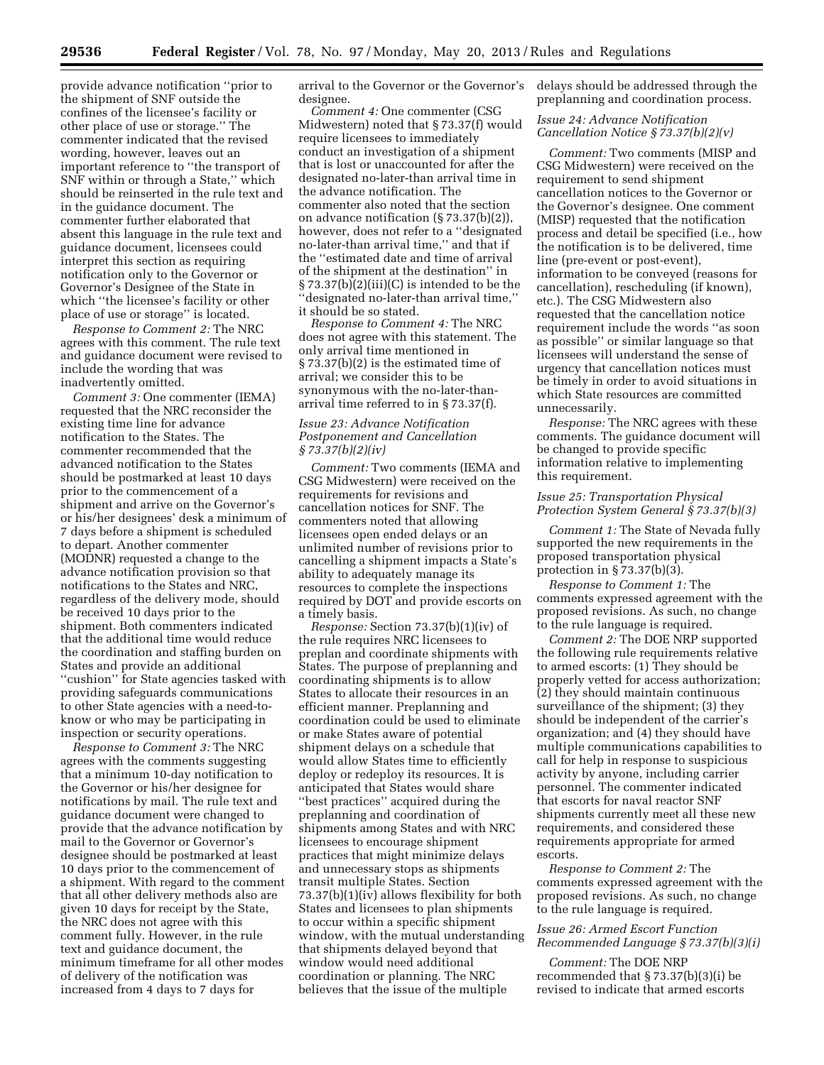provide advance notification ''prior to the shipment of SNF outside the confines of the licensee's facility or other place of use or storage.'' The commenter indicated that the revised wording, however, leaves out an important reference to ''the transport of SNF within or through a State,'' which should be reinserted in the rule text and in the guidance document. The commenter further elaborated that absent this language in the rule text and guidance document, licensees could interpret this section as requiring notification only to the Governor or Governor's Designee of the State in which ''the licensee's facility or other place of use or storage'' is located.

*Response to Comment 2:* The NRC agrees with this comment. The rule text and guidance document were revised to include the wording that was inadvertently omitted.

*Comment 3:* One commenter (IEMA) requested that the NRC reconsider the existing time line for advance notification to the States. The commenter recommended that the advanced notification to the States should be postmarked at least 10 days prior to the commencement of a shipment and arrive on the Governor's or his/her designees' desk a minimum of 7 days before a shipment is scheduled to depart. Another commenter (MODNR) requested a change to the advance notification provision so that notifications to the States and NRC, regardless of the delivery mode, should be received 10 days prior to the shipment. Both commenters indicated that the additional time would reduce the coordination and staffing burden on States and provide an additional ''cushion'' for State agencies tasked with providing safeguards communications to other State agencies with a need-to-know or who may be participating in inspection or security operations.

*Response to Comment 3:* The NRC agrees with the comments suggesting that a minimum 10-day notification to the Governor or his/her designee for notifications by mail. The rule text and guidance document were changed to provide that the advance notification by mail to the Governor or Governor's designee should be postmarked at least 10 days prior to the commencement of a shipment. With regard to the comment that all other delivery methods also are given 10 days for receipt by the State, the NRC does not agree with this comment fully. However, in the rule text and guidance document, the minimum timeframe for all other modes of delivery of the notification was increased from 4 days to 7 days for arrival to the Governor or the Governor's designee.

*Comment 4:* One commenter (CSG Midwestern) noted that § 73.37(f) would require licensees to immediately conduct an investigation of a shipment that is lost or unaccounted for after the designated no-later-than arrival time in the advance notification. The commenter also noted that the section on advance notification (§ 73.37(b)(2)), however, does not refer to a ''designated no-later-than arrival time,'' and that if the ''estimated date and time of arrival of the shipment at the destination'' in § 73.37(b)(2)(iii)(C) is intended to be the ''designated no-later-than arrival time,'' it should be so stated.

*Response to Comment 4:* The NRC does not agree with this statement. The only arrival time mentioned in § 73.37(b)(2) is the estimated time of arrival; we consider this to be synonymous with the no-later-than-arrival time referred to in § 73.37(f).

*Issue 23: Advance Notification Postponement and Cancellation § 73.37(b)(2)(iv)*

*Comment:* Two comments (IEMA and CSG Midwestern) were received on the requirements for revisions and cancellation notices for SNF. The commenters noted that allowing licensees open ended delays or an unlimited number of revisions prior to cancelling a shipment impacts a State's ability to adequately manage its resources to complete the inspections required by DOT and provide escorts on a timely basis.

*Response:* Section 73.37(b)(1)(iv) of the rule requires NRC licensees to preplan and coordinate shipments with States. The purpose of preplanning and coordinating shipments is to allow States to allocate their resources in an efficient manner. Preplanning and coordination could be used to eliminate or make States aware of potential shipment delays on a schedule that would allow States time to efficiently deploy or redeploy its resources. It is anticipated that States would share ''best practices'' acquired during the preplanning and coordination of shipments among States and with NRC licensees to encourage shipment practices that might minimize delays and unnecessary stops as shipments transit multiple States. Section 73.37(b)(1)(iv) allows flexibility for both States and licensees to plan shipments to occur within a specific shipment window, with the mutual understanding that shipments delayed beyond that window would need additional coordination or planning. The NRC believes that the issue of the multiple delays should be addressed through the preplanning and coordination process.

*Issue 24: Advance Notification Cancellation Notice § 73.37(b)(2)(v)*

*Comment:* Two comments (MISP and CSG Midwestern) were received on the requirement to send shipment cancellation notices to the Governor or the Governor's designee. One comment (MISP) requested that the notification process and detail be specified (i.e., how the notification is to be delivered, time line (pre-event or post-event), information to be conveyed (reasons for cancellation), rescheduling (if known), etc.). The CSG Midwestern also requested that the cancellation notice requirement include the words ''as soon as possible'' or similar language so that licensees will understand the sense of urgency that cancellation notices must be timely in order to avoid situations in which State resources are committed unnecessarily.

*Response:* The NRC agrees with these comments. The guidance document will be changed to provide specific information relative to implementing this requirement.

*Issue 25: Transportation Physical Protection System General § 73.37(b)(3)*

*Comment 1:* The State of Nevada fully supported the new requirements in the proposed transportation physical protection in § 73.37(b)(3).

*Response to Comment 1:* The comments expressed agreement with the proposed revisions. As such, no change to the rule language is required.

*Comment 2:* The DOE NRP supported the following rule requirements relative to armed escorts: (1) They should be properly vetted for access authorization; (2) they should maintain continuous surveillance of the shipment; (3) they should be independent of the carrier's organization; and (4) they should have multiple communications capabilities to call for help in response to suspicious activity by anyone, including carrier personnel. The commenter indicated that escorts for naval reactor SNF shipments currently meet all these new requirements, and considered these requirements appropriate for armed escorts.

*Response to Comment 2:* The comments expressed agreement with the proposed revisions. As such, no change to the rule language is required.

*Issue 26: Armed Escort Function Recommended Language § 73.37(b)(3)(i)*

*Comment:* The DOE NRP recommended that § 73.37(b)(3)(i) be revised to indicate that armed escorts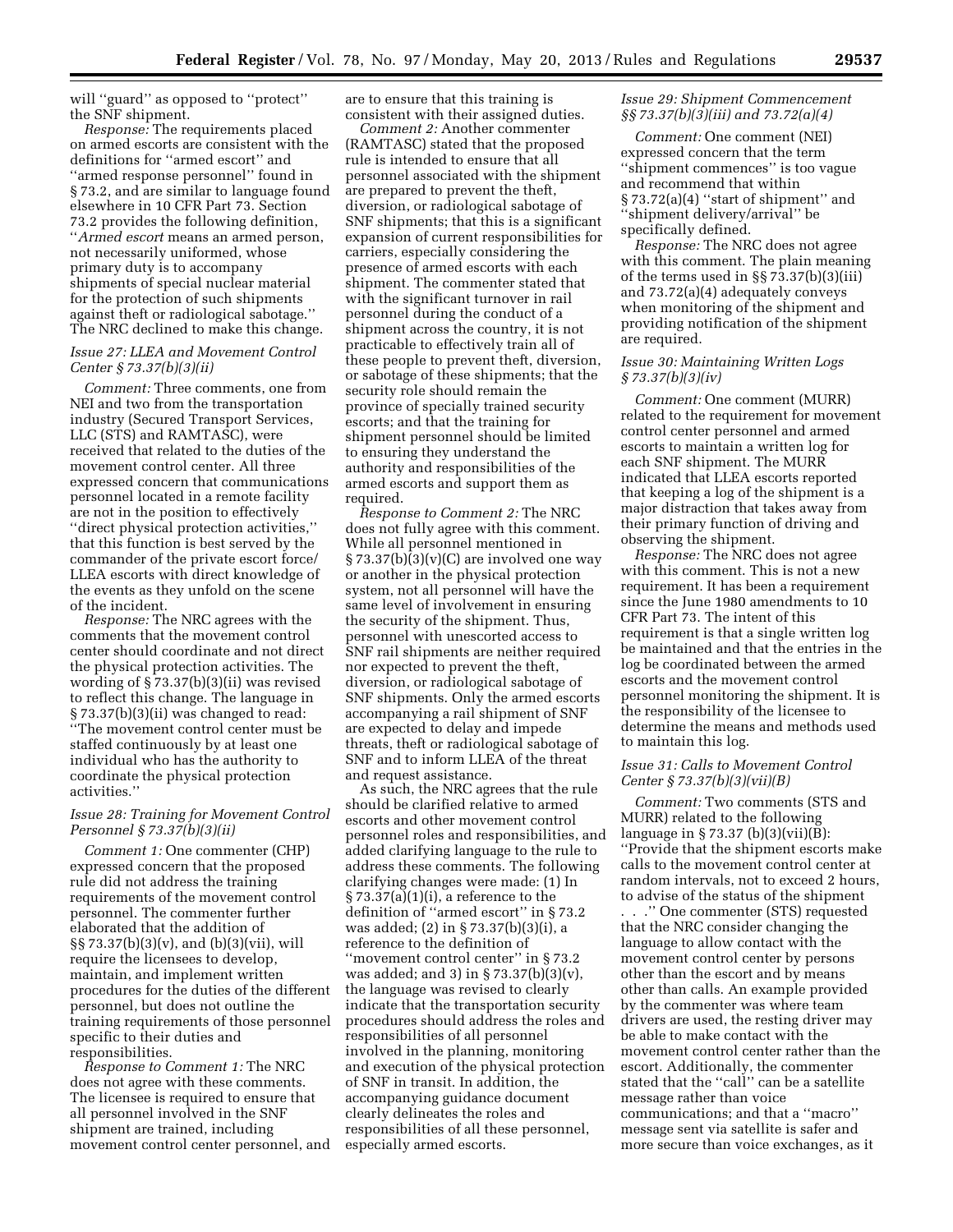will "guard" as opposed to "protect" the SNF shipment.

*Response:* The requirements placed on armed escorts are consistent with the definitions for "armed escort" and "armed response personnel" found in § 73.2, and are similar to language found elsewhere in 10 CFR Part 73. Section 73.2 provides the following definition, "*Armed escort* means an armed person, not necessarily uniformed, whose primary duty is to accompany shipments of special nuclear material for the protection of such shipments against theft or radiological sabotage." The NRC declined to make this change.

### *Issue 27: LLEA and Movement Control Center § 73.37(b)(3)(ii)*

*Comment:* Three comments, one from NEI and two from the transportation industry (Secured Transport Services, LLC (STS) and RAMTASC), were received that related to the duties of the movement control center. All three expressed concern that communications personnel located in a remote facility are not in the position to effectively "direct physical protection activities," that this function is best served by the commander of the private escort force/LLEA escorts with direct knowledge of the events as they unfold on the scene of the incident.

*Response:* The NRC agrees with the comments that the movement control center should coordinate and not direct the physical protection activities. The wording of § 73.37(b)(3)(ii) was revised to reflect this change. The language in § 73.37(b)(3)(ii) was changed to read: "The movement control center must be staffed continuously by at least one individual who has the authority to coordinate the physical protection activities."

### *Issue 28: Training for Movement Control Personnel § 73.37(b)(3)(ii)*

*Comment 1:* One commenter (CHP) expressed concern that the proposed rule did not address the training requirements of the movement control personnel. The commenter further elaborated that the addition of §§ 73.37(b)(3)(v), and (b)(3)(vii), will require the licensees to develop, maintain, and implement written procedures for the duties of the different personnel, but does not outline the training requirements of those personnel specific to their duties and responsibilities.

*Response to Comment 1:* The NRC does not agree with these comments. The licensee is required to ensure that all personnel involved in the SNF shipment are trained, including movement control center personnel, and are to ensure that this training is consistent with their assigned duties.

*Comment 2:* Another commenter (RAMTASC) stated that the proposed rule is intended to ensure that all personnel associated with the shipment are prepared to prevent the theft, diversion, or radiological sabotage of SNF shipments; that this is a significant expansion of current responsibilities for carriers, especially considering the presence of armed escorts with each shipment. The commenter stated that with the significant turnover in rail personnel during the conduct of a shipment across the country, it is not practicable to effectively train all of these people to prevent theft, diversion, or sabotage of these shipments; that the security role should remain the province of specially trained security escorts; and that the training for shipment personnel should be limited to ensuring they understand the authority and responsibilities of the armed escorts and support them as required.

*Response to Comment 2:* The NRC does not fully agree with this comment. While all personnel mentioned in § 73.37(b)(3)(v)(C) are involved one way or another in the physical protection system, not all personnel will have the same level of involvement in ensuring the security of the shipment. Thus, personnel with unescorted access to SNF rail shipments are neither required nor expected to prevent the theft, diversion, or radiological sabotage of SNF shipments. Only the armed escorts accompanying a rail shipment of SNF are expected to delay and impede threats, theft or radiological sabotage of SNF and to inform LLEA of the threat and request assistance.

As such, the NRC agrees that the rule should be clarified relative to armed escorts and other movement control personnel roles and responsibilities, and added clarifying language to the rule to address these comments. The following clarifying changes were made: (1) In § 73.37(a)(1)(i), a reference to the definition of "armed escort" in § 73.2 was added; (2) in § 73.37(b)(3)(i), a reference to the definition of "movement control center" in § 73.2 was added; and 3) in § 73.37(b)(3)(v), the language was revised to clearly indicate that the transportation security procedures should address the roles and responsibilities of all personnel involved in the planning, monitoring and execution of the physical protection of SNF in transit. In addition, the accompanying guidance document clearly delineates the roles and responsibilities of all these personnel, especially armed escorts.

### *Issue 29: Shipment Commencement §§ 73.37(b)(3)(iii) and 73.72(a)(4)*

*Comment:* One comment (NEI) expressed concern that the term "shipment commences" is too vague and recommend that within § 73.72(a)(4) "start of shipment" and "shipment delivery/arrival" be specifically defined.

*Response:* The NRC does not agree with this comment. The plain meaning of the terms used in §§ 73.37(b)(3)(iii) and 73.72(a)(4) adequately conveys when monitoring of the shipment and providing notification of the shipment are required.

### *Issue 30: Maintaining Written Logs § 73.37(b)(3)(iv)*

*Comment:* One comment (MURR) related to the requirement for movement control center personnel and armed escorts to maintain a written log for each SNF shipment. The MURR indicated that LLEA escorts reported that keeping a log of the shipment is a major distraction that takes away from their primary function of driving and observing the shipment.

*Response:* The NRC does not agree with this comment. This is not a new requirement. It has been a requirement since the June 1980 amendments to 10 CFR Part 73. The intent of this requirement is that a single written log be maintained and that the entries in the log be coordinated between the armed escorts and the movement control personnel monitoring the shipment. It is the responsibility of the licensee to determine the means and methods used to maintain this log.

### *Issue 31: Calls to Movement Control Center § 73.37(b)(3)(vii)(B)*

*Comment:* Two comments (STS and MURR) related to the following language in § 73.37 (b)(3)(vii)(B): "Provide that the shipment escorts make calls to the movement control center at random intervals, not to exceed 2 hours, to advise of the status of the shipment . . ." One commenter (STS) requested that the NRC consider changing the language to allow contact with the movement control center by persons other than the escort and by means other than calls. An example provided by the commenter was where team drivers are used, the resting driver may be able to make contact with the movement control center rather than the escort. Additionally, the commenter stated that the "call" can be a satellite message rather than voice communications; and that a "macro" message sent via satellite is safer and more secure than voice exchanges, as it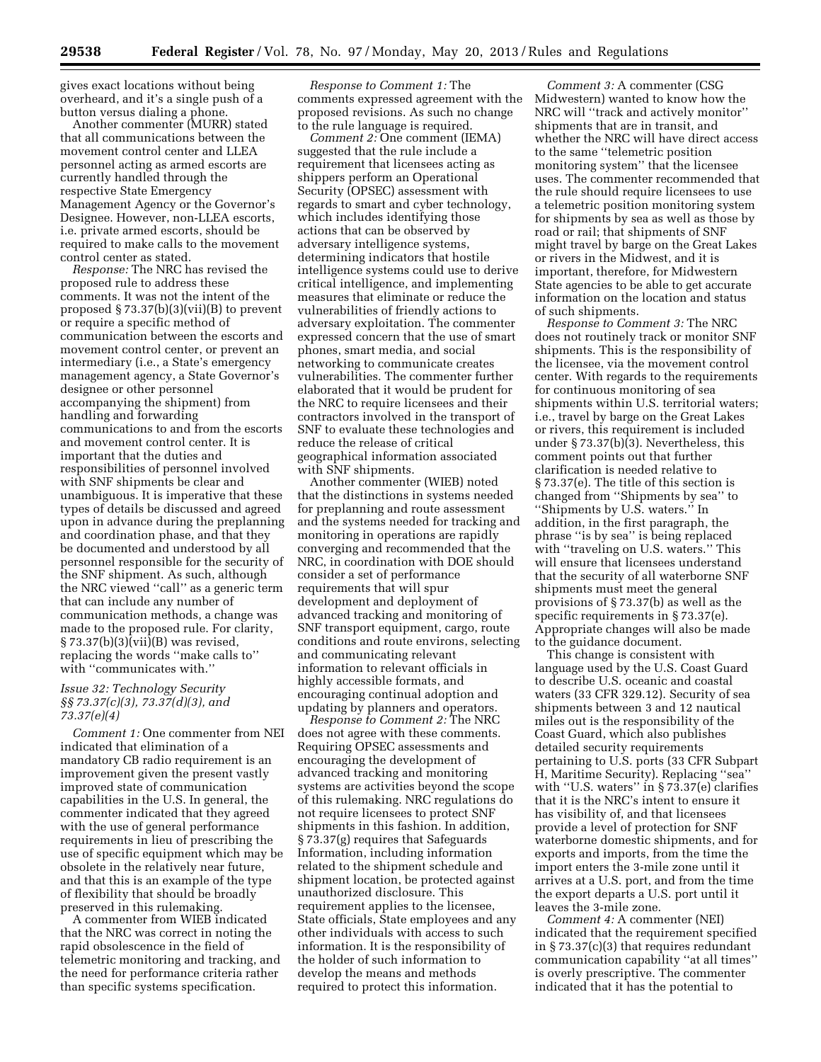gives exact locations without being overheard, and it's a single push of a button versus dialing a phone.

Another commenter (MURR) stated that all communications between the movement control center and LLEA personnel acting as armed escorts are currently handled through the respective State Emergency Management Agency or the Governor's Designee. However, non-LLEA escorts, i.e. private armed escorts, should be required to make calls to the movement control center as stated.

*Response:* The NRC has revised the proposed rule to address these comments. It was not the intent of the proposed § 73.37(b)(3)(vii)(B) to prevent or require a specific method of communication between the escorts and movement control center, or prevent an intermediary (i.e., a State's emergency management agency, a State Governor's designee or other personnel accompanying the shipment) from handling and forwarding communications to and from the escorts and movement control center. It is important that the duties and responsibilities of personnel involved with SNF shipments be clear and unambiguous. It is imperative that these types of details be discussed and agreed upon in advance during the preplanning and coordination phase, and that they be documented and understood by all personnel responsible for the security of the SNF shipment. As such, although the NRC viewed ''call'' as a generic term that can include any number of communication methods, a change was made to the proposed rule. For clarity, § 73.37(b)(3)(vii)(B) was revised, replacing the words ''make calls to'' with ''communicates with.''

### *Issue 32: Technology Security §§ 73.37(c)(3), 73.37(d)(3), and 73.37(e)(4)*

*Comment 1:* One commenter from NEI indicated that elimination of a mandatory CB radio requirement is an improvement given the present vastly improved state of communication capabilities in the U.S. In general, the commenter indicated that they agreed with the use of general performance requirements in lieu of prescribing the use of specific equipment which may be obsolete in the relatively near future, and that this is an example of the type of flexibility that should be broadly preserved in this rulemaking.

A commenter from WIEB indicated that the NRC was correct in noting the rapid obsolescence in the field of telemetric monitoring and tracking, and the need for performance criteria rather than specific systems specification.

*Response to Comment 1:* The comments expressed agreement with the proposed revisions. As such no change to the rule language is required.

*Comment 2:* One comment (IEMA) suggested that the rule include a requirement that licensees acting as shippers perform an Operational Security (OPSEC) assessment with regards to smart and cyber technology, which includes identifying those actions that can be observed by adversary intelligence systems, determining indicators that hostile intelligence systems could use to derive critical intelligence, and implementing measures that eliminate or reduce the vulnerabilities of friendly actions to adversary exploitation. The commenter expressed concern that the use of smart phones, smart media, and social networking to communicate creates vulnerabilities. The commenter further elaborated that it would be prudent for the NRC to require licensees and their contractors involved in the transport of SNF to evaluate these technologies and reduce the release of critical geographical information associated with SNF shipments.

Another commenter (WIEB) noted that the distinctions in systems needed for preplanning and route assessment and the systems needed for tracking and monitoring in operations are rapidly converging and recommended that the NRC, in coordination with DOE should consider a set of performance requirements that will spur development and deployment of advanced tracking and monitoring of SNF transport equipment, cargo, route conditions and route environs, selecting and communicating relevant information to relevant officials in highly accessible formats, and encouraging continual adoption and updating by planners and operators.

*Response to Comment 2:* The NRC does not agree with these comments. Requiring OPSEC assessments and encouraging the development of advanced tracking and monitoring systems are activities beyond the scope of this rulemaking. NRC regulations do not require licensees to protect SNF shipments in this fashion. In addition, § 73.37(g) requires that Safeguards Information, including information related to the shipment schedule and shipment location, be protected against unauthorized disclosure. This requirement applies to the licensee, State officials, State employees and any other individuals with access to such information. It is the responsibility of the holder of such information to develop the means and methods required to protect this information.

*Comment 3:* A commenter (CSG Midwestern) wanted to know how the NRC will ''track and actively monitor'' shipments that are in transit, and whether the NRC will have direct access to the same ''telemetric position monitoring system'' that the licensee uses. The commenter recommended that the rule should require licensees to use a telemetric position monitoring system for shipments by sea as well as those by road or rail; that shipments of SNF might travel by barge on the Great Lakes or rivers in the Midwest, and it is important, therefore, for Midwestern State agencies to be able to get accurate information on the location and status of such shipments.

*Response to Comment 3:* The NRC does not routinely track or monitor SNF shipments. This is the responsibility of the licensee, via the movement control center. With regards to the requirements for continuous monitoring of sea shipments within U.S. territorial waters; i.e., travel by barge on the Great Lakes or rivers, this requirement is included under § 73.37(b)(3). Nevertheless, this comment points out that further clarification is needed relative to § 73.37(e). The title of this section is changed from ''Shipments by sea'' to ''Shipments by U.S. waters.'' In addition, in the first paragraph, the phrase ''is by sea'' is being replaced with ''traveling on U.S. waters.'' This will ensure that licensees understand that the security of all waterborne SNF shipments must meet the general provisions of § 73.37(b) as well as the specific requirements in § 73.37(e). Appropriate changes will also be made to the guidance document.

This change is consistent with language used by the U.S. Coast Guard to describe U.S. oceanic and coastal waters (33 CFR 329.12). Security of sea shipments between 3 and 12 nautical miles out is the responsibility of the Coast Guard, which also publishes detailed security requirements pertaining to U.S. ports (33 CFR Subpart H, Maritime Security). Replacing ''sea'' with ''U.S. waters'' in § 73.37(e) clarifies that it is the NRC's intent to ensure it has visibility of, and that licensees provide a level of protection for SNF waterborne domestic shipments, and for exports and imports, from the time the import enters the 3-mile zone until it arrives at a U.S. port, and from the time the export departs a U.S. port until it leaves the 3-mile zone.

*Comment 4:* A commenter (NEI) indicated that the requirement specified in § 73.37(c)(3) that requires redundant communication capability ''at all times'' is overly prescriptive. The commenter indicated that it has the potential to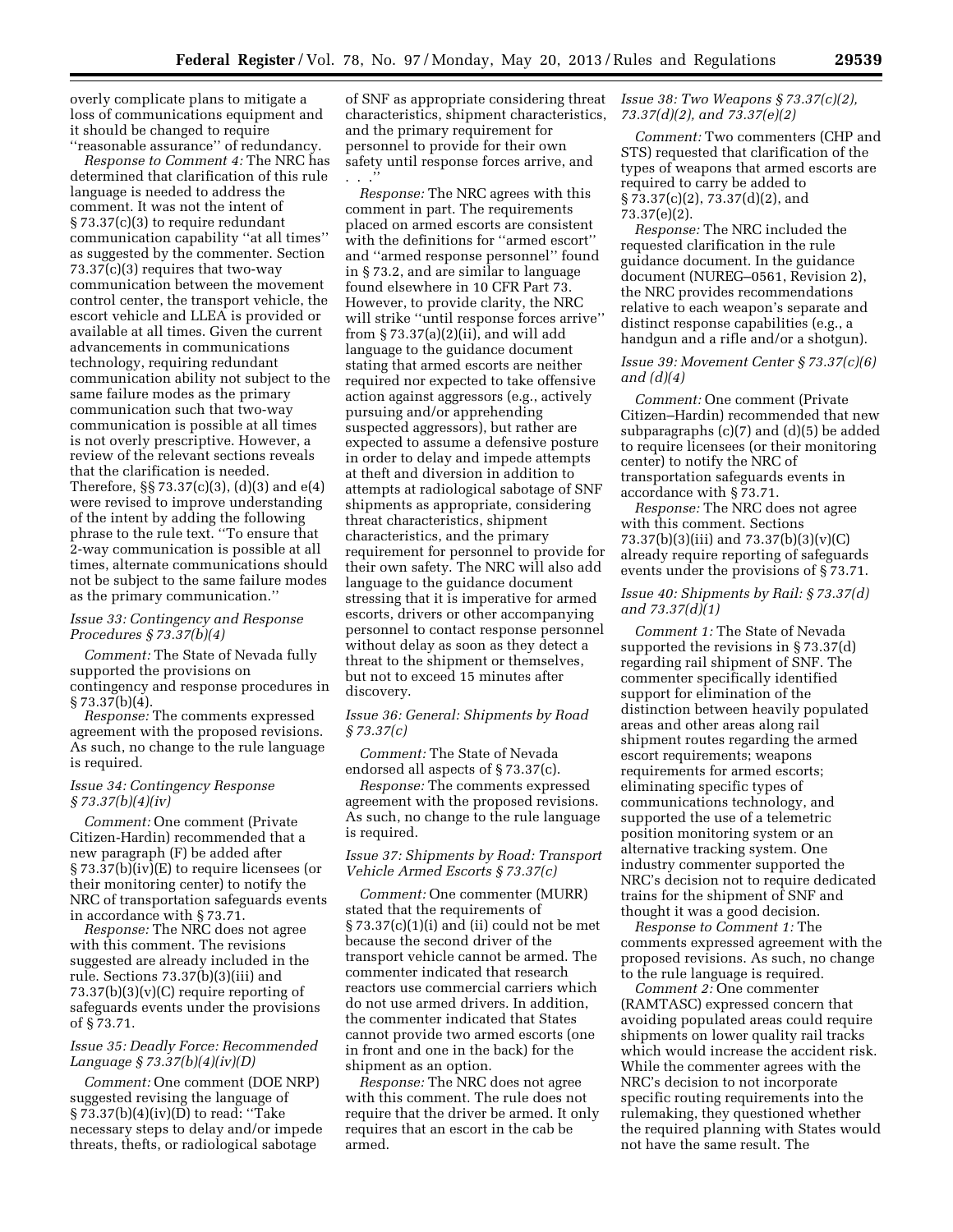overly complicate plans to mitigate a loss of communications equipment and it should be changed to require ''reasonable assurance'' of redundancy.

*Response to Comment 4:* The NRC has determined that clarification of this rule language is needed to address the comment. It was not the intent of § 73.37(c)(3) to require redundant communication capability ''at all times'' as suggested by the commenter. Section 73.37(c)(3) requires that two-way communication between the movement control center, the transport vehicle, the escort vehicle and LLEA is provided or available at all times. Given the current advancements in communications technology, requiring redundant communication ability not subject to the same failure modes as the primary communication such that two-way communication is possible at all times is not overly prescriptive. However, a review of the relevant sections reveals that the clarification is needed. Therefore, §§ 73.37(c)(3), (d)(3) and e(4) were revised to improve understanding of the intent by adding the following phrase to the rule text. ''To ensure that 2-way communication is possible at all times, alternate communications should not be subject to the same failure modes as the primary communication.''

*Issue 33: Contingency and Response Procedures § 73.37(b)(4)*

*Comment:* The State of Nevada fully supported the provisions on contingency and response procedures in § 73.37(b)(4).

*Response:* The comments expressed agreement with the proposed revisions. As such, no change to the rule language is required.

*Issue 34: Contingency Response § 73.37(b)(4)(iv)*

*Comment:* One comment (Private Citizen-Hardin) recommended that a new paragraph (F) be added after § 73.37(b)(iv)(E) to require licensees (or their monitoring center) to notify the NRC of transportation safeguards events in accordance with § 73.71.

*Response:* The NRC does not agree with this comment. The revisions suggested are already included in the rule. Sections 73.37(b)(3)(iii) and 73.37(b)(3)(v)(C) require reporting of safeguards events under the provisions of § 73.71.

*Issue 35: Deadly Force: Recommended Language § 73.37(b)(4)(iv)(D)*

*Comment:* One comment (DOE NRP) suggested revising the language of § 73.37(b)(4)(iv)(D) to read: ''Take necessary steps to delay and/or impede threats, thefts, or radiological sabotage of SNF as appropriate considering threat characteristics, shipment characteristics, and the primary requirement for personnel to provide for their own safety until response forces arrive, and . . .''

*Response:* The NRC agrees with this comment in part. The requirements placed on armed escorts are consistent with the definitions for ''armed escort'' and ''armed response personnel'' found in § 73.2, and are similar to language found elsewhere in 10 CFR Part 73. However, to provide clarity, the NRC will strike ''until response forces arrive'' from § 73.37(a)(2)(ii), and will add language to the guidance document stating that armed escorts are neither required nor expected to take offensive action against aggressors (e.g., actively pursuing and/or apprehending suspected aggressors), but rather are expected to assume a defensive posture in order to delay and impede attempts at theft and diversion in addition to attempts at radiological sabotage of SNF shipments as appropriate, considering threat characteristics, shipment characteristics, and the primary requirement for personnel to provide for their own safety. The NRC will also add language to the guidance document stressing that it is imperative for armed escorts, drivers or other accompanying personnel to contact response personnel without delay as soon as they detect a threat to the shipment or themselves, but not to exceed 15 minutes after discovery.

*Issue 36: General: Shipments by Road § 73.37(c)*

*Comment:* The State of Nevada endorsed all aspects of § 73.37(c).

*Response:* The comments expressed agreement with the proposed revisions. As such, no change to the rule language is required.

*Issue 37: Shipments by Road: Transport Vehicle Armed Escorts § 73.37(c)*

*Comment:* One commenter (MURR) stated that the requirements of § 73.37(c)(1)(i) and (ii) could not be met because the second driver of the transport vehicle cannot be armed. The commenter indicated that research reactors use commercial carriers which do not use armed drivers. In addition, the commenter indicated that States cannot provide two armed escorts (one in front and one in the back) for the shipment as an option.

*Response:* The NRC does not agree with this comment. The rule does not require that the driver be armed. It only requires that an escort in the cab be armed.

*Issue 38: Two Weapons § 73.37(c)(2), 73.37(d)(2), and 73.37(e)(2)*

*Comment:* Two commenters (CHP and STS) requested that clarification of the types of weapons that armed escorts are required to carry be added to § 73.37(c)(2), 73.37(d)(2), and 73.37(e)(2).

*Response:* The NRC included the requested clarification in the rule guidance document. In the guidance document (NUREG–0561, Revision 2), the NRC provides recommendations relative to each weapon's separate and distinct response capabilities (e.g., a handgun and a rifle and/or a shotgun).

*Issue 39: Movement Center § 73.37(c)(6) and (d)(4)*

*Comment:* One comment (Private Citizen–Hardin) recommended that new subparagraphs (c)(7) and (d)(5) be added to require licensees (or their monitoring center) to notify the NRC of transportation safeguards events in accordance with § 73.71.

*Response:* The NRC does not agree with this comment. Sections 73.37(b)(3)(iii) and 73.37(b)(3)(v)(C) already require reporting of safeguards events under the provisions of § 73.71.

*Issue 40: Shipments by Rail: § 73.37(d) and 73.37(d)(1)*

*Comment 1:* The State of Nevada supported the revisions in § 73.37(d) regarding rail shipment of SNF. The commenter specifically identified support for elimination of the distinction between heavily populated areas and other areas along rail shipment routes regarding the armed escort requirements; weapons requirements for armed escorts; eliminating specific types of communications technology, and supported the use of a telemetric position monitoring system or an alternative tracking system. One industry commenter supported the NRC's decision not to require dedicated trains for the shipment of SNF and thought it was a good decision.

*Response to Comment 1:* The comments expressed agreement with the proposed revisions. As such, no change to the rule language is required.

*Comment 2:* One commenter (RAMTASC) expressed concern that avoiding populated areas could require shipments on lower quality rail tracks which would increase the accident risk. While the commenter agrees with the NRC's decision to not incorporate specific routing requirements into the rulemaking, they questioned whether the required planning with States would not have the same result. The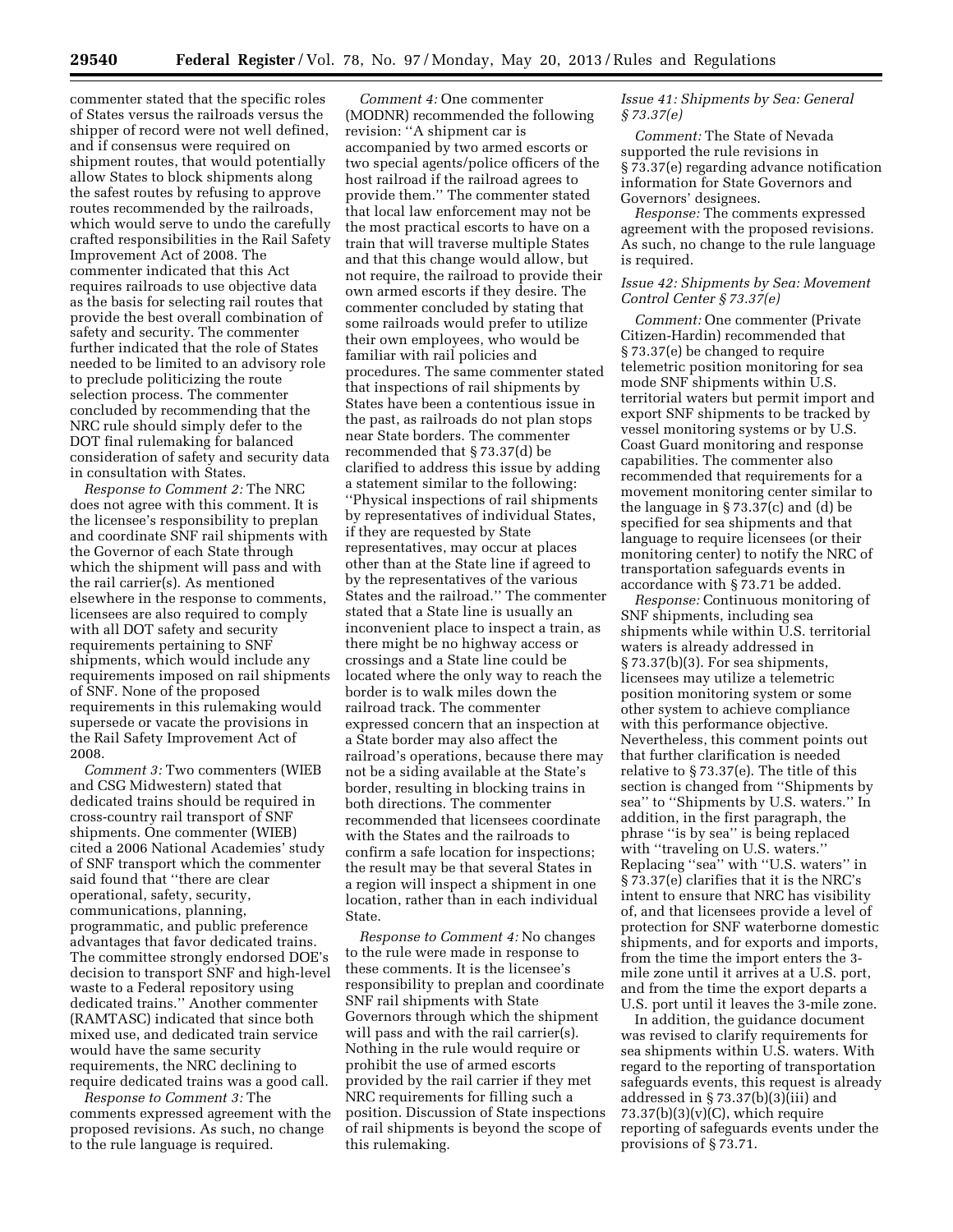commenter stated that the specific roles of States versus the railroads versus the shipper of record were not well defined, and if consensus were required on shipment routes, that would potentially allow States to block shipments along the safest routes by refusing to approve routes recommended by the railroads, which would serve to undo the carefully crafted responsibilities in the Rail Safety Improvement Act of 2008. The commenter indicated that this Act requires railroads to use objective data as the basis for selecting rail routes that provide the best overall combination of safety and security. The commenter further indicated that the role of States needed to be limited to an advisory role to preclude politicizing the route selection process. The commenter concluded by recommending that the NRC rule should simply defer to the DOT final rulemaking for balanced consideration of safety and security data in consultation with States.

*Response to Comment 2:* The NRC does not agree with this comment. It is the licensee's responsibility to preplan and coordinate SNF rail shipments with the Governor of each State through which the shipment will pass and with the rail carrier(s). As mentioned elsewhere in the response to comments, licensees are also required to comply with all DOT safety and security requirements pertaining to SNF shipments, which would include any requirements imposed on rail shipments of SNF. None of the proposed requirements in this rulemaking would supersede or vacate the provisions in the Rail Safety Improvement Act of 2008.

*Comment 3:* Two commenters (WIEB and CSG Midwestern) stated that dedicated trains should be required in cross-country rail transport of SNF shipments. One commenter (WIEB) cited a 2006 National Academies' study of SNF transport which the commenter said found that "there are clear operational, safety, security, communications, planning, programmatic, and public preference advantages that favor dedicated trains. The committee strongly endorsed DOE's decision to transport SNF and high-level waste to a Federal repository using dedicated trains." Another commenter (RAMTASC) indicated that since both mixed use, and dedicated train service would have the same security requirements, the NRC declining to require dedicated trains was a good call.

*Response to Comment 3:* The comments expressed agreement with the proposed revisions. As such, no change to the rule language is required.

*Comment 4:* One commenter (MODNR) recommended the following revision: "A shipment car is accompanied by two armed escorts or two special agents/police officers of the host railroad if the railroad agrees to provide them." The commenter stated that local law enforcement may not be the most practical escorts to have on a train that will traverse multiple States and that this change would allow, but not require, the railroad to provide their own armed escorts if they desire. The commenter concluded by stating that some railroads would prefer to utilize their own employees, who would be familiar with rail policies and procedures. The same commenter stated that inspections of rail shipments by States have been a contentious issue in the past, as railroads do not plan stops near State borders. The commenter recommended that § 73.37(d) be clarified to address this issue by adding a statement similar to the following: "Physical inspections of rail shipments by representatives of individual States, if they are requested by State representatives, may occur at places other than at the State line if agreed to by the representatives of the various States and the railroad." The commenter stated that a State line is usually an inconvenient place to inspect a train, as there might be no highway access or crossings and a State line could be located where the only way to reach the border is to walk miles down the railroad track. The commenter expressed concern that an inspection at a State border may also affect the railroad's operations, because there may not be a siding available at the State's border, resulting in blocking trains in both directions. The commenter recommended that licensees coordinate with the States and the railroads to confirm a safe location for inspections; the result may be that several States in a region will inspect a shipment in one location, rather than in each individual State.

*Response to Comment 4:* No changes to the rule were made in response to these comments. It is the licensee's responsibility to preplan and coordinate SNF rail shipments with State Governors through which the shipment will pass and with the rail carrier(s). Nothing in the rule would require or prohibit the use of armed escorts provided by the rail carrier if they met NRC requirements for filling such a position. Discussion of State inspections of rail shipments is beyond the scope of this rulemaking.

### *Issue 41: Shipments by Sea: General § 73.37(e)*

*Comment:* The State of Nevada supported the rule revisions in § 73.37(e) regarding advance notification information for State Governors and Governors' designees.

*Response:* The comments expressed agreement with the proposed revisions. As such, no change to the rule language is required.

### *Issue 42: Shipments by Sea: Movement Control Center § 73.37(e)*

*Comment:* One commenter (Private Citizen-Hardin) recommended that § 73.37(e) be changed to require telemetric position monitoring for sea mode SNF shipments within U.S. territorial waters but permit import and export SNF shipments to be tracked by vessel monitoring systems or by U.S. Coast Guard monitoring and response capabilities. The commenter also recommended that requirements for a movement monitoring center similar to the language in § 73.37(c) and (d) be specified for sea shipments and that language to require licensees (or their monitoring center) to notify the NRC of transportation safeguards events in accordance with § 73.71 be added.

*Response:* Continuous monitoring of SNF shipments, including sea shipments while within U.S. territorial waters is already addressed in § 73.37(b)(3). For sea shipments, licensees may utilize a telemetric position monitoring system or some other system to achieve compliance with this performance objective. Nevertheless, this comment points out that further clarification is needed relative to § 73.37(e). The title of this section is changed from "Shipments by sea" to "Shipments by U.S. waters." In addition, in the first paragraph, the phrase "is by sea" is being replaced with "traveling on U.S. waters." Replacing "sea" with "U.S. waters" in § 73.37(e) clarifies that it is the NRC's intent to ensure that NRC has visibility of, and that licensees provide a level of protection for SNF waterborne domestic shipments, and for exports and imports, from the time the import enters the 3-mile zone until it arrives at a U.S. port, and from the time the export departs a U.S. port until it leaves the 3-mile zone.

In addition, the guidance document was revised to clarify requirements for sea shipments within U.S. waters. With regard to the reporting of transportation safeguards events, this request is already addressed in § 73.37(b)(3)(iii) and 73.37(b)(3)(v)(C), which require reporting of safeguards events under the provisions of § 73.71.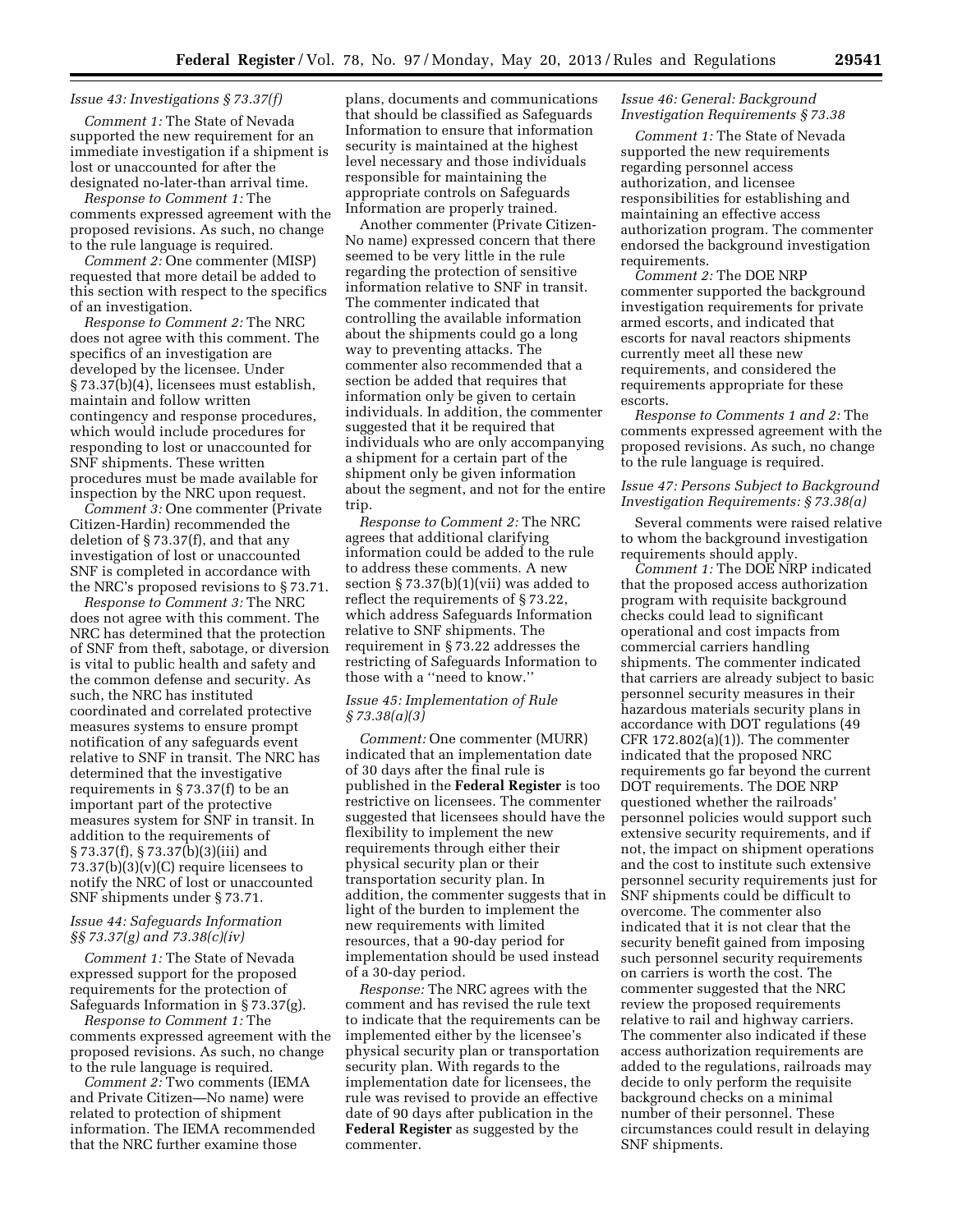*Issue 43: Investigations § 73.37(f)*

*Comment 1:* The State of Nevada supported the new requirement for an immediate investigation if a shipment is lost or unaccounted for after the designated no-later-than arrival time.

*Response to Comment 1:* The comments expressed agreement with the proposed revisions. As such, no change to the rule language is required.

*Comment 2:* One commenter (MISP) requested that more detail be added to this section with respect to the specifics of an investigation.

*Response to Comment 2:* The NRC does not agree with this comment. The specifics of an investigation are developed by the licensee. Under § 73.37(b)(4), licensees must establish, maintain and follow written contingency and response procedures, which would include procedures for responding to lost or unaccounted for SNF shipments. These written procedures must be made available for inspection by the NRC upon request.

*Comment 3:* One commenter (Private Citizen-Hardin) recommended the deletion of § 73.37(f), and that any investigation of lost or unaccounted SNF is completed in accordance with the NRC's proposed revisions to § 73.71.

*Response to Comment 3:* The NRC does not agree with this comment. The NRC has determined that the protection of SNF from theft, sabotage, or diversion is vital to public health and safety and the common defense and security. As such, the NRC has instituted coordinated and correlated protective measures systems to ensure prompt notification of any safeguards event relative to SNF in transit. The NRC has determined that the investigative requirements in § 73.37(f) to be an important part of the protective measures system for SNF in transit. In addition to the requirements of § 73.37(f), § 73.37(b)(3)(iii) and 73.37(b)(3)(v)(C) require licensees to notify the NRC of lost or unaccounted SNF shipments under § 73.71.

*Issue 44: Safeguards Information §§ 73.37(g) and 73.38(c)(iv)*

*Comment 1:* The State of Nevada expressed support for the proposed requirements for the protection of Safeguards Information in § 73.37(g).

*Response to Comment 1:* The comments expressed agreement with the proposed revisions. As such, no change to the rule language is required.

*Comment 2:* Two comments (IEMA and Private Citizen—No name) were related to protection of shipment information. The IEMA recommended that the NRC further examine those plans, documents and communications that should be classified as Safeguards Information to ensure that information security is maintained at the highest level necessary and those individuals responsible for maintaining the appropriate controls on Safeguards Information are properly trained.

Another commenter (Private Citizen-No name) expressed concern that there seemed to be very little in the rule regarding the protection of sensitive information relative to SNF in transit. The commenter indicated that controlling the available information about the shipments could go a long way to preventing attacks. The commenter also recommended that a section be added that requires that information only be given to certain individuals. In addition, the commenter suggested that it be required that individuals who are only accompanying a shipment for a certain part of the shipment only be given information about the segment, and not for the entire trip.

*Response to Comment 2:* The NRC agrees that additional clarifying information could be added to the rule to address these comments. A new section § 73.37(b)(1)(vii) was added to reflect the requirements of § 73.22, which address Safeguards Information relative to SNF shipments. The requirement in § 73.22 addresses the restricting of Safeguards Information to those with a ''need to know.''

*Issue 45: Implementation of Rule § 73.38(a)(3)*

*Comment:* One commenter (MURR) indicated that an implementation date of 30 days after the final rule is published in the **Federal Register** is too restrictive on licensees. The commenter suggested that licensees should have the flexibility to implement the new requirements through either their physical security plan or their transportation security plan. In addition, the commenter suggests that in light of the burden to implement the new requirements with limited resources, that a 90-day period for implementation should be used instead of a 30-day period.

*Response:* The NRC agrees with the comment and has revised the rule text to indicate that the requirements can be implemented either by the licensee's physical security plan or transportation security plan. With regards to the implementation date for licensees, the rule was revised to provide an effective date of 90 days after publication in the **Federal Register** as suggested by the commenter.

*Issue 46: General: Background Investigation Requirements § 73.38*

*Comment 1:* The State of Nevada supported the new requirements regarding personnel access authorization, and licensee responsibilities for establishing and maintaining an effective access authorization program. The commenter endorsed the background investigation requirements.

*Comment 2:* The DOE NRP commenter supported the background investigation requirements for private armed escorts, and indicated that escorts for naval reactors shipments currently meet all these new requirements, and considered the requirements appropriate for these escorts.

*Response to Comments 1 and 2:* The comments expressed agreement with the proposed revisions. As such, no change to the rule language is required.

*Issue 47: Persons Subject to Background Investigation Requirements: § 73.38(a)*

Several comments were raised relative to whom the background investigation requirements should apply.

*Comment 1:* The DOE NRP indicated that the proposed access authorization program with requisite background checks could lead to significant operational and cost impacts from commercial carriers handling shipments. The commenter indicated that carriers are already subject to basic personnel security measures in their hazardous materials security plans in accordance with DOT regulations (49 CFR 172.802(a)(1)). The commenter indicated that the proposed NRC requirements go far beyond the current DOT requirements. The DOE NRP questioned whether the railroads' personnel policies would support such extensive security requirements, and if not, the impact on shipment operations and the cost to institute such extensive personnel security requirements just for SNF shipments could be difficult to overcome. The commenter also indicated that it is not clear that the security benefit gained from imposing such personnel security requirements on carriers is worth the cost. The commenter suggested that the NRC review the proposed requirements relative to rail and highway carriers. The commenter also indicated if these access authorization requirements are added to the regulations, railroads may decide to only perform the requisite background checks on a minimal number of their personnel. These circumstances could result in delaying SNF shipments.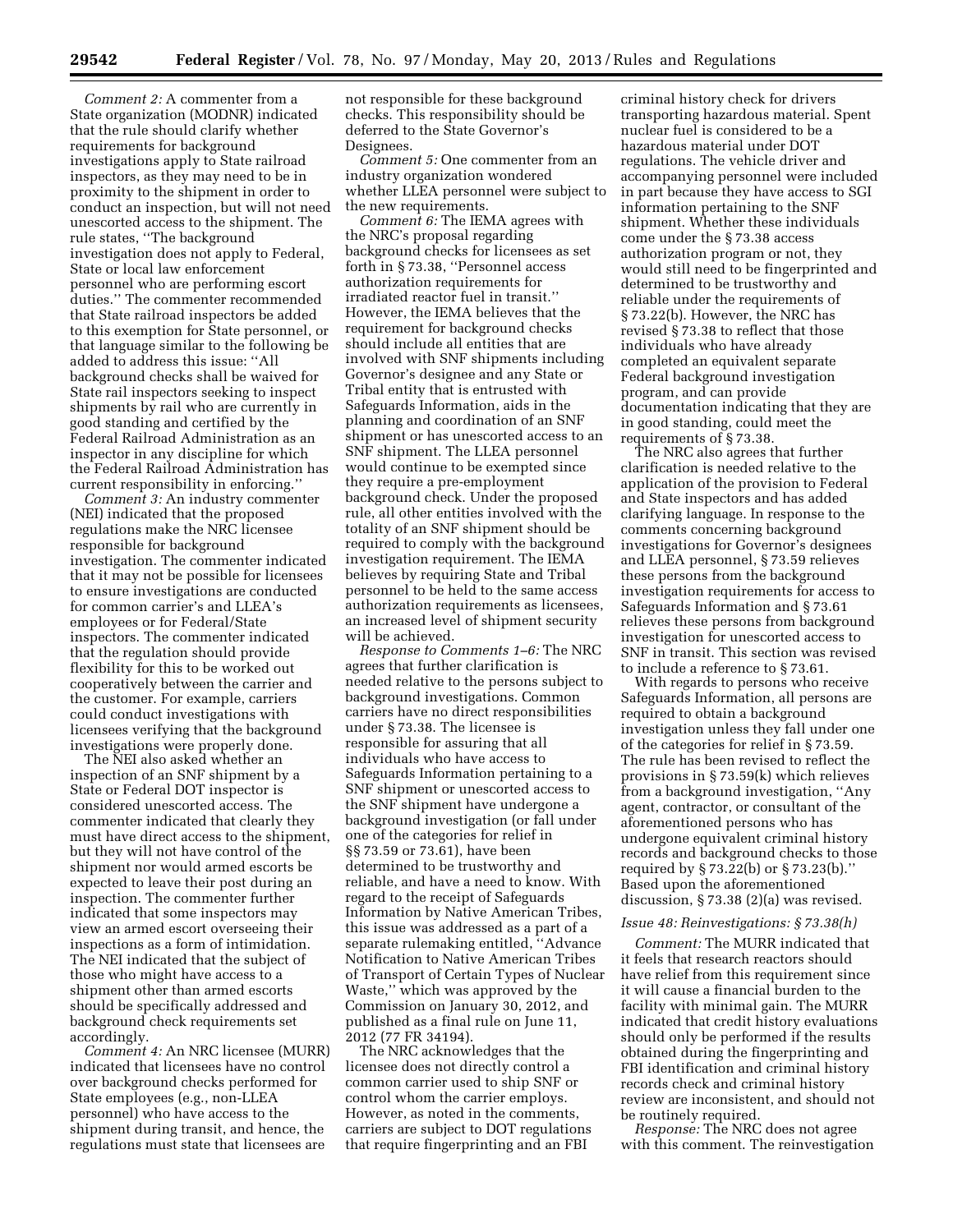*Comment 2:* A commenter from a State organization (MODNR) indicated that the rule should clarify whether requirements for background investigations apply to State railroad inspectors, as they may need to be in proximity to the shipment in order to conduct an inspection, but will not need unescorted access to the shipment. The rule states, ''The background investigation does not apply to Federal, State or local law enforcement personnel who are performing escort duties.'' The commenter recommended that State railroad inspectors be added to this exemption for State personnel, or that language similar to the following be added to address this issue: ''All background checks shall be waived for State rail inspectors seeking to inspect shipments by rail who are currently in good standing and certified by the Federal Railroad Administration as an inspector in any discipline for which the Federal Railroad Administration has current responsibility in enforcing.''

*Comment 3:* An industry commenter (NEI) indicated that the proposed regulations make the NRC licensee responsible for background investigation. The commenter indicated that it may not be possible for licensees to ensure investigations are conducted for common carrier's and LLEA's employees or for Federal/State inspectors. The commenter indicated that the regulation should provide flexibility for this to be worked out cooperatively between the carrier and the customer. For example, carriers could conduct investigations with licensees verifying that the background investigations were properly done.

The NEI also asked whether an inspection of an SNF shipment by a State or Federal DOT inspector is considered unescorted access. The commenter indicated that clearly they must have direct access to the shipment, but they will not have control of the shipment nor would armed escorts be expected to leave their post during an inspection. The commenter further indicated that some inspectors may view an armed escort overseeing their inspections as a form of intimidation. The NEI indicated that the subject of those who might have access to a shipment other than armed escorts should be specifically addressed and background check requirements set accordingly.

*Comment 4:* An NRC licensee (MURR) indicated that licensees have no control over background checks performed for State employees (e.g., non-LLEA personnel) who have access to the shipment during transit, and hence, the regulations must state that licensees are not responsible for these background checks. This responsibility should be deferred to the State Governor's Designees.

*Comment 5:* One commenter from an industry organization wondered whether LLEA personnel were subject to the new requirements.

*Comment 6:* The IEMA agrees with the NRC's proposal regarding background checks for licensees as set forth in § 73.38, ''Personnel access authorization requirements for irradiated reactor fuel in transit.'' However, the IEMA believes that the requirement for background checks should include all entities that are involved with SNF shipments including Governor's designee and any State or Tribal entity that is entrusted with Safeguards Information, aids in the planning and coordination of an SNF shipment or has unescorted access to an SNF shipment. The LLEA personnel would continue to be exempted since they require a pre-employment background check. Under the proposed rule, all other entities involved with the totality of an SNF shipment should be required to comply with the background investigation requirement. The IEMA believes by requiring State and Tribal personnel to be held to the same access authorization requirements as licensees, an increased level of shipment security will be achieved.

*Response to Comments 1–6:* The NRC agrees that further clarification is needed relative to the persons subject to background investigations. Common carriers have no direct responsibilities under § 73.38. The licensee is responsible for assuring that all individuals who have access to Safeguards Information pertaining to a SNF shipment or unescorted access to the SNF shipment have undergone a background investigation (or fall under one of the categories for relief in §§ 73.59 or 73.61), have been determined to be trustworthy and reliable, and have a need to know. With regard to the receipt of Safeguards Information by Native American Tribes, this issue was addressed as a part of a separate rulemaking entitled, ''Advance Notification to Native American Tribes of Transport of Certain Types of Nuclear Waste,'' which was approved by the Commission on January 30, 2012, and published as a final rule on June 11, 2012 (77 FR 34194).

The NRC acknowledges that the licensee does not directly control a common carrier used to ship SNF or control whom the carrier employs. However, as noted in the comments, carriers are subject to DOT regulations that require fingerprinting and an FBI criminal history check for drivers transporting hazardous material. Spent nuclear fuel is considered to be a hazardous material under DOT regulations. The vehicle driver and accompanying personnel were included in part because they have access to SGI information pertaining to the SNF shipment. Whether these individuals come under the § 73.38 access authorization program or not, they would still need to be fingerprinted and determined to be trustworthy and reliable under the requirements of § 73.22(b). However, the NRC has revised § 73.38 to reflect that those individuals who have already completed an equivalent separate Federal background investigation program, and can provide documentation indicating that they are in good standing, could meet the requirements of § 73.38.

The NRC also agrees that further clarification is needed relative to the application of the provision to Federal and State inspectors and has added clarifying language. In response to the comments concerning background investigations for Governor's designees and LLEA personnel, § 73.59 relieves these persons from the background investigation requirements for access to Safeguards Information and § 73.61 relieves these persons from background investigation for unescorted access to SNF in transit. This section was revised to include a reference to § 73.61.

With regards to persons who receive Safeguards Information, all persons are required to obtain a background investigation unless they fall under one of the categories for relief in § 73.59. The rule has been revised to reflect the provisions in § 73.59(k) which relieves from a background investigation, ''Any agent, contractor, or consultant of the aforementioned persons who has undergone equivalent criminal history records and background checks to those required by § 73.22(b) or § 73.23(b).'' Based upon the aforementioned discussion, § 73.38 (2)(a) was revised.

*Issue 48: Reinvestigations: § 73.38(h)*

*Comment:* The MURR indicated that it feels that research reactors should have relief from this requirement since it will cause a financial burden to the facility with minimal gain. The MURR indicated that credit history evaluations should only be performed if the results obtained during the fingerprinting and FBI identification and criminal history records check and criminal history review are inconsistent, and should not be routinely required.

*Response:* The NRC does not agree with this comment. The reinvestigation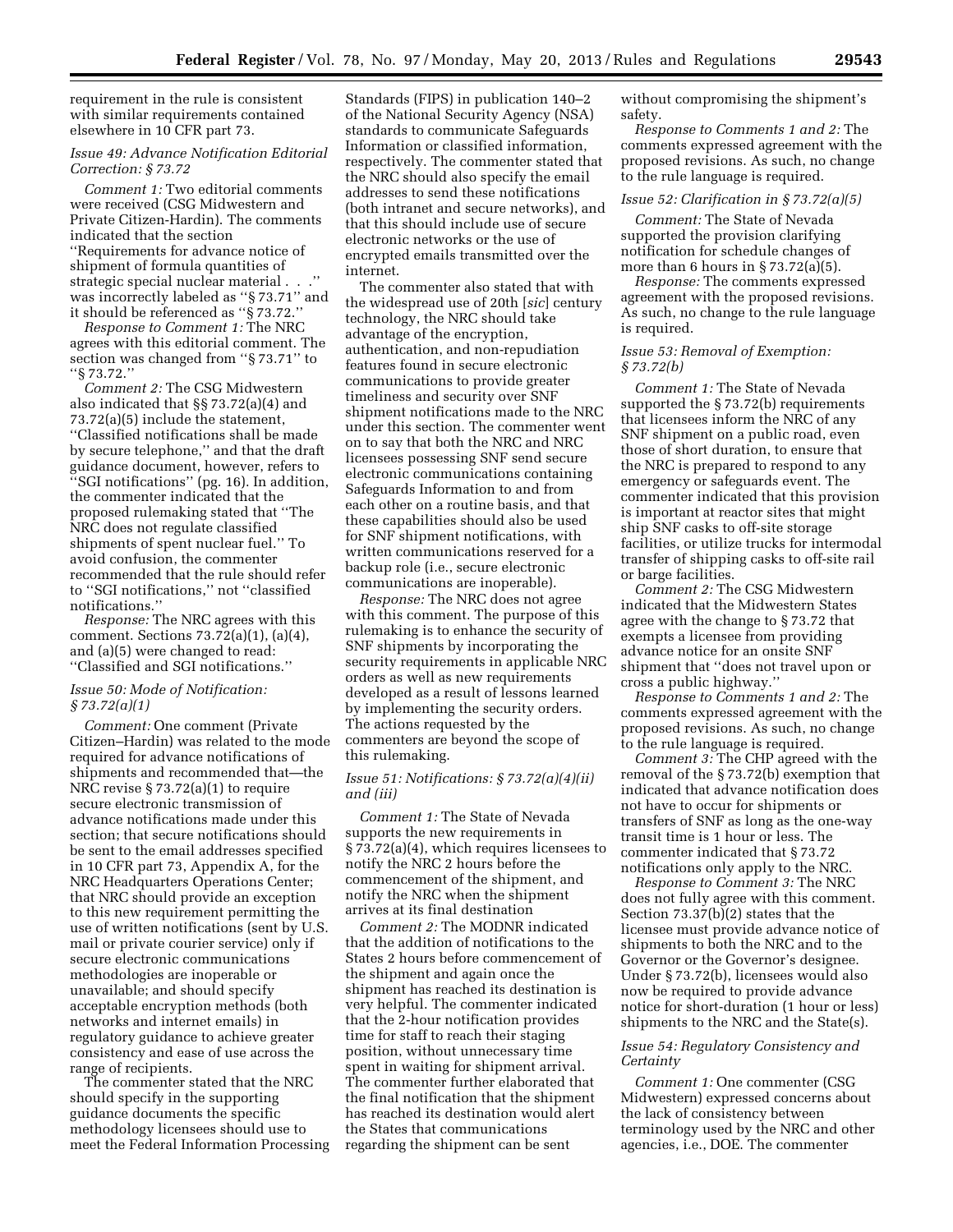requirement in the rule is consistent with similar requirements contained elsewhere in 10 CFR part 73.

*Issue 49: Advance Notification Editorial Correction: § 73.72*

*Comment 1:* Two editorial comments were received (CSG Midwestern and Private Citizen-Hardin). The comments indicated that the section ''Requirements for advance notice of shipment of formula quantities of strategic special nuclear material . . .'' was incorrectly labeled as ''§ 73.71'' and it should be referenced as ''§ 73.72.''

*Response to Comment 1:* The NRC agrees with this editorial comment. The section was changed from ''§ 73.71'' to ''§ 73.72.''

*Comment 2:* The CSG Midwestern also indicated that §§ 73.72(a)(4) and 73.72(a)(5) include the statement, ''Classified notifications shall be made by secure telephone,'' and that the draft guidance document, however, refers to ''SGI notifications'' (pg. 16). In addition, the commenter indicated that the proposed rulemaking stated that ''The NRC does not regulate classified shipments of spent nuclear fuel.'' To avoid confusion, the commenter recommended that the rule should refer to ''SGI notifications,'' not ''classified notifications.''

*Response:* The NRC agrees with this comment. Sections 73.72(a)(1), (a)(4), and (a)(5) were changed to read: ''Classified and SGI notifications.''

*Issue 50: Mode of Notification: § 73.72(a)(1)*

*Comment:* One comment (Private Citizen–Hardin) was related to the mode required for advance notifications of shipments and recommended that—the NRC revise § 73.72(a)(1) to require secure electronic transmission of advance notifications made under this section; that secure notifications should be sent to the email addresses specified in 10 CFR part 73, Appendix A, for the NRC Headquarters Operations Center; that NRC should provide an exception to this new requirement permitting the use of written notifications (sent by U.S. mail or private courier service) only if secure electronic communications methodologies are inoperable or unavailable; and should specify acceptable encryption methods (both networks and internet emails) in regulatory guidance to achieve greater consistency and ease of use across the range of recipients.

The commenter stated that the NRC should specify in the supporting guidance documents the specific methodology licensees should use to meet the Federal Information Processing Standards (FIPS) in publication 140–2 of the National Security Agency (NSA) standards to communicate Safeguards Information or classified information, respectively. The commenter stated that the NRC should also specify the email addresses to send these notifications (both intranet and secure networks), and that this should include use of secure electronic networks or the use of encrypted emails transmitted over the internet.

The commenter also stated that with the widespread use of 20th [*sic*] century technology, the NRC should take advantage of the encryption, authentication, and non-repudiation features found in secure electronic communications to provide greater timeliness and security over SNF shipment notifications made to the NRC under this section. The commenter went on to say that both the NRC and NRC licensees possessing SNF send secure electronic communications containing Safeguards Information to and from each other on a routine basis, and that these capabilities should also be used for SNF shipment notifications, with written communications reserved for a backup role (i.e., secure electronic communications are inoperable).

*Response:* The NRC does not agree with this comment. The purpose of this rulemaking is to enhance the security of SNF shipments by incorporating the security requirements in applicable NRC orders as well as new requirements developed as a result of lessons learned by implementing the security orders. The actions requested by the commenters are beyond the scope of this rulemaking.

*Issue 51: Notifications: § 73.72(a)(4)(ii) and (iii)*

*Comment 1:* The State of Nevada supports the new requirements in § 73.72(a)(4), which requires licensees to notify the NRC 2 hours before the commencement of the shipment, and notify the NRC when the shipment arrives at its final destination

*Comment 2:* The MODNR indicated that the addition of notifications to the States 2 hours before commencement of the shipment and again once the shipment has reached its destination is very helpful. The commenter indicated that the 2-hour notification provides time for staff to reach their staging position, without unnecessary time spent in waiting for shipment arrival. The commenter further elaborated that the final notification that the shipment has reached its destination would alert the States that communications regarding the shipment can be sent without compromising the shipment's safety.

*Response to Comments 1 and 2:* The comments expressed agreement with the proposed revisions. As such, no change to the rule language is required.

*Issue 52: Clarification in § 73.72(a)(5)*

*Comment:* The State of Nevada supported the provision clarifying notification for schedule changes of more than 6 hours in § 73.72(a)(5).

*Response:* The comments expressed agreement with the proposed revisions. As such, no change to the rule language is required.

*Issue 53: Removal of Exemption: § 73.72(b)*

*Comment 1:* The State of Nevada supported the § 73.72(b) requirements that licensees inform the NRC of any SNF shipment on a public road, even those of short duration, to ensure that the NRC is prepared to respond to any emergency or safeguards event. The commenter indicated that this provision is important at reactor sites that might ship SNF casks to off-site storage facilities, or utilize trucks for intermodal transfer of shipping casks to off-site rail or barge facilities.

*Comment 2:* The CSG Midwestern indicated that the Midwestern States agree with the change to § 73.72 that exempts a licensee from providing advance notice for an onsite SNF shipment that ''does not travel upon or cross a public highway.''

*Response to Comments 1 and 2:* The comments expressed agreement with the proposed revisions. As such, no change to the rule language is required.

*Comment 3:* The CHP agreed with the removal of the § 73.72(b) exemption that indicated that advance notification does not have to occur for shipments or transfers of SNF as long as the one-way transit time is 1 hour or less. The commenter indicated that § 73.72 notifications only apply to the NRC.

*Response to Comment 3:* The NRC does not fully agree with this comment. Section 73.37(b)(2) states that the licensee must provide advance notice of shipments to both the NRC and to the Governor or the Governor's designee. Under § 73.72(b), licensees would also now be required to provide advance notice for short-duration (1 hour or less) shipments to the NRC and the State(s).

*Issue 54: Regulatory Consistency and Certainty*

*Comment 1:* One commenter (CSG Midwestern) expressed concerns about the lack of consistency between terminology used by the NRC and other agencies, i.e., DOE. The commenter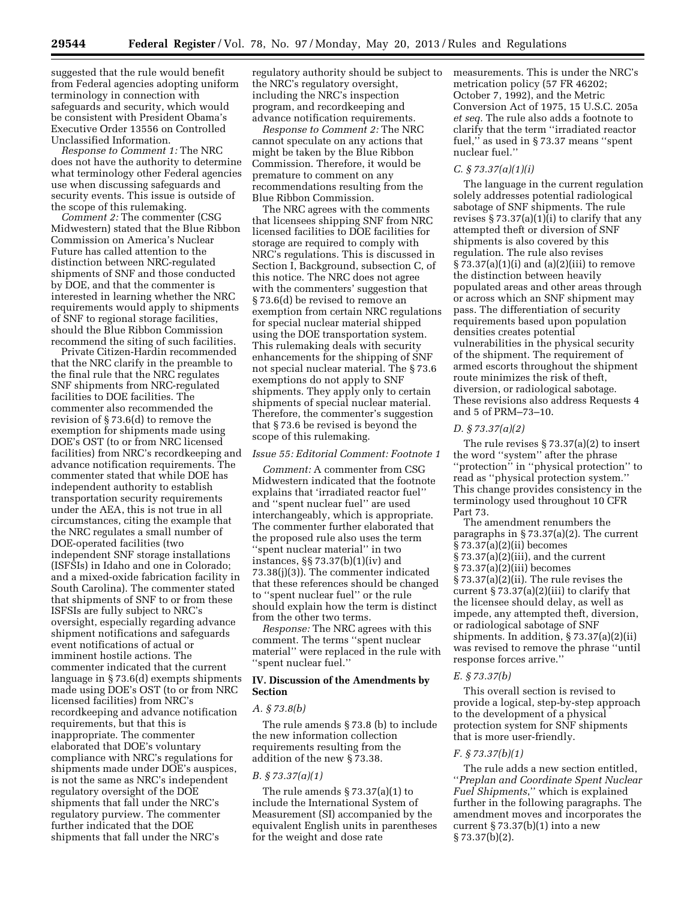suggested that the rule would benefit from Federal agencies adopting uniform terminology in connection with safeguards and security, which would be consistent with President Obama's Executive Order 13556 on Controlled Unclassified Information.

*Response to Comment 1:* The NRC does not have the authority to determine what terminology other Federal agencies use when discussing safeguards and security events. This issue is outside of the scope of this rulemaking.

*Comment 2:* The commenter (CSG Midwestern) stated that the Blue Ribbon Commission on America's Nuclear Future has called attention to the distinction between NRC-regulated shipments of SNF and those conducted by DOE, and that the commenter is interested in learning whether the NRC requirements would apply to shipments of SNF to regional storage facilities, should the Blue Ribbon Commission recommend the siting of such facilities.

Private Citizen-Hardin recommended that the NRC clarify in the preamble to the final rule that the NRC regulates SNF shipments from NRC-regulated facilities to DOE facilities. The commenter also recommended the revision of § 73.6(d) to remove the exemption for shipments made using DOE's OST (to or from NRC licensed facilities) from NRC's recordkeeping and advance notification requirements. The commenter stated that while DOE has independent authority to establish transportation security requirements under the AEA, this is not true in all circumstances, citing the example that the NRC regulates a small number of DOE-operated facilities (two independent SNF storage installations (ISFSIs) in Idaho and one in Colorado; and a mixed-oxide fabrication facility in South Carolina). The commenter stated that shipments of SNF to or from these ISFSIs are fully subject to NRC's oversight, especially regarding advance shipment notifications and safeguards event notifications of actual or imminent hostile actions. The commenter indicated that the current language in § 73.6(d) exempts shipments made using DOE's OST (to or from NRC licensed facilities) from NRC's recordkeeping and advance notification requirements, but that this is inappropriate. The commenter elaborated that DOE's voluntary compliance with NRC's regulations for shipments made under DOE's auspices, is not the same as NRC's independent regulatory oversight of the DOE shipments that fall under the NRC's regulatory purview. The commenter further indicated that the DOE shipments that fall under the NRC's regulatory authority should be subject to the NRC's regulatory oversight, including the NRC's inspection program, and recordkeeping and advance notification requirements.

*Response to Comment 2:* The NRC cannot speculate on any actions that might be taken by the Blue Ribbon Commission. Therefore, it would be premature to comment on any recommendations resulting from the Blue Ribbon Commission.

The NRC agrees with the comments that licensees shipping SNF from NRC licensed facilities to DOE facilities for storage are required to comply with NRC's regulations. This is discussed in Section I, Background, subsection C, of this notice. The NRC does not agree with the commenters' suggestion that § 73.6(d) be revised to remove an exemption from certain NRC regulations for special nuclear material shipped using the DOE transportation system. This rulemaking deals with security enhancements for the shipping of SNF not special nuclear material. The § 73.6 exemptions do not apply to SNF shipments. They apply only to certain shipments of special nuclear material. Therefore, the commenter's suggestion that § 73.6 be revised is beyond the scope of this rulemaking.

*Issue 55: Editorial Comment: Footnote 1*

*Comment:* A commenter from CSG Midwestern indicated that the footnote explains that 'irradiated reactor fuel'' and ''spent nuclear fuel'' are used interchangeably, which is appropriate. The commenter further elaborated that the proposed rule also uses the term ''spent nuclear material'' in two instances, §§ 73.37(b)(1)(iv) and 73.38(j)(3)). The commenter indicated that these references should be changed to ''spent nuclear fuel'' or the rule should explain how the term is distinct from the other two terms.

*Response:* The NRC agrees with this comment. The terms ''spent nuclear material'' were replaced in the rule with ''spent nuclear fuel.''

## IV. Discussion of the Amendments by Section

*A. § 73.8(b)*

The rule amends § 73.8 (b) to include the new information collection requirements resulting from the addition of the new § 73.38.

*B. § 73.37(a)(1)*

The rule amends § 73.37(a)(1) to include the International System of Measurement (SI) accompanied by the equivalent English units in parentheses for the weight and dose rate measurements. This is under the NRC's metrication policy (57 FR 46202; October 7, 1992), and the Metric Conversion Act of 1975, 15 U.S.C. 205a *et seq.* The rule also adds a footnote to clarify that the term ''irradiated reactor fuel,'' as used in § 73.37 means ''spent nuclear fuel.''

*C. § 73.37(a)(1)(i)*

The language in the current regulation solely addresses potential radiological sabotage of SNF shipments. The rule revises § 73.37(a)(1)(i) to clarify that any attempted theft or diversion of SNF shipments is also covered by this regulation. The rule also revises § 73.37(a)(1)(i) and (a)(2)(iii) to remove the distinction between heavily populated areas and other areas through or across which an SNF shipment may pass. The differentiation of security requirements based upon population densities creates potential vulnerabilities in the physical security of the shipment. The requirement of armed escorts throughout the shipment route minimizes the risk of theft, diversion, or radiological sabotage. These revisions also address Requests 4 and 5 of PRM–73–10.

*D. § 73.37(a)(2)*

The rule revises § 73.37(a)(2) to insert the word ''system'' after the phrase ''protection'' in ''physical protection'' to read as ''physical protection system.'' This change provides consistency in the terminology used throughout 10 CFR Part 73.

The amendment renumbers the paragraphs in § 73.37(a)(2). The current § 73.37(a)(2)(ii) becomes § 73.37(a)(2)(iii), and the current § 73.37(a)(2)(iii) becomes § 73.37(a)(2)(ii). The rule revises the current § 73.37(a)(2)(iii) to clarify that the licensee should delay, as well as impede, any attempted theft, diversion, or radiological sabotage of SNF shipments. In addition, § 73.37(a)(2)(ii) was revised to remove the phrase ''until response forces arrive.''

*E. § 73.37(b)*

This overall section is revised to provide a logical, step-by-step approach to the development of a physical protection system for SNF shipments that is more user-friendly.

*F. § 73.37(b)(1)*

The rule adds a new section entitled, ''*Preplan and Coordinate Spent Nuclear Fuel Shipments*,'' which is explained further in the following paragraphs. The amendment moves and incorporates the current § 73.37(b)(1) into a new § 73.37(b)(2).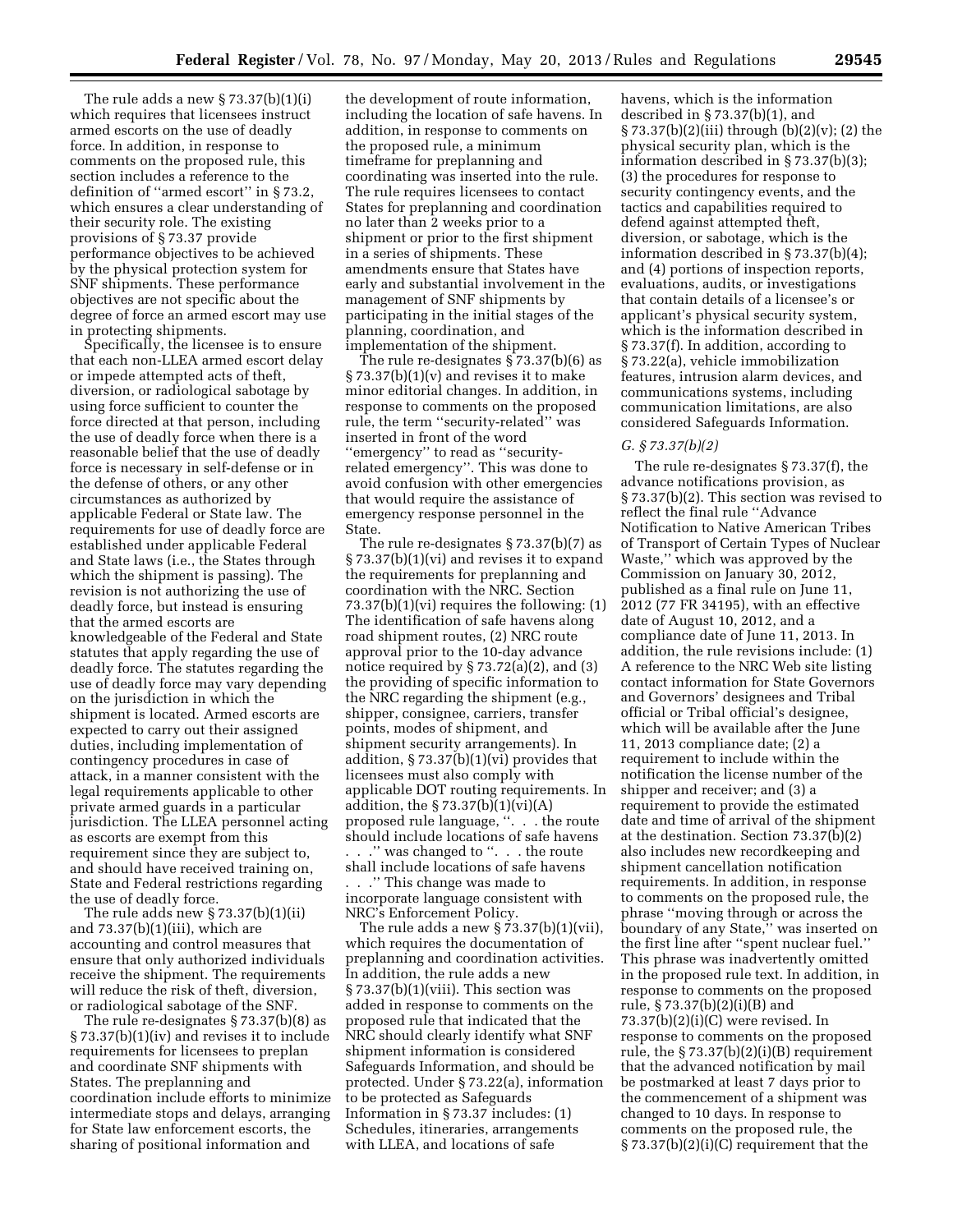The rule adds a new § 73.37(b)(1)(i) which requires that licensees instruct armed escorts on the use of deadly force. In addition, in response to comments on the proposed rule, this section includes a reference to the definition of ''armed escort'' in § 73.2, which ensures a clear understanding of their security role. The existing provisions of § 73.37 provide performance objectives to be achieved by the physical protection system for SNF shipments. These performance objectives are not specific about the degree of force an armed escort may use in protecting shipments.

Specifically, the licensee is to ensure that each non-LLEA armed escort delay or impede attempted acts of theft, diversion, or radiological sabotage by using force sufficient to counter the force directed at that person, including the use of deadly force when there is a reasonable belief that the use of deadly force is necessary in self-defense or in the defense of others, or any other circumstances as authorized by applicable Federal or State law. The requirements for use of deadly force are established under applicable Federal and State laws (i.e., the States through which the shipment is passing). The revision is not authorizing the use of deadly force, but instead is ensuring that the armed escorts are knowledgeable of the Federal and State statutes that apply regarding the use of deadly force. The statutes regarding the use of deadly force may vary depending on the jurisdiction in which the shipment is located. Armed escorts are expected to carry out their assigned duties, including implementation of contingency procedures in case of attack, in a manner consistent with the legal requirements applicable to other private armed guards in a particular jurisdiction. The LLEA personnel acting as escorts are exempt from this requirement since they are subject to, and should have received training on, State and Federal restrictions regarding the use of deadly force.

The rule adds new § 73.37(b)(1)(ii) and 73.37(b)(1)(iii), which are accounting and control measures that ensure that only authorized individuals receive the shipment. The requirements will reduce the risk of theft, diversion, or radiological sabotage of the SNF.

The rule re-designates § 73.37(b)(8) as § 73.37(b)(1)(iv) and revises it to include requirements for licensees to preplan and coordinate SNF shipments with States. The preplanning and coordination include efforts to minimize intermediate stops and delays, arranging for State law enforcement escorts, the sharing of positional information and the development of route information, including the location of safe havens. In addition, in response to comments on the proposed rule, a minimum timeframe for preplanning and coordinating was inserted into the rule. The rule requires licensees to contact States for preplanning and coordination no later than 2 weeks prior to a shipment or prior to the first shipment in a series of shipments. These amendments ensure that States have early and substantial involvement in the management of SNF shipments by participating in the initial stages of the planning, coordination, and implementation of the shipment.

The rule re-designates § 73.37(b)(6) as § 73.37(b)(1)(v) and revises it to make minor editorial changes. In addition, in response to comments on the proposed rule, the term ''security-related'' was inserted in front of the word ''emergency'' to read as ''security-related emergency''. This was done to avoid confusion with other emergencies that would require the assistance of emergency response personnel in the State.

The rule re-designates § 73.37(b)(7) as § 73.37(b)(1)(vi) and revises it to expand the requirements for preplanning and coordination with the NRC. Section 73.37(b)(1)(vi) requires the following: (1) The identification of safe havens along road shipment routes, (2) NRC route approval prior to the 10-day advance notice required by § 73.72(a)(2), and (3) the providing of specific information to the NRC regarding the shipment (e.g., shipper, consignee, carriers, transfer points, modes of shipment, and shipment security arrangements). In addition, § 73.37(b)(1)(vi) provides that licensees must also comply with applicable DOT routing requirements. In addition, the § 73.37(b)(1)(vi)(A) proposed rule language, ''. . . the route should include locations of safe havens . . .'' was changed to ''. . . the route shall include locations of safe havens . . .'' This change was made to incorporate language consistent with NRC's Enforcement Policy.

The rule adds a new § 73.37(b)(1)(vii), which requires the documentation of preplanning and coordination activities. In addition, the rule adds a new § 73.37(b)(1)(viii). This section was added in response to comments on the proposed rule that indicated that the NRC should clearly identify what SNF shipment information is considered Safeguards Information, and should be protected. Under § 73.22(a), information to be protected as Safeguards Information in § 73.37 includes: (1) Schedules, itineraries, arrangements with LLEA, and locations of safe havens, which is the information described in § 73.37(b)(1), and § 73.37(b)(2)(iii) through (b)(2)(v); (2) the physical security plan, which is the information described in § 73.37(b)(3); (3) the procedures for response to security contingency events, and the tactics and capabilities required to defend against attempted theft, diversion, or sabotage, which is the information described in § 73.37(b)(4); and (4) portions of inspection reports, evaluations, audits, or investigations that contain details of a licensee's or applicant's physical security system, which is the information described in § 73.37(f). In addition, according to § 73.22(a), vehicle immobilization features, intrusion alarm devices, and communications systems, including communication limitations, are also considered Safeguards Information.

### *G. § 73.37(b)(2)*

The rule re-designates § 73.37(f), the advance notifications provision, as § 73.37(b)(2). This section was revised to reflect the final rule ''Advance Notification to Native American Tribes of Transport of Certain Types of Nuclear Waste,'' which was approved by the Commission on January 30, 2012, published as a final rule on June 11, 2012 (77 FR 34195), with an effective date of August 10, 2012, and a compliance date of June 11, 2013. In addition, the rule revisions include: (1) A reference to the NRC Web site listing contact information for State Governors and Governors' designees and Tribal official or Tribal official's designee, which will be available after the June 11, 2013 compliance date; (2) a requirement to include within the notification the license number of the shipper and receiver; and (3) a requirement to provide the estimated date and time of arrival of the shipment at the destination. Section 73.37(b)(2) also includes new recordkeeping and shipment cancellation notification requirements. In addition, in response to comments on the proposed rule, the phrase ''moving through or across the boundary of any State,'' was inserted on the first line after ''spent nuclear fuel.'' This phrase was inadvertently omitted in the proposed rule text. In addition, in response to comments on the proposed rule, § 73.37(b)(2)(i)(B) and 73.37(b)(2)(i)(C) were revised. In response to comments on the proposed rule, the § 73.37(b)(2)(i)(B) requirement that the advanced notification by mail be postmarked at least 7 days prior to the commencement of a shipment was changed to 10 days. In response to comments on the proposed rule, the § 73.37(b)(2)(i)(C) requirement that the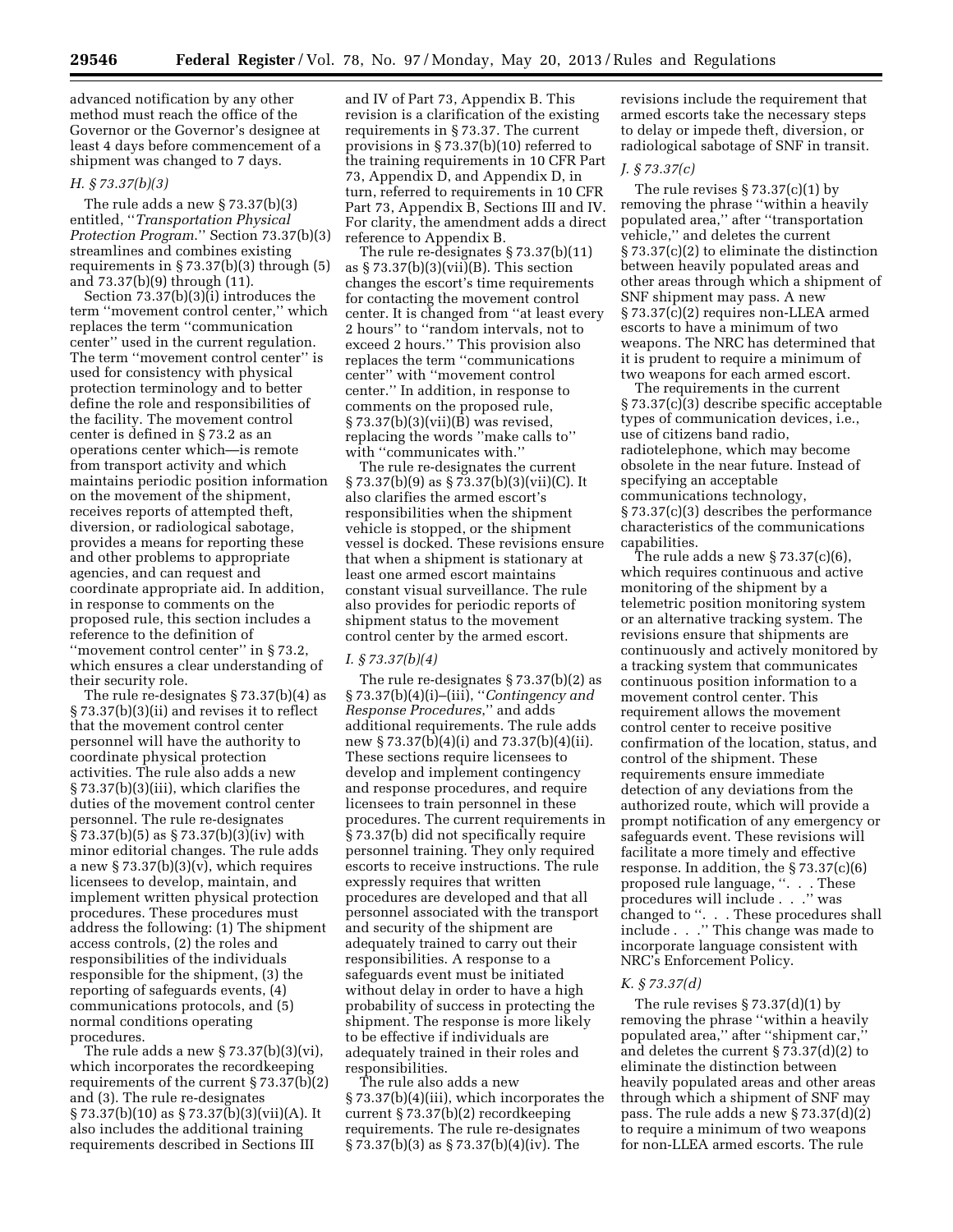advanced notification by any other method must reach the office of the Governor or the Governor's designee at least 4 days before commencement of a shipment was changed to 7 days.

### *H. § 73.37(b)(3)*

The rule adds a new § 73.37(b)(3) entitled, ''*Transportation Physical Protection Program*.'' Section 73.37(b)(3) streamlines and combines existing requirements in § 73.37(b)(3) through (5) and 73.37(b)(9) through (11).

Section 73.37(b)(3)(i) introduces the term ''movement control center,'' which replaces the term ''communication center'' used in the current regulation. The term ''movement control center'' is used for consistency with physical protection terminology and to better define the role and responsibilities of the facility. The movement control center is defined in § 73.2 as an operations center which—is remote from transport activity and which maintains periodic position information on the movement of the shipment, receives reports of attempted theft, diversion, or radiological sabotage, provides a means for reporting these and other problems to appropriate agencies, and can request and coordinate appropriate aid. In addition, in response to comments on the proposed rule, this section includes a reference to the definition of ''movement control center'' in § 73.2, which ensures a clear understanding of their security role.

The rule re-designates § 73.37(b)(4) as § 73.37(b)(3)(ii) and revises it to reflect that the movement control center personnel will have the authority to coordinate physical protection activities. The rule also adds a new § 73.37(b)(3)(iii), which clarifies the duties of the movement control center personnel. The rule re-designates § 73.37(b)(5) as § 73.37(b)(3)(iv) with minor editorial changes. The rule adds a new § 73.37(b)(3)(v), which requires licensees to develop, maintain, and implement written physical protection procedures. These procedures must address the following: (1) The shipment access controls, (2) the roles and responsibilities of the individuals responsible for the shipment, (3) the reporting of safeguards events, (4) communications protocols, and (5) normal conditions operating procedures.

The rule adds a new § 73.37(b)(3)(vi), which incorporates the recordkeeping requirements of the current § 73.37(b)(2) and (3). The rule re-designates § 73.37(b)(10) as § 73.37(b)(3)(vii)(A). It also includes the additional training requirements described in Sections III and IV of Part 73, Appendix B. This revision is a clarification of the existing requirements in § 73.37. The current provisions in § 73.37(b)(10) referred to the training requirements in 10 CFR Part 73, Appendix D, and Appendix D, in turn, referred to requirements in 10 CFR Part 73, Appendix B, Sections III and IV. For clarity, the amendment adds a direct reference to Appendix B.

The rule re-designates § 73.37(b)(11) as § 73.37(b)(3)(vii)(B). This section changes the escort's time requirements for contacting the movement control center. It is changed from ''at least every 2 hours'' to ''random intervals, not to exceed 2 hours.'' This provision also replaces the term ''communications center'' with ''movement control center.'' In addition, in response to comments on the proposed rule, § 73.37(b)(3)(vii)(B) was revised, replacing the words ''make calls to'' with ''communicates with.''

The rule re-designates the current § 73.37(b)(9) as § 73.37(b)(3)(vii)(C). It also clarifies the armed escort's responsibilities when the shipment vehicle is stopped, or the shipment vessel is docked. These revisions ensure that when a shipment is stationary at least one armed escort maintains constant visual surveillance. The rule also provides for periodic reports of shipment status to the movement control center by the armed escort.

### *I. § 73.37(b)(4)*

The rule re-designates § 73.37(b)(2) as § 73.37(b)(4)(i)–(iii), ''*Contingency and Response Procedures*,'' and adds additional requirements. The rule adds new § 73.37(b)(4)(i) and 73.37(b)(4)(ii). These sections require licensees to develop and implement contingency and response procedures, and require licensees to train personnel in these procedures. The current requirements in § 73.37(b) did not specifically require personnel training. They only required escorts to receive instructions. The rule expressly requires that written procedures are developed and that all personnel associated with the transport and security of the shipment are adequately trained to carry out their responsibilities. A response to a safeguards event must be initiated without delay in order to have a high probability of success in protecting the shipment. The response is more likely to be effective if individuals are adequately trained in their roles and responsibilities.

The rule also adds a new § 73.37(b)(4)(iii), which incorporates the current § 73.37(b)(2) recordkeeping requirements. The rule re-designates § 73.37(b)(3) as § 73.37(b)(4)(iv). The revisions include the requirement that armed escorts take the necessary steps to delay or impede theft, diversion, or radiological sabotage of SNF in transit.

### *J. § 73.37(c)*

The rule revises § 73.37(c)(1) by removing the phrase ''within a heavily populated area,'' after ''transportation vehicle,'' and deletes the current § 73.37(c)(2) to eliminate the distinction between heavily populated areas and other areas through which a shipment of SNF shipment may pass. A new § 73.37(c)(2) requires non-LLEA armed escorts to have a minimum of two weapons. The NRC has determined that it is prudent to require a minimum of two weapons for each armed escort.

The requirements in the current § 73.37(c)(3) describe specific acceptable types of communication devices, i.e., use of citizens band radio, radiotelephone, which may become obsolete in the near future. Instead of specifying an acceptable communications technology, § 73.37(c)(3) describes the performance characteristics of the communications capabilities.

The rule adds a new § 73.37(c)(6), which requires continuous and active monitoring of the shipment by a telemetric position monitoring system or an alternative tracking system. The revisions ensure that shipments are continuously and actively monitored by a tracking system that communicates continuous position information to a movement control center. This requirement allows the movement control center to receive positive confirmation of the location, status, and control of the shipment. These requirements ensure immediate detection of any deviations from the authorized route, which will provide a prompt notification of any emergency or safeguards event. These revisions will facilitate a more timely and effective response. In addition, the § 73.37(c)(6) proposed rule language, ''. . . These procedures will include . . .'' was changed to ''. . . These procedures shall include . . .'' This change was made to incorporate language consistent with NRC's Enforcement Policy.

### *K. § 73.37(d)*

The rule revises § 73.37(d)(1) by removing the phrase ''within a heavily populated area,'' after ''shipment car,'' and deletes the current § 73.37(d)(2) to eliminate the distinction between heavily populated areas and other areas through which a shipment of SNF may pass. The rule adds a new § 73.37(d)(2) to require a minimum of two weapons for non-LLEA armed escorts. The rule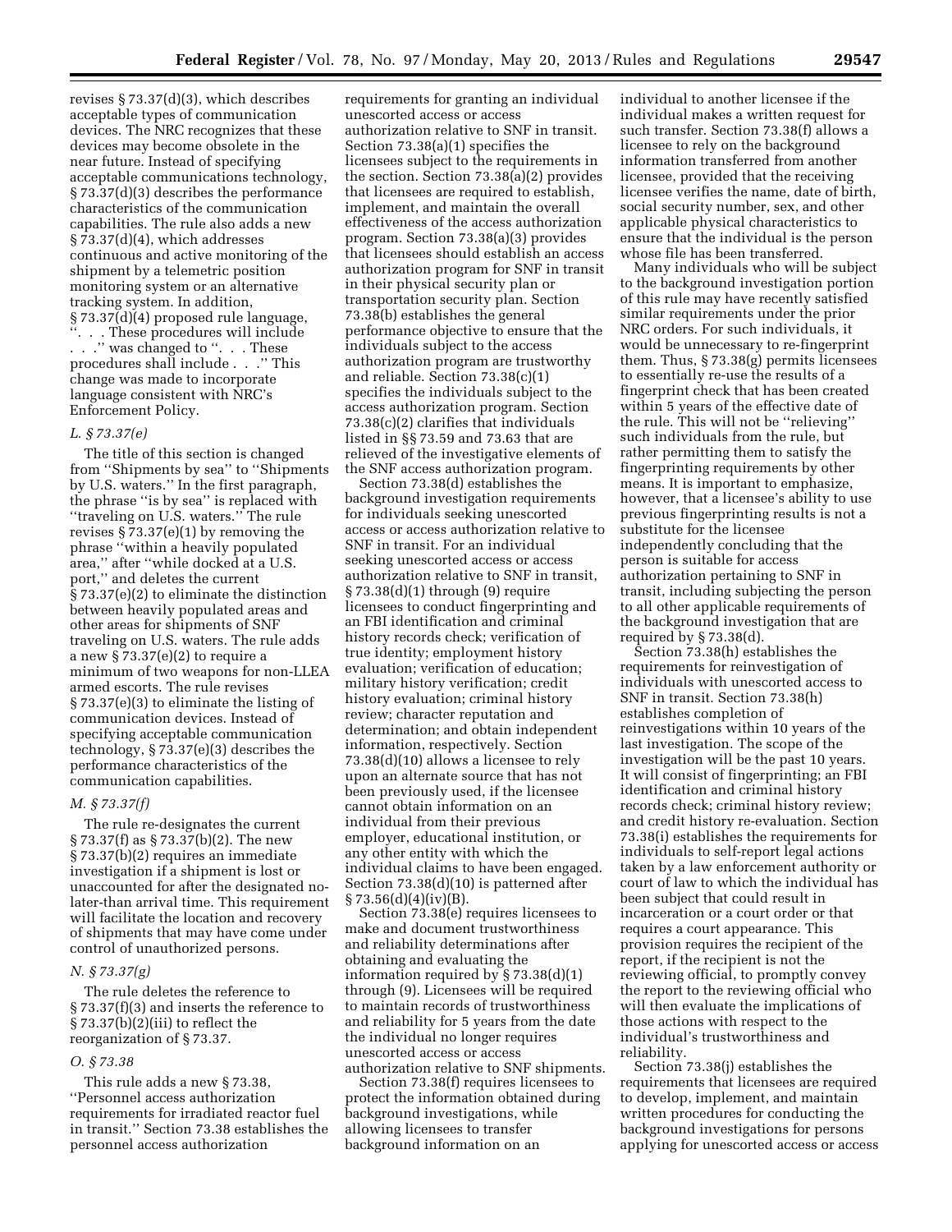revises § 73.37(d)(3), which describes acceptable types of communication devices. The NRC recognizes that these devices may become obsolete in the near future. Instead of specifying acceptable communications technology, § 73.37(d)(3) describes the performance characteristics of the communication capabilities. The rule also adds a new § 73.37(d)(4), which addresses continuous and active monitoring of the shipment by a telemetric position monitoring system or an alternative tracking system. In addition, § 73.37(d)(4) proposed rule language, ''. . . These procedures will include . . .'' was changed to ''. . . These procedures shall include . . .'' This change was made to incorporate language consistent with NRC's Enforcement Policy.

### *L. § 73.37(e)*

The title of this section is changed from ''Shipments by sea'' to ''Shipments by U.S. waters.'' In the first paragraph, the phrase ''is by sea'' is replaced with ''traveling on U.S. waters.'' The rule revises § 73.37(e)(1) by removing the phrase ''within a heavily populated area,'' after ''while docked at a U.S. port,'' and deletes the current § 73.37(e)(2) to eliminate the distinction between heavily populated areas and other areas for shipments of SNF traveling on U.S. waters. The rule adds a new § 73.37(e)(2) to require a minimum of two weapons for non-LLEA armed escorts. The rule revises § 73.37(e)(3) to eliminate the listing of communication devices. Instead of specifying acceptable communication technology, § 73.37(e)(3) describes the performance characteristics of the communication capabilities.

### *M. § 73.37(f)*

The rule re-designates the current § 73.37(f) as § 73.37(b)(2). The new § 73.37(b)(2) requires an immediate investigation if a shipment is lost or unaccounted for after the designated no-later-than arrival time. This requirement will facilitate the location and recovery of shipments that may have come under control of unauthorized persons.

### *N. § 73.37(g)*

The rule deletes the reference to § 73.37(f)(3) and inserts the reference to § 73.37(b)(2)(iii) to reflect the reorganization of § 73.37.

### *O. § 73.38*

This rule adds a new § 73.38, ''Personnel access authorization requirements for irradiated reactor fuel in transit.'' Section 73.38 establishes the personnel access authorization requirements for granting an individual unescorted access or access authorization relative to SNF in transit. Section 73.38(a)(1) specifies the licensees subject to the requirements in the section. Section 73.38(a)(2) provides that licensees are required to establish, implement, and maintain the overall effectiveness of the access authorization program. Section 73.38(a)(3) provides that licensees should establish an access authorization program for SNF in transit in their physical security plan or transportation security plan. Section 73.38(b) establishes the general performance objective to ensure that the individuals subject to the access authorization program are trustworthy and reliable. Section 73.38(c)(1) specifies the individuals subject to the access authorization program. Section 73.38(c)(2) clarifies that individuals listed in §§ 73.59 and 73.63 that are relieved of the investigative elements of the SNF access authorization program.

Section 73.38(d) establishes the background investigation requirements for individuals seeking unescorted access or access authorization relative to SNF in transit. For an individual seeking unescorted access or access authorization relative to SNF in transit, § 73.38(d)(1) through (9) require licensees to conduct fingerprinting and an FBI identification and criminal history records check; verification of true identity; employment history evaluation; verification of education; military history verification; credit history evaluation; criminal history review; character reputation and determination; and obtain independent information, respectively. Section 73.38(d)(10) allows a licensee to rely upon an alternate source that has not been previously used, if the licensee cannot obtain information on an individual from their previous employer, educational institution, or any other entity with which the individual claims to have been engaged. Section 73.38(d)(10) is patterned after § 73.56(d)(4)(iv)(B).

Section 73.38(e) requires licensees to make and document trustworthiness and reliability determinations after obtaining and evaluating the information required by § 73.38(d)(1) through (9). Licensees will be required to maintain records of trustworthiness and reliability for 5 years from the date the individual no longer requires unescorted access or access authorization relative to SNF shipments.

Section 73.38(f) requires licensees to protect the information obtained during background investigations, while allowing licensees to transfer background information on an individual to another licensee if the individual makes a written request for such transfer. Section 73.38(f) allows a licensee to rely on the background information transferred from another licensee, provided that the receiving licensee verifies the name, date of birth, social security number, sex, and other applicable physical characteristics to ensure that the individual is the person whose file has been transferred.

Many individuals who will be subject to the background investigation portion of this rule may have recently satisfied similar requirements under the prior NRC orders. For such individuals, it would be unnecessary to re-fingerprint them. Thus, § 73.38(g) permits licensees to essentially re-use the results of a fingerprint check that has been created within 5 years of the effective date of the rule. This will not be ''relieving'' such individuals from the rule, but rather permitting them to satisfy the fingerprinting requirements by other means. It is important to emphasize, however, that a licensee's ability to use previous fingerprinting results is not a substitute for the licensee independently concluding that the person is suitable for access authorization pertaining to SNF in transit, including subjecting the person to all other applicable requirements of the background investigation that are required by § 73.38(d).

Section 73.38(h) establishes the requirements for reinvestigation of individuals with unescorted access to SNF in transit. Section 73.38(h) establishes completion of reinvestigations within 10 years of the last investigation. The scope of the investigation will be the past 10 years. It will consist of fingerprinting; an FBI identification and criminal history records check; criminal history review; and credit history re-evaluation. Section 73.38(i) establishes the requirements for individuals to self-report legal actions taken by a law enforcement authority or court of law to which the individual has been subject that could result in incarceration or a court order or that requires a court appearance. This provision requires the recipient of the report, if the recipient is not the reviewing official, to promptly convey the report to the reviewing official who will then evaluate the implications of those actions with respect to the individual's trustworthiness and reliability.

Section 73.38(j) establishes the requirements that licensees are required to develop, implement, and maintain written procedures for conducting the background investigations for persons applying for unescorted access or access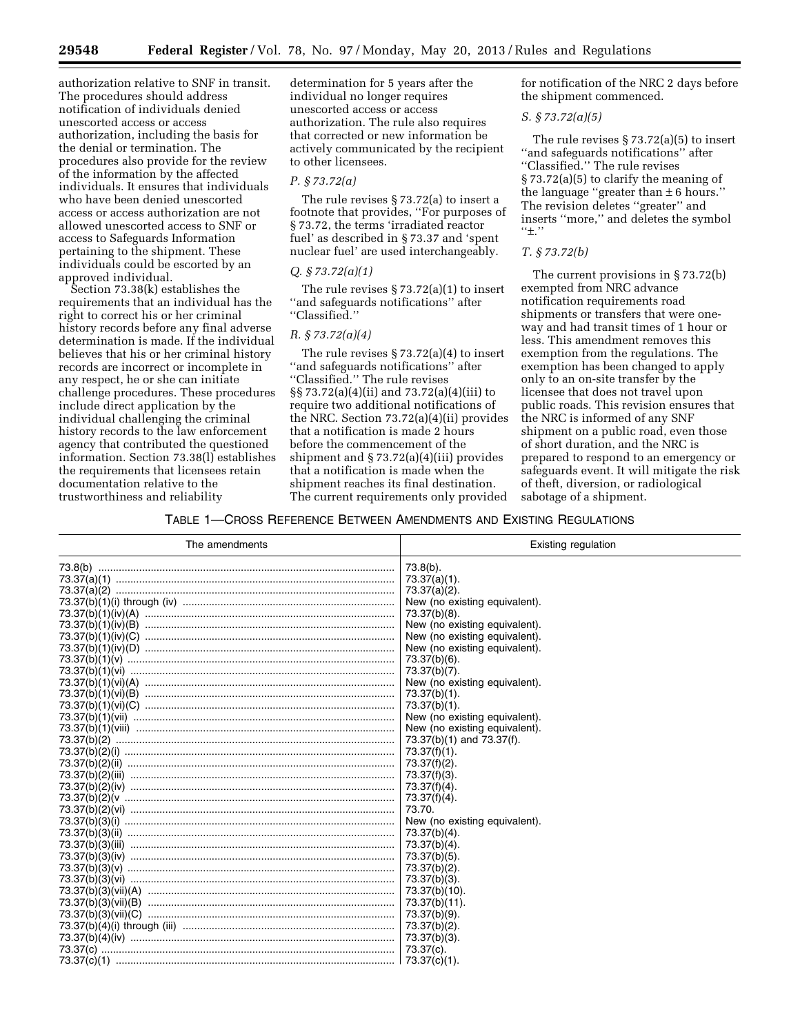authorization relative to SNF in transit. The procedures should address notification of individuals denied unescorted access or access authorization, including the basis for the denial or termination. The procedures also provide for the review of the information by the affected individuals. It ensures that individuals who have been denied unescorted access or access authorization are not allowed unescorted access to SNF or access to Safeguards Information pertaining to the shipment. These individuals could be escorted by an approved individual.

Section 73.38(k) establishes the requirements that an individual has the right to correct his or her criminal history records before any final adverse determination is made. If the individual believes that his or her criminal history records are incorrect or incomplete in any respect, he or she can initiate challenge procedures. These procedures include direct application by the individual challenging the criminal history records to the law enforcement agency that contributed the questioned information. Section 73.38(l) establishes the requirements that licensees retain documentation relative to the trustworthiness and reliability determination for 5 years after the individual no longer requires unescorted access or access authorization. The rule also requires that corrected or new information be actively communicated by the recipient to other licensees.

### *P. § 73.72(a)*

The rule revises § 73.72(a) to insert a footnote that provides, ''For purposes of § 73.72, the terms 'irradiated reactor fuel' as described in § 73.37 and 'spent nuclear fuel' are used interchangeably.

### *Q. § 73.72(a)(1)*

The rule revises § 73.72(a)(1) to insert ''and safeguards notifications'' after ''Classified.''

### *R. § 73.72(a)(4)*

The rule revises § 73.72(a)(4) to insert ''and safeguards notifications'' after ''Classified.'' The rule revises §§ 73.72(a)(4)(ii) and 73.72(a)(4)(iii) to require two additional notifications of the NRC. Section 73.72(a)(4)(ii) provides that a notification is made 2 hours before the commencement of the shipment and § 73.72(a)(4)(iii) provides that a notification is made when the shipment reaches its final destination. The current requirements only provided for notification of the NRC 2 days before the shipment commenced.

### *S. § 73.72(a)(5)*

The rule revises § 73.72(a)(5) to insert ''and safeguards notifications'' after ''Classified.'' The rule revises § 73.72(a)(5) to clarify the meaning of the language ''greater than ± 6 hours.'' The revision deletes ''greater'' and inserts ''more,'' and deletes the symbol ''±.''

### *T. § 73.72(b)*

The current provisions in § 73.72(b) exempted from NRC advance notification requirements road shipments or transfers that were one-way and had transit times of 1 hour or less. This amendment removes this exemption from the regulations. The exemption has been changed to apply only to an on-site transfer by the licensee that does not travel upon public roads. This revision ensures that the NRC is informed of any SNF shipment on a public road, even those of short duration, and the NRC is prepared to respond to an emergency or safeguards event. It will mitigate the risk of theft, diversion, or radiological sabotage of a shipment.

TABLE 1—CROSS REFERENCE BETWEEN AMENDMENTS AND EXISTING REGULATIONS

| The amendments | Existing regulation |
|---|---|
| 73.8(b) | 73.8(b). |
| 73.37(a)(1) | 73.37(a)(1). |
| 73.37(a)(2) | 73.37(a)(2). |
| 73.37(b)(1)(i) through (iv) | New (no existing equivalent). |
| 73.37(b)(1)(iv)(A) | 73.37(b)(8). |
| 73.37(b)(1)(iv)(B) | New (no existing equivalent). |
| 73.37(b)(1)(iv)(C) | New (no existing equivalent). |
| 73.37(b)(1)(iv)(D) | New (no existing equivalent). |
| 73.37(b)(1)(v) | 73.37(b)(6). |
| 73.37(b)(1)(vi) | 73.37(b)(7). |
| 73.37(b)(1)(vi)(A) | New (no existing equivalent). |
| 73.37(b)(1)(vi)(B) | 73.37(b)(1). |
| 73.37(b)(1)(vi)(C) | 73.37(b)(1). |
| 73.37(b)(1)(vii) | New (no existing equivalent). |
| 73.37(b)(1)(viii) | New (no existing equivalent). |
| 73.37(b)(2) | 73.37(b)(1) and 73.37(f). |
| 73.37(b)(2)(i) | 73.37(f)(1). |
| 73.37(b)(2)(ii) | 73.37(f)(2). |
| 73.37(b)(2)(iii) | 73.37(f)(3). |
| 73.37(b)(2)(iv) | 73.37(f)(4). |
| 73.37(b)(2)(v | 73.37(f)(4). |
| 73.37(b)(2)(vi) | 73.70. |
| 73.37(b)(3)(i) | New (no existing equivalent). |
| 73.37(b)(3)(ii) | 73.37(b)(4). |
| 73.37(b)(3)(iii) | 73.37(b)(4). |
| 73.37(b)(3)(iv) | 73.37(b)(5). |
| 73.37(b)(3)(v) | 73.37(b)(2). |
| 73.37(b)(3)(vi) | 73.37(b)(3). |
| 73.37(b)(3)(vii)(A) | 73.37(b)(10). |
| 73.37(b)(3)(vii)(B) | 73.37(b)(11). |
| 73.37(b)(3)(vii)(C) | 73.37(b)(9). |
| 73.37(b)(4)(i) through (iii) | 73.37(b)(2). |
| 73.37(b)(4)(iv) | 73.37(b)(3). |
| 73.37(c) | 73.37(c). |
| 73.37(c)(1) | 73.37(c)(1). |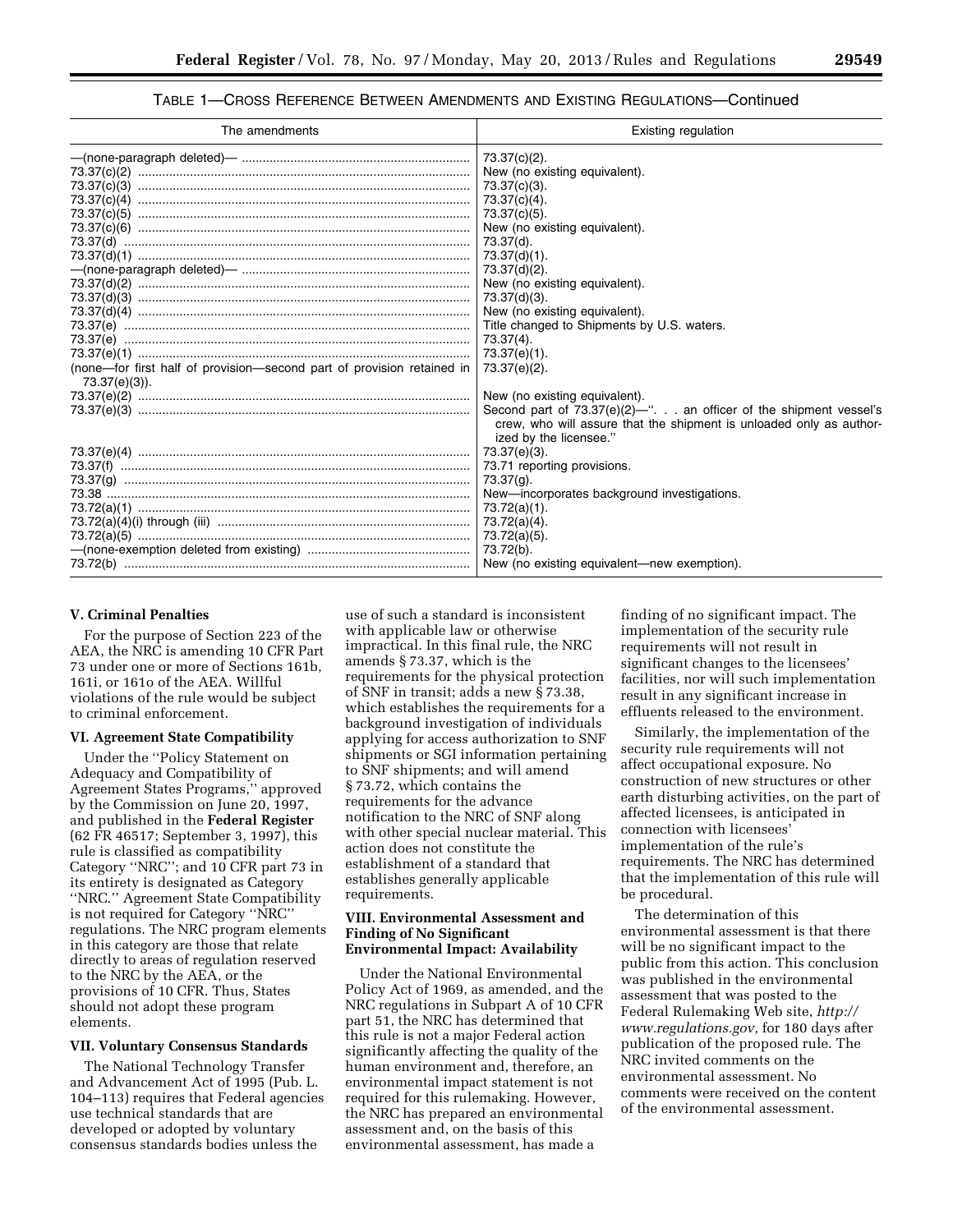TABLE 1—CROSS REFERENCE BETWEEN AMENDMENTS AND EXISTING REGULATIONS—Continued

| The amendments | Existing regulation |
| --- | --- |
| —(none-paragraph deleted)— | 73.37(c)(2). |
| 73.37(c)(2) | New (no existing equivalent). |
| 73.37(c)(3) | 73.37(c)(3). |
| 73.37(c)(4) | 73.37(c)(4). |
| 73.37(c)(5) | 73.37(c)(5). |
| 73.37(c)(6) | New (no existing equivalent). |
| 73.37(d) | 73.37(d). |
| 73.37(d)(1) | 73.37(d)(1). |
| —(none-paragraph deleted)— | 73.37(d)(2). |
| 73.37(d)(2) | New (no existing equivalent). |
| 73.37(d)(3) | 73.37(d)(3). |
| 73.37(d)(4) | New (no existing equivalent). |
| 73.37(e) | Title changed to Shipments by U.S. waters. |
| 73.37(e) | 73.37(4). |
| 73.37(e)(1) | 73.37(e)(1). |
| (none—for first half of provision—second part of provision retained in 73.37(e)(3)). | 73.37(e)(2). |
| 73.37(e)(2) | New (no existing equivalent). |
| 73.37(e)(3) | Second part of 73.37(e)(2)—". . . an officer of the shipment vessel's crew, who will assure that the shipment is unloaded only as authorized by the licensee." |
| 73.37(e)(4) | 73.37(e)(3). |
| 73.37(f) | 73.71 reporting provisions. |
| 73.37(g) | 73.37(g). |
| 73.38 | New—incorporates background investigations. |
| 73.72(a)(1) | 73.72(a)(1). |
| 73.72(a)(4)(i) through (iii) | 73.72(a)(4). |
| 73.72(a)(5) | 73.72(a)(5). |
| —(none-exemption deleted from existing) | 73.72(b). |
| 73.72(b) | New (no existing equivalent—new exemption). |

### V. Criminal Penalties

For the purpose of Section 223 of the AEA, the NRC is amending 10 CFR Part 73 under one or more of Sections 161b, 161i, or 161o of the AEA. Willful violations of the rule would be subject to criminal enforcement.

### VI. Agreement State Compatibility

Under the ''Policy Statement on Adequacy and Compatibility of Agreement States Programs,'' approved by the Commission on June 20, 1997, and published in the **Federal Register** (62 FR 46517; September 3, 1997), this rule is classified as compatibility Category ''NRC''; and 10 CFR part 73 in its entirety is designated as Category ''NRC.'' Agreement State Compatibility is not required for Category ''NRC'' regulations. The NRC program elements in this category are those that relate directly to areas of regulation reserved to the NRC by the AEA, or the provisions of 10 CFR. Thus, States should not adopt these program elements.

### VII. Voluntary Consensus Standards

The National Technology Transfer and Advancement Act of 1995 (Pub. L. 104–113) requires that Federal agencies use technical standards that are developed or adopted by voluntary consensus standards bodies unless the use of such a standard is inconsistent with applicable law or otherwise impractical. In this final rule, the NRC amends § 73.37, which is the requirements for the physical protection of SNF in transit; adds a new § 73.38, which establishes the requirements for a background investigation of individuals applying for access authorization to SNF shipments or SGI information pertaining to SNF shipments; and will amend § 73.72, which contains the requirements for the advance notification to the NRC of SNF along with other special nuclear material. This action does not constitute the establishment of a standard that establishes generally applicable requirements.

### VIII. Environmental Assessment and Finding of No Significant Environmental Impact: Availability

Under the National Environmental Policy Act of 1969, as amended, and the NRC regulations in Subpart A of 10 CFR part 51, the NRC has determined that this rule is not a major Federal action significantly affecting the quality of the human environment and, therefore, an environmental impact statement is not required for this rulemaking. However, the NRC has prepared an environmental assessment and, on the basis of this environmental assessment, has made a finding of no significant impact. The implementation of the security rule requirements will not result in significant changes to the licensees' facilities, nor will such implementation result in any significant increase in effluents released to the environment.

Similarly, the implementation of the security rule requirements will not affect occupational exposure. No construction of new structures or other earth disturbing activities, on the part of affected licensees, is anticipated in connection with licensees' implementation of the rule's requirements. The NRC has determined that the implementation of this rule will be procedural.

The determination of this environmental assessment is that there will be no significant impact to the public from this action. This conclusion was published in the environmental assessment that was posted to the Federal Rulemaking Web site, *http://www.regulations.gov,* for 180 days after publication of the proposed rule. The NRC invited comments on the environmental assessment. No comments were received on the content of the environmental assessment.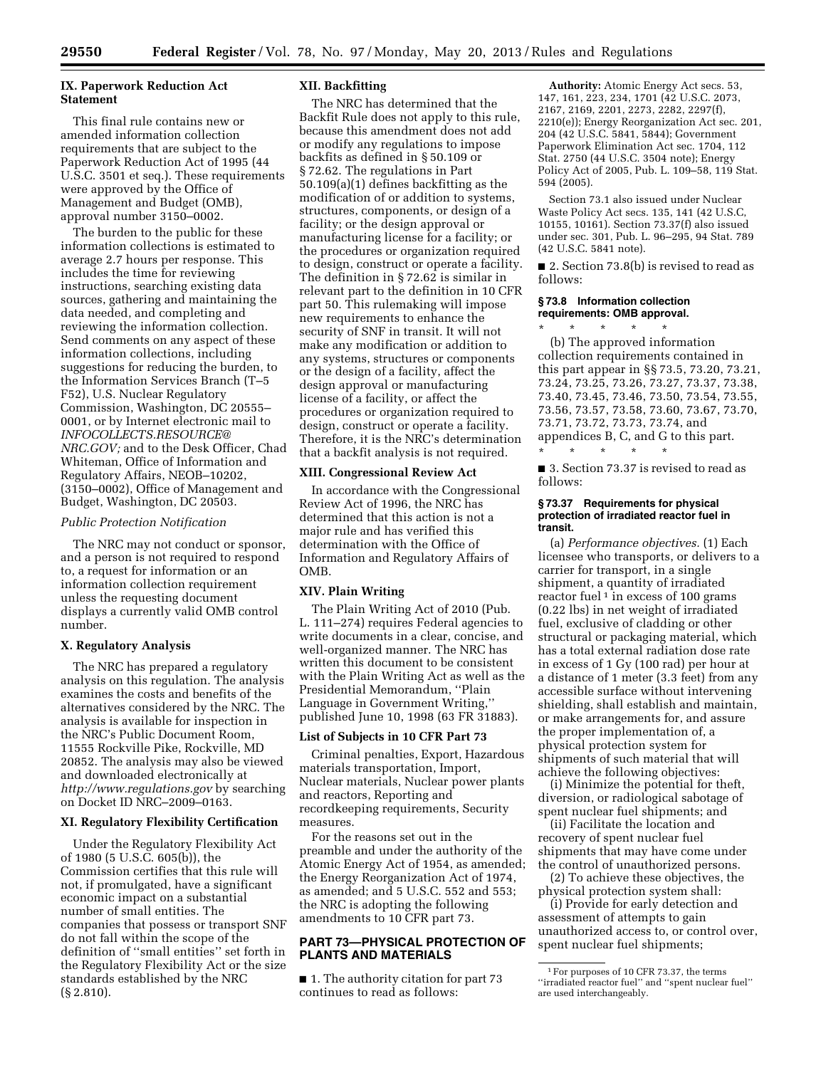## IX. Paperwork Reduction Act Statement

This final rule contains new or amended information collection requirements that are subject to the Paperwork Reduction Act of 1995 (44 U.S.C. 3501 et seq.). These requirements were approved by the Office of Management and Budget (OMB), approval number 3150–0002.

The burden to the public for these information collections is estimated to average 2.7 hours per response. This includes the time for reviewing instructions, searching existing data sources, gathering and maintaining the data needed, and completing and reviewing the information collection. Send comments on any aspect of these information collections, including suggestions for reducing the burden, to the Information Services Branch (T–5 F52), U.S. Nuclear Regulatory Commission, Washington, DC 20555–0001, or by Internet electronic mail to *INFOCOLLECTS.RESOURCE@NRC.GOV;* and to the Desk Officer, Chad Whiteman, Office of Information and Regulatory Affairs, NEOB–10202, (3150–0002), Office of Management and Budget, Washington, DC 20503.

### *Public Protection Notification*

The NRC may not conduct or sponsor, and a person is not required to respond to, a request for information or an information collection requirement unless the requesting document displays a currently valid OMB control number.

## X. Regulatory Analysis

The NRC has prepared a regulatory analysis on this regulation. The analysis examines the costs and benefits of the alternatives considered by the NRC. The analysis is available for inspection in the NRC's Public Document Room, 11555 Rockville Pike, Rockville, MD 20852. The analysis may also be viewed and downloaded electronically at *http://www.regulations.gov* by searching on Docket ID NRC–2009–0163.

## XI. Regulatory Flexibility Certification

Under the Regulatory Flexibility Act of 1980 (5 U.S.C. 605(b)), the Commission certifies that this rule will not, if promulgated, have a significant economic impact on a substantial number of small entities. The companies that possess or transport SNF do not fall within the scope of the definition of ''small entities'' set forth in the Regulatory Flexibility Act or the size standards established by the NRC (§ 2.810).

## XII. Backfitting

The NRC has determined that the Backfit Rule does not apply to this rule, because this amendment does not add or modify any regulations to impose backfits as defined in § 50.109 or § 72.62. The regulations in Part 50.109(a)(1) defines backfitting as the modification of or addition to systems, structures, components, or design of a facility; or the design approval or manufacturing license for a facility; or the procedures or organization required to design, construct or operate a facility. The definition in § 72.62 is similar in relevant part to the definition in 10 CFR part 50. This rulemaking will impose new requirements to enhance the security of SNF in transit. It will not make any modification or addition to any systems, structures or components or the design of a facility, affect the design approval or manufacturing license of a facility, or affect the procedures or organization required to design, construct or operate a facility. Therefore, it is the NRC's determination that a backfit analysis is not required.

## XIII. Congressional Review Act

In accordance with the Congressional Review Act of 1996, the NRC has determined that this action is not a major rule and has verified this determination with the Office of Information and Regulatory Affairs of OMB.

## XIV. Plain Writing

The Plain Writing Act of 2010 (Pub. L. 111–274) requires Federal agencies to write documents in a clear, concise, and well-organized manner. The NRC has written this document to be consistent with the Plain Writing Act as well as the Presidential Memorandum, ''Plain Language in Government Writing,'' published June 10, 1998 (63 FR 31883).

## List of Subjects in 10 CFR Part 73

Criminal penalties, Export, Hazardous materials transportation, Import, Nuclear materials, Nuclear power plants and reactors, Reporting and recordkeeping requirements, Security measures.

For the reasons set out in the preamble and under the authority of the Atomic Energy Act of 1954, as amended; the Energy Reorganization Act of 1974, as amended; and 5 U.S.C. 552 and 553; the NRC is adopting the following amendments to 10 CFR part 73.

## PART 73—PHYSICAL PROTECTION OF PLANTS AND MATERIALS

■ 1. The authority citation for part 73 continues to read as follows:

**Authority:** Atomic Energy Act secs. 53, 147, 161, 223, 234, 1701 (42 U.S.C. 2073, 2167, 2169, 2201, 2273, 2282, 2297(f), 2210(e)); Energy Reorganization Act sec. 201, 204 (42 U.S.C. 5841, 5844); Government Paperwork Elimination Act sec. 1704, 112 Stat. 2750 (44 U.S.C. 3504 note); Energy Policy Act of 2005, Pub. L. 109–58, 119 Stat. 594 (2005).

Section 73.1 also issued under Nuclear Waste Policy Act secs. 135, 141 (42 U.S.C, 10155, 10161). Section 73.37(f) also issued under sec. 301, Pub. L. 96–295, 94 Stat. 789 (42 U.S.C. 5841 note).

■ 2. Section 73.8(b) is revised to read as follows:

### § 73.8 Information collection requirements: OMB approval.

\* \* \* \* \*

(b) The approved information collection requirements contained in this part appear in §§ 73.5, 73.20, 73.21, 73.24, 73.25, 73.26, 73.27, 73.37, 73.38, 73.40, 73.45, 73.46, 73.50, 73.54, 73.55, 73.56, 73.57, 73.58, 73.60, 73.67, 73.70, 73.71, 73.72, 73.73, 73.74, and appendices B, C, and G to this part.

\* \* \* \* \*

■ 3. Section 73.37 is revised to read as follows:

### § 73.37 Requirements for physical protection of irradiated reactor fuel in transit.

(a) *Performance objectives.* (1) Each licensee who transports, or delivers to a carrier for transport, in a single shipment, a quantity of irradiated reactor fuel [1] in excess of 100 grams (0.22 lbs) in net weight of irradiated fuel, exclusive of cladding or other structural or packaging material, which has a total external radiation dose rate in excess of 1 Gy (100 rad) per hour at a distance of 1 meter (3.3 feet) from any accessible surface without intervening shielding, shall establish and maintain, or make arrangements for, and assure the proper implementation of, a physical protection system for shipments of such material that will achieve the following objectives:

(i) Minimize the potential for theft, diversion, or radiological sabotage of spent nuclear fuel shipments; and

(ii) Facilitate the location and recovery of spent nuclear fuel shipments that may have come under the control of unauthorized persons.

(2) To achieve these objectives, the physical protection system shall:

(i) Provide for early detection and assessment of attempts to gain unauthorized access to, or control over, spent nuclear fuel shipments;

[1] For purposes of 10 CFR 73.37, the terms ''irradiated reactor fuel'' and ''spent nuclear fuel'' are used interchangeably.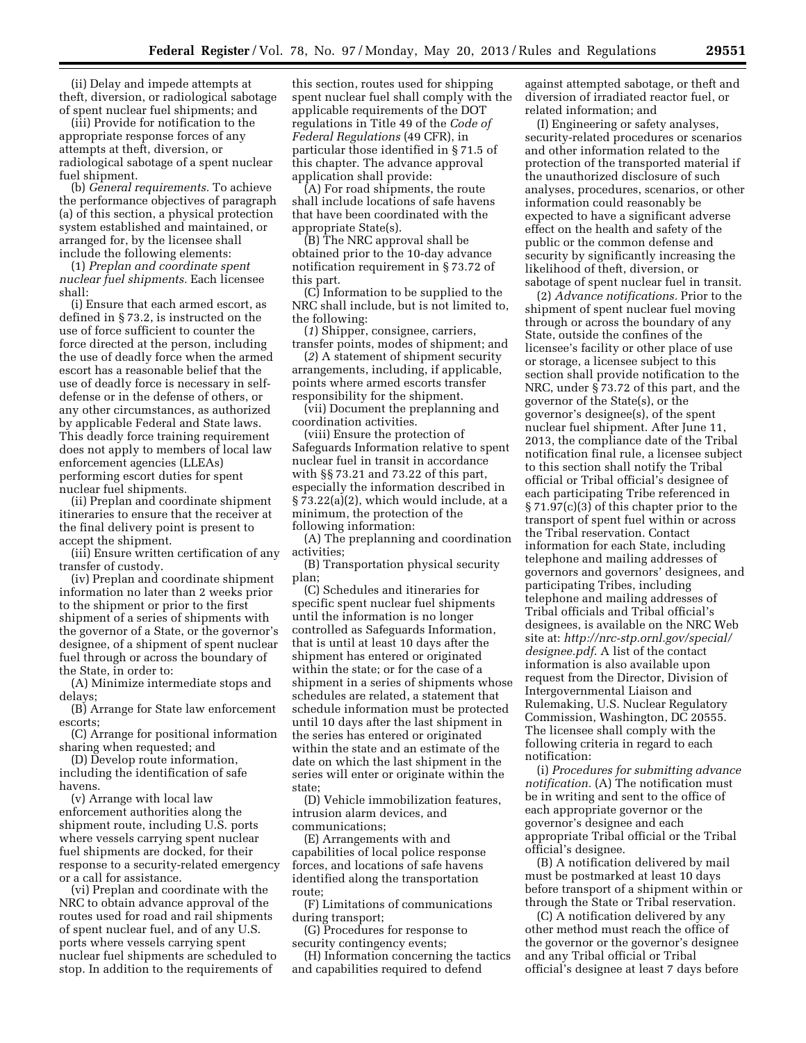(ii) Delay and impede attempts at theft, diversion, or radiological sabotage of spent nuclear fuel shipments; and

(iii) Provide for notification to the appropriate response forces of any attempts at theft, diversion, or radiological sabotage of a spent nuclear fuel shipment.

(b) *General requirements.* To achieve the performance objectives of paragraph (a) of this section, a physical protection system established and maintained, or arranged for, by the licensee shall include the following elements:

(1) *Preplan and coordinate spent nuclear fuel shipments.* Each licensee shall:

(i) Ensure that each armed escort, as defined in § 73.2, is instructed on the use of force sufficient to counter the force directed at the person, including the use of deadly force when the armed escort has a reasonable belief that the use of deadly force is necessary in self-defense or in the defense of others, or any other circumstances, as authorized by applicable Federal and State laws. This deadly force training requirement does not apply to members of local law enforcement agencies (LLEAs) performing escort duties for spent nuclear fuel shipments.

(ii) Preplan and coordinate shipment itineraries to ensure that the receiver at the final delivery point is present to accept the shipment.

(iii) Ensure written certification of any transfer of custody.

(iv) Preplan and coordinate shipment information no later than 2 weeks prior to the shipment or prior to the first shipment of a series of shipments with the governor of a State, or the governor's designee, of a shipment of spent nuclear fuel through or across the boundary of the State, in order to:

(A) Minimize intermediate stops and delays;

(B) Arrange for State law enforcement escorts;

(C) Arrange for positional information sharing when requested; and

(D) Develop route information, including the identification of safe havens.

(v) Arrange with local law enforcement authorities along the shipment route, including U.S. ports where vessels carrying spent nuclear fuel shipments are docked, for their response to a security-related emergency or a call for assistance.

(vi) Preplan and coordinate with the NRC to obtain advance approval of the routes used for road and rail shipments of spent nuclear fuel, and of any U.S. ports where vessels carrying spent nuclear fuel shipments are scheduled to stop. In addition to the requirements of this section, routes used for shipping spent nuclear fuel shall comply with the applicable requirements of the DOT regulations in Title 49 of the *Code of Federal Regulations* (49 CFR), in particular those identified in § 71.5 of this chapter. The advance approval application shall provide:

(A) For road shipments, the route shall include locations of safe havens that have been coordinated with the appropriate State(s).

(B) The NRC approval shall be obtained prior to the 10-day advance notification requirement in § 73.72 of this part.

(C) Information to be supplied to the NRC shall include, but is not limited to, the following:

(*1*) Shipper, consignee, carriers, transfer points, modes of shipment; and

(*2*) A statement of shipment security arrangements, including, if applicable, points where armed escorts transfer responsibility for the shipment.

(vii) Document the preplanning and coordination activities.

(viii) Ensure the protection of Safeguards Information relative to spent nuclear fuel in transit in accordance with §§ 73.21 and 73.22 of this part, especially the information described in § 73.22(a)(2), which would include, at a minimum, the protection of the following information:

(A) The preplanning and coordination activities;

(B) Transportation physical security plan;

(C) Schedules and itineraries for specific spent nuclear fuel shipments until the information is no longer controlled as Safeguards Information, that is until at least 10 days after the shipment has entered or originated within the state; or for the case of a shipment in a series of shipments whose schedules are related, a statement that schedule information must be protected until 10 days after the last shipment in the series has entered or originated within the state and an estimate of the date on which the last shipment in the series will enter or originate within the state;

(D) Vehicle immobilization features, intrusion alarm devices, and communications;

(E) Arrangements with and capabilities of local police response forces, and locations of safe havens identified along the transportation route;

(F) Limitations of communications during transport;

(G) Procedures for response to security contingency events;

(H) Information concerning the tactics and capabilities required to defend against attempted sabotage, or theft and diversion of irradiated reactor fuel, or related information; and

(I) Engineering or safety analyses, security-related procedures or scenarios and other information related to the protection of the transported material if the unauthorized disclosure of such analyses, procedures, scenarios, or other information could reasonably be expected to have a significant adverse effect on the health and safety of the public or the common defense and security by significantly increasing the likelihood of theft, diversion, or sabotage of spent nuclear fuel in transit.

(2) *Advance notifications.* Prior to the shipment of spent nuclear fuel moving through or across the boundary of any State, outside the confines of the licensee's facility or other place of use or storage, a licensee subject to this section shall provide notification to the NRC, under § 73.72 of this part, and the governor of the State(s), or the governor's designee(s), of the spent nuclear fuel shipment. After June 11, 2013, the compliance date of the Tribal notification final rule, a licensee subject to this section shall notify the Tribal official or Tribal official's designee of each participating Tribe referenced in § 71.97(c)(3) of this chapter prior to the transport of spent fuel within or across the Tribal reservation. Contact information for each State, including telephone and mailing addresses of governors and governors' designees, and participating Tribes, including telephone and mailing addresses of Tribal officials and Tribal official's designees, is available on the NRC Web site at: *http://nrc-stp.ornl.gov/special/designee.pdf*. A list of the contact information is also available upon request from the Director, Division of Intergovernmental Liaison and Rulemaking, U.S. Nuclear Regulatory Commission, Washington, DC 20555. The licensee shall comply with the following criteria in regard to each notification:

(i) *Procedures for submitting advance notification.* (A) The notification must be in writing and sent to the office of each appropriate governor or the governor's designee and each appropriate Tribal official or the Tribal official's designee.

(B) A notification delivered by mail must be postmarked at least 10 days before transport of a shipment within or through the State or Tribal reservation.

(C) A notification delivered by any other method must reach the office of the governor or the governor's designee and any Tribal official or Tribal official's designee at least 7 days before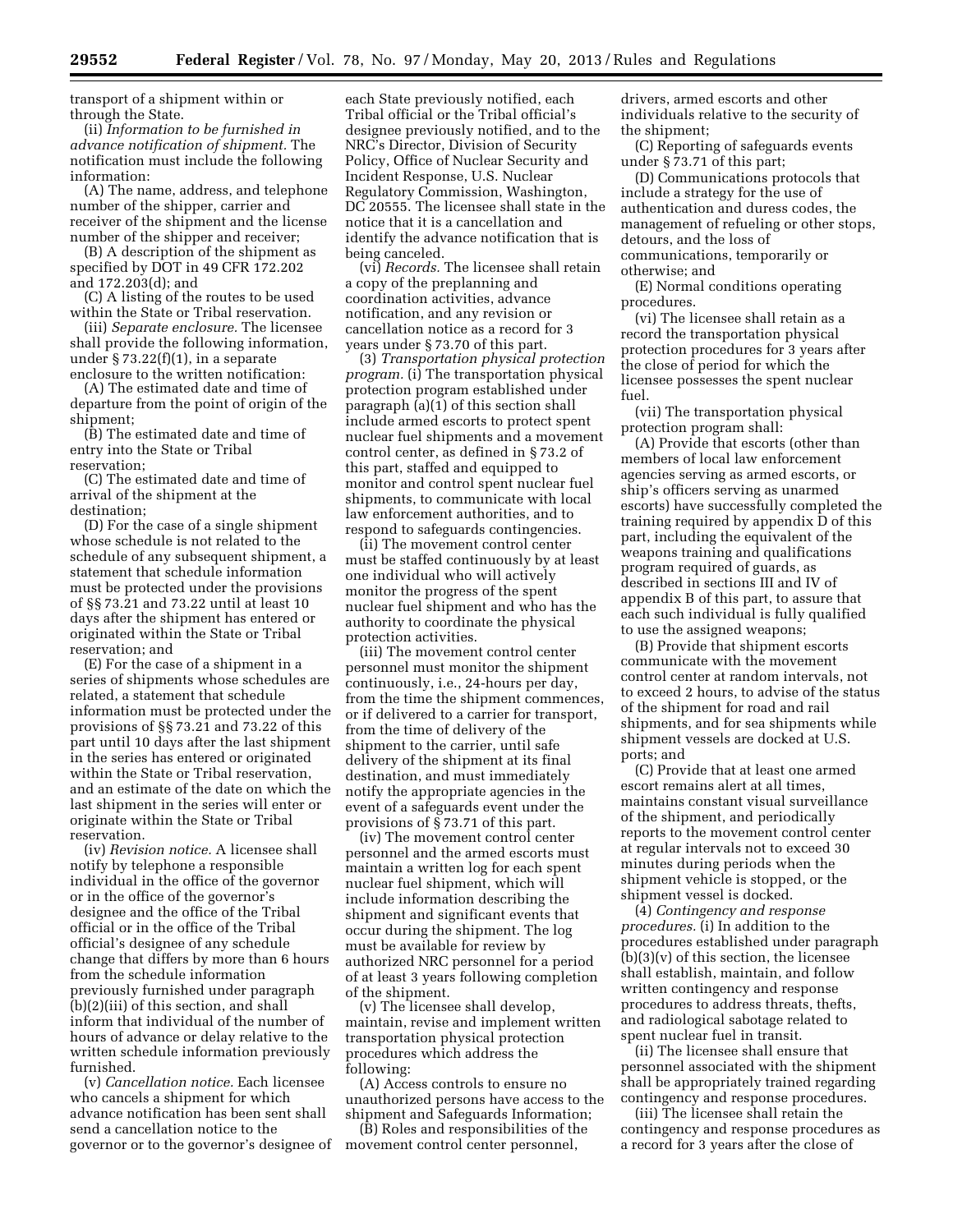transport of a shipment within or through the State.

(ii) *Information to be furnished in advance notification of shipment.* The notification must include the following information:

(A) The name, address, and telephone number of the shipper, carrier and receiver of the shipment and the license number of the shipper and receiver;

(B) A description of the shipment as specified by DOT in 49 CFR 172.202 and 172.203(d); and

(C) A listing of the routes to be used within the State or Tribal reservation.

(iii) *Separate enclosure.* The licensee shall provide the following information, under § 73.22(f)(1), in a separate enclosure to the written notification:

(A) The estimated date and time of departure from the point of origin of the shipment;

(B) The estimated date and time of entry into the State or Tribal reservation;

(C) The estimated date and time of arrival of the shipment at the destination;

(D) For the case of a single shipment whose schedule is not related to the schedule of any subsequent shipment, a statement that schedule information must be protected under the provisions of §§ 73.21 and 73.22 until at least 10 days after the shipment has entered or originated within the State or Tribal reservation; and

(E) For the case of a shipment in a series of shipments whose schedules are related, a statement that schedule information must be protected under the provisions of §§ 73.21 and 73.22 of this part until 10 days after the last shipment in the series has entered or originated within the State or Tribal reservation, and an estimate of the date on which the last shipment in the series will enter or originate within the State or Tribal reservation.

(iv) *Revision notice.* A licensee shall notify by telephone a responsible individual in the office of the governor or in the office of the governor's designee and the office of the Tribal official or in the office of the Tribal official's designee of any schedule change that differs by more than 6 hours from the schedule information previously furnished under paragraph (b)(2)(iii) of this section, and shall inform that individual of the number of hours of advance or delay relative to the written schedule information previously furnished.

(v) *Cancellation notice.* Each licensee who cancels a shipment for which advance notification has been sent shall send a cancellation notice to the governor or to the governor's designee of each State previously notified, each Tribal official or the Tribal official's designee previously notified, and to the NRC's Director, Division of Security Policy, Office of Nuclear Security and Incident Response, U.S. Nuclear Regulatory Commission, Washington, DC 20555. The licensee shall state in the notice that it is a cancellation and identify the advance notification that is being canceled.

(vi) *Records.* The licensee shall retain a copy of the preplanning and coordination activities, advance notification, and any revision or cancellation notice as a record for 3 years under § 73.70 of this part.

(3) *Transportation physical protection program.* (i) The transportation physical protection program established under paragraph (a)(1) of this section shall include armed escorts to protect spent nuclear fuel shipments and a movement control center, as defined in § 73.2 of this part, staffed and equipped to monitor and control spent nuclear fuel shipments, to communicate with local law enforcement authorities, and to respond to safeguards contingencies.

(ii) The movement control center must be staffed continuously by at least one individual who will actively monitor the progress of the spent nuclear fuel shipment and who has the authority to coordinate the physical protection activities.

(iii) The movement control center personnel must monitor the shipment continuously, i.e., 24-hours per day, from the time the shipment commences, or if delivered to a carrier for transport, from the time of delivery of the shipment to the carrier, until safe delivery of the shipment at its final destination, and must immediately notify the appropriate agencies in the event of a safeguards event under the provisions of § 73.71 of this part.

(iv) The movement control center personnel and the armed escorts must maintain a written log for each spent nuclear fuel shipment, which will include information describing the shipment and significant events that occur during the shipment. The log must be available for review by authorized NRC personnel for a period of at least 3 years following completion of the shipment.

(v) The licensee shall develop, maintain, revise and implement written transportation physical protection procedures which address the following:

(A) Access controls to ensure no unauthorized persons have access to the shipment and Safeguards Information;

(B) Roles and responsibilities of the movement control center personnel, drivers, armed escorts and other individuals relative to the security of the shipment;

(C) Reporting of safeguards events under § 73.71 of this part;

(D) Communications protocols that include a strategy for the use of authentication and duress codes, the management of refueling or other stops, detours, and the loss of communications, temporarily or otherwise; and

(E) Normal conditions operating procedures.

(vi) The licensee shall retain as a record the transportation physical protection procedures for 3 years after the close of period for which the licensee possesses the spent nuclear fuel.

(vii) The transportation physical protection program shall:

(A) Provide that escorts (other than members of local law enforcement agencies serving as armed escorts, or ship's officers serving as unarmed escorts) have successfully completed the training required by appendix D of this part, including the equivalent of the weapons training and qualifications program required of guards, as described in sections III and IV of appendix B of this part, to assure that each such individual is fully qualified to use the assigned weapons;

(B) Provide that shipment escorts communicate with the movement control center at random intervals, not to exceed 2 hours, to advise of the status of the shipment for road and rail shipments, and for sea shipments while shipment vessels are docked at U.S. ports; and

(C) Provide that at least one armed escort remains alert at all times, maintains constant visual surveillance of the shipment, and periodically reports to the movement control center at regular intervals not to exceed 30 minutes during periods when the shipment vehicle is stopped, or the shipment vessel is docked.

(4) *Contingency and response procedures.* (i) In addition to the procedures established under paragraph (b)(3)(v) of this section, the licensee shall establish, maintain, and follow written contingency and response procedures to address threats, thefts, and radiological sabotage related to spent nuclear fuel in transit.

(ii) The licensee shall ensure that personnel associated with the shipment shall be appropriately trained regarding contingency and response procedures.

(iii) The licensee shall retain the contingency and response procedures as a record for 3 years after the close of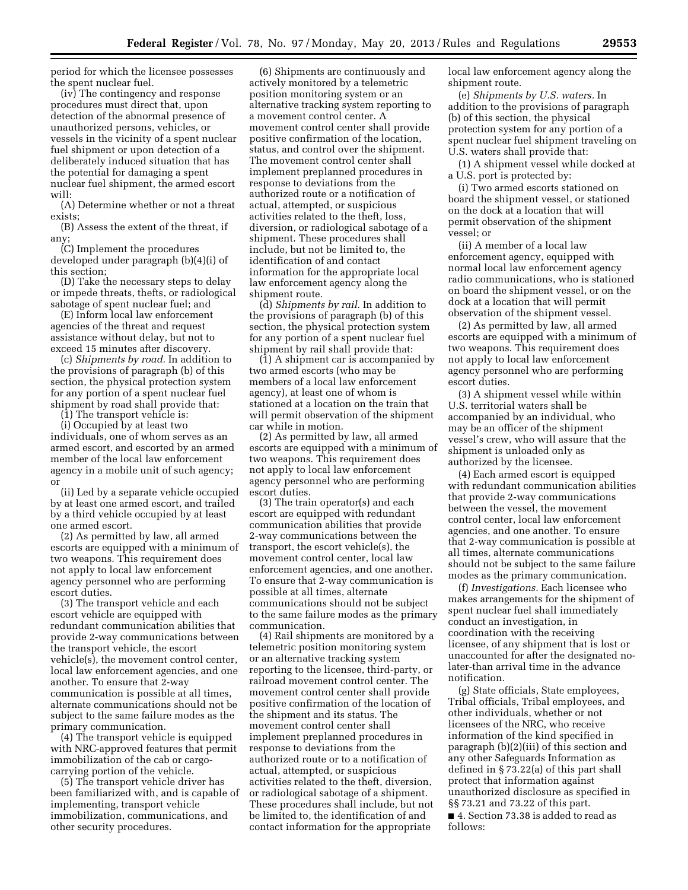period for which the licensee possesses the spent nuclear fuel.

(iv) The contingency and response procedures must direct that, upon detection of the abnormal presence of unauthorized persons, vehicles, or vessels in the vicinity of a spent nuclear fuel shipment or upon detection of a deliberately induced situation that has the potential for damaging a spent nuclear fuel shipment, the armed escort will:

(A) Determine whether or not a threat exists;

(B) Assess the extent of the threat, if any;

(C) Implement the procedures developed under paragraph (b)(4)(i) of this section;

(D) Take the necessary steps to delay or impede threats, thefts, or radiological sabotage of spent nuclear fuel; and

(E) Inform local law enforcement agencies of the threat and request assistance without delay, but not to exceed 15 minutes after discovery.

(c) *Shipments by road.* In addition to the provisions of paragraph (b) of this section, the physical protection system for any portion of a spent nuclear fuel shipment by road shall provide that:

(1) The transport vehicle is:

(i) Occupied by at least two individuals, one of whom serves as an armed escort, and escorted by an armed member of the local law enforcement agency in a mobile unit of such agency; or

(ii) Led by a separate vehicle occupied by at least one armed escort, and trailed by a third vehicle occupied by at least one armed escort.

(2) As permitted by law, all armed escorts are equipped with a minimum of two weapons. This requirement does not apply to local law enforcement agency personnel who are performing escort duties.

(3) The transport vehicle and each escort vehicle are equipped with redundant communication abilities that provide 2-way communications between the transport vehicle, the escort vehicle(s), the movement control center, local law enforcement agencies, and one another. To ensure that 2-way communication is possible at all times, alternate communications should not be subject to the same failure modes as the primary communication.

(4) The transport vehicle is equipped with NRC-approved features that permit immobilization of the cab or cargo-carrying portion of the vehicle.

(5) The transport vehicle driver has been familiarized with, and is capable of implementing, transport vehicle immobilization, communications, and other security procedures.

(6) Shipments are continuously and actively monitored by a telemetric position monitoring system or an alternative tracking system reporting to a movement control center. A movement control center shall provide positive confirmation of the location, status, and control over the shipment. The movement control center shall implement preplanned procedures in response to deviations from the authorized route or a notification of actual, attempted, or suspicious activities related to the theft, loss, diversion, or radiological sabotage of a shipment. These procedures shall include, but not be limited to, the identification of and contact information for the appropriate local law enforcement agency along the shipment route.

(d) *Shipments by rail.* In addition to the provisions of paragraph (b) of this section, the physical protection system for any portion of a spent nuclear fuel shipment by rail shall provide that:

(1) A shipment car is accompanied by two armed escorts (who may be members of a local law enforcement agency), at least one of whom is stationed at a location on the train that will permit observation of the shipment car while in motion.

(2) As permitted by law, all armed escorts are equipped with a minimum of two weapons. This requirement does not apply to local law enforcement agency personnel who are performing escort duties.

(3) The train operator(s) and each escort are equipped with redundant communication abilities that provide 2-way communications between the transport, the escort vehicle(s), the movement control center, local law enforcement agencies, and one another. To ensure that 2-way communication is possible at all times, alternate communications should not be subject to the same failure modes as the primary communication.

(4) Rail shipments are monitored by a telemetric position monitoring system or an alternative tracking system reporting to the licensee, third-party, or railroad movement control center. The movement control center shall provide positive confirmation of the location of the shipment and its status. The movement control center shall implement preplanned procedures in response to deviations from the authorized route or to a notification of actual, attempted, or suspicious activities related to the theft, diversion, or radiological sabotage of a shipment. These procedures shall include, but not be limited to, the identification of and contact information for the appropriate local law enforcement agency along the shipment route.

(e) *Shipments by U.S. waters.* In addition to the provisions of paragraph (b) of this section, the physical protection system for any portion of a spent nuclear fuel shipment traveling on U.S. waters shall provide that:

(1) A shipment vessel while docked at a U.S. port is protected by:

(i) Two armed escorts stationed on board the shipment vessel, or stationed on the dock at a location that will permit observation of the shipment vessel; or

(ii) A member of a local law enforcement agency, equipped with normal local law enforcement agency radio communications, who is stationed on board the shipment vessel, or on the dock at a location that will permit observation of the shipment vessel.

(2) As permitted by law, all armed escorts are equipped with a minimum of two weapons. This requirement does not apply to local law enforcement agency personnel who are performing escort duties.

(3) A shipment vessel while within U.S. territorial waters shall be accompanied by an individual, who may be an officer of the shipment vessel's crew, who will assure that the shipment is unloaded only as authorized by the licensee.

(4) Each armed escort is equipped with redundant communication abilities that provide 2-way communications between the vessel, the movement control center, local law enforcement agencies, and one another. To ensure that 2-way communication is possible at all times, alternate communications should not be subject to the same failure modes as the primary communication.

(f) *Investigations.* Each licensee who makes arrangements for the shipment of spent nuclear fuel shall immediately conduct an investigation, in coordination with the receiving licensee, of any shipment that is lost or unaccounted for after the designated no-later-than arrival time in the advance notification.

(g) State officials, State employees, Tribal officials, Tribal employees, and other individuals, whether or not licensees of the NRC, who receive information of the kind specified in paragraph (b)(2)(iii) of this section and any other Safeguards Information as defined in § 73.22(a) of this part shall protect that information against unauthorized disclosure as specified in §§ 73.21 and 73.22 of this part.

■ 4. Section 73.38 is added to read as follows: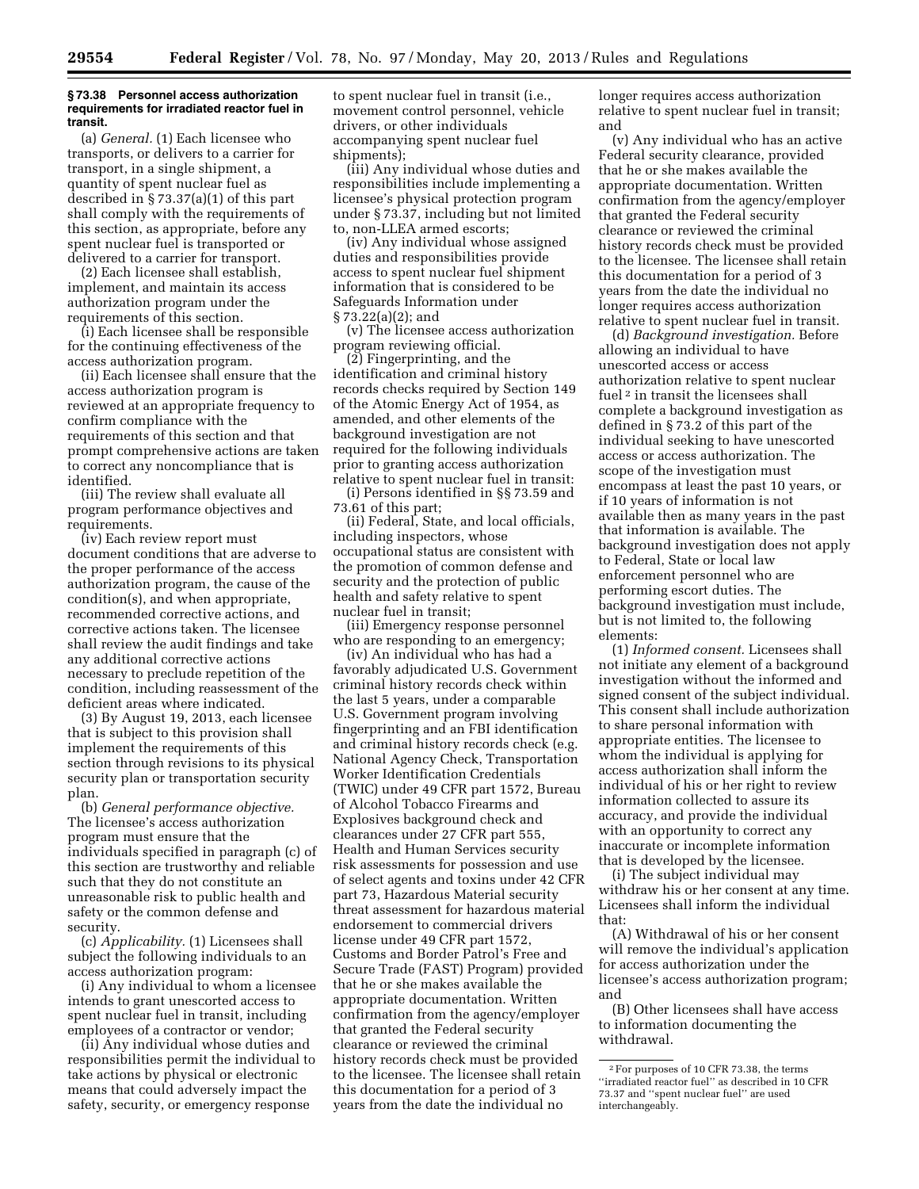**§ 73.38 Personnel access authorization requirements for irradiated reactor fuel in transit.**

(a) *General.* (1) Each licensee who transports, or delivers to a carrier for transport, in a single shipment, a quantity of spent nuclear fuel as described in § 73.37(a)(1) of this part shall comply with the requirements of this section, as appropriate, before any spent nuclear fuel is transported or delivered to a carrier for transport.

(2) Each licensee shall establish, implement, and maintain its access authorization program under the requirements of this section.

(i) Each licensee shall be responsible for the continuing effectiveness of the access authorization program.

(ii) Each licensee shall ensure that the access authorization program is reviewed at an appropriate frequency to confirm compliance with the requirements of this section and that prompt comprehensive actions are taken to correct any noncompliance that is identified.

(iii) The review shall evaluate all program performance objectives and requirements.

(iv) Each review report must document conditions that are adverse to the proper performance of the access authorization program, the cause of the condition(s), and when appropriate, recommended corrective actions, and corrective actions taken. The licensee shall review the audit findings and take any additional corrective actions necessary to preclude repetition of the condition, including reassessment of the deficient areas where indicated.

(3) By August 19, 2013, each licensee that is subject to this provision shall implement the requirements of this section through revisions to its physical security plan or transportation security plan.

(b) *General performance objective.* The licensee's access authorization program must ensure that the individuals specified in paragraph (c) of this section are trustworthy and reliable such that they do not constitute an unreasonable risk to public health and safety or the common defense and security.

(c) *Applicability.* (1) Licensees shall subject the following individuals to an access authorization program:

(i) Any individual to whom a licensee intends to grant unescorted access to spent nuclear fuel in transit, including employees of a contractor or vendor;

(ii) Any individual whose duties and responsibilities permit the individual to take actions by physical or electronic means that could adversely impact the safety, security, or emergency response to spent nuclear fuel in transit (i.e., movement control personnel, vehicle drivers, or other individuals accompanying spent nuclear fuel shipments);

(iii) Any individual whose duties and responsibilities include implementing a licensee's physical protection program under § 73.37, including but not limited to, non-LLEA armed escorts;

(iv) Any individual whose assigned duties and responsibilities provide access to spent nuclear fuel shipment information that is considered to be Safeguards Information under § 73.22(a)(2); and

(v) The licensee access authorization program reviewing official.

(2) Fingerprinting, and the identification and criminal history records checks required by Section 149 of the Atomic Energy Act of 1954, as amended, and other elements of the background investigation are not required for the following individuals prior to granting access authorization relative to spent nuclear fuel in transit:

(i) Persons identified in §§ 73.59 and 73.61 of this part;

(ii) Federal, State, and local officials, including inspectors, whose occupational status are consistent with the promotion of common defense and security and the protection of public health and safety relative to spent nuclear fuel in transit;

(iii) Emergency response personnel who are responding to an emergency;

(iv) An individual who has had a favorably adjudicated U.S. Government criminal history records check within the last 5 years, under a comparable U.S. Government program involving fingerprinting and an FBI identification and criminal history records check (e.g. National Agency Check, Transportation Worker Identification Credentials (TWIC) under 49 CFR part 1572, Bureau of Alcohol Tobacco Firearms and Explosives background check and clearances under 27 CFR part 555, Health and Human Services security risk assessments for possession and use of select agents and toxins under 42 CFR part 73, Hazardous Material security threat assessment for hazardous material endorsement to commercial drivers license under 49 CFR part 1572, Customs and Border Patrol's Free and Secure Trade (FAST) Program) provided that he or she makes available the appropriate documentation. Written confirmation from the agency/employer that granted the Federal security clearance or reviewed the criminal history records check must be provided to the licensee. The licensee shall retain this documentation for a period of 3 years from the date the individual no longer requires access authorization relative to spent nuclear fuel in transit; and

(v) Any individual who has an active Federal security clearance, provided that he or she makes available the appropriate documentation. Written confirmation from the agency/employer that granted the Federal security clearance or reviewed the criminal history records check must be provided to the licensee. The licensee shall retain this documentation for a period of 3 years from the date the individual no longer requires access authorization relative to spent nuclear fuel in transit.

(d) *Background investigation.* Before allowing an individual to have unescorted access or access authorization relative to spent nuclear fuel [2] in transit the licensees shall complete a background investigation as defined in § 73.2 of this part of the individual seeking to have unescorted access or access authorization. The scope of the investigation must encompass at least the past 10 years, or if 10 years of information is not available then as many years in the past that information is available. The background investigation does not apply to Federal, State or local law enforcement personnel who are performing escort duties. The background investigation must include, but is not limited to, the following elements:

(1) *Informed consent.* Licensees shall not initiate any element of a background investigation without the informed and signed consent of the subject individual. This consent shall include authorization to share personal information with appropriate entities. The licensee to whom the individual is applying for access authorization shall inform the individual of his or her right to review information collected to assure its accuracy, and provide the individual with an opportunity to correct any inaccurate or incomplete information that is developed by the licensee.

(i) The subject individual may withdraw his or her consent at any time. Licensees shall inform the individual that:

(A) Withdrawal of his or her consent will remove the individual's application for access authorization under the licensee's access authorization program; and

(B) Other licensees shall have access to information documenting the withdrawal.

---

[2] For purposes of 10 CFR 73.38, the terms "irradiated reactor fuel" as described in 10 CFR 73.37 and "spent nuclear fuel" are used interchangeably.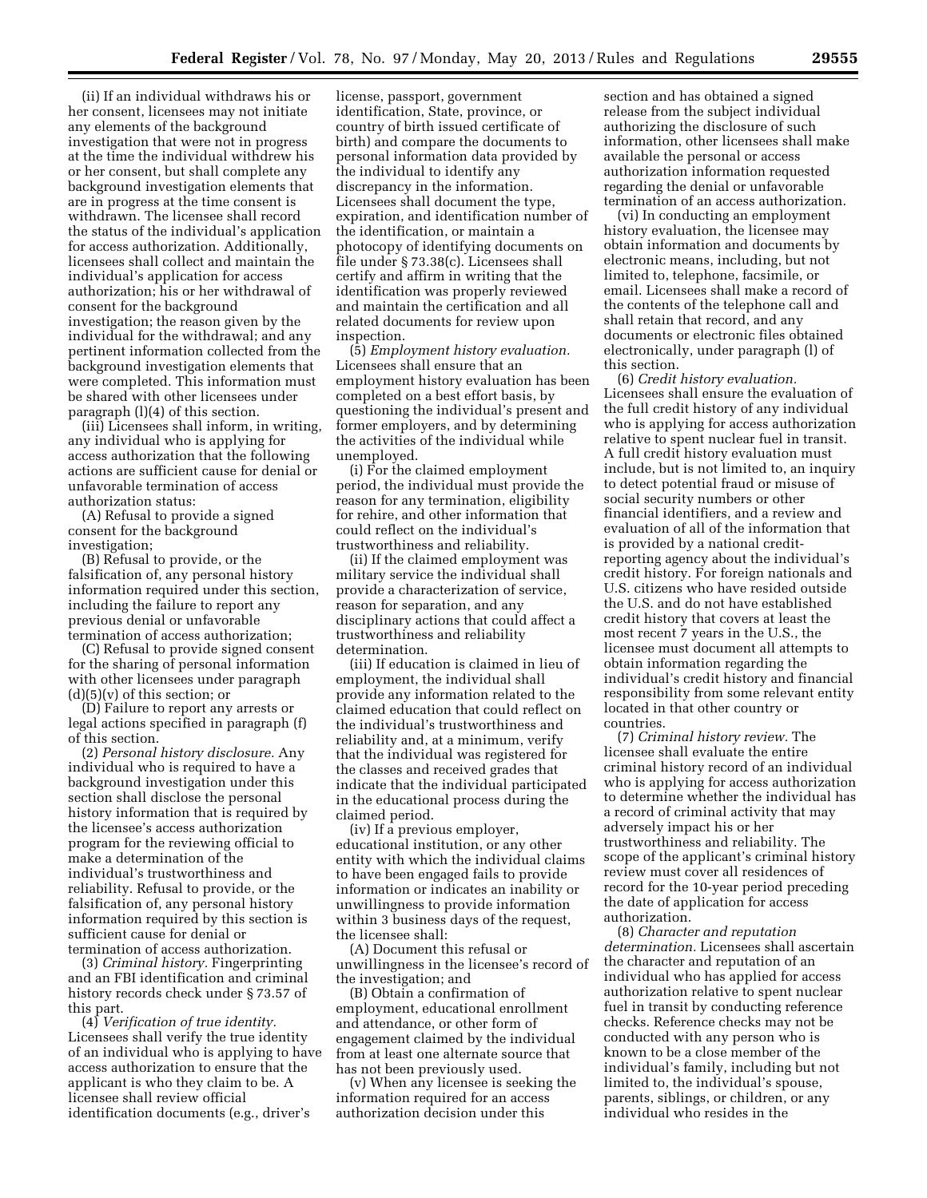(ii) If an individual withdraws his or her consent, licensees may not initiate any elements of the background investigation that were not in progress at the time the individual withdrew his or her consent, but shall complete any background investigation elements that are in progress at the time consent is withdrawn. The licensee shall record the status of the individual's application for access authorization. Additionally, licensees shall collect and maintain the individual's application for access authorization; his or her withdrawal of consent for the background investigation; the reason given by the individual for the withdrawal; and any pertinent information collected from the background investigation elements that were completed. This information must be shared with other licensees under paragraph (l)(4) of this section.

(iii) Licensees shall inform, in writing, any individual who is applying for access authorization that the following actions are sufficient cause for denial or unfavorable termination of access authorization status:

(A) Refusal to provide a signed consent for the background investigation;

(B) Refusal to provide, or the falsification of, any personal history information required under this section, including the failure to report any previous denial or unfavorable termination of access authorization;

(C) Refusal to provide signed consent for the sharing of personal information with other licensees under paragraph (d)(5)(v) of this section; or

(D) Failure to report any arrests or legal actions specified in paragraph (f) of this section.

(2) *Personal history disclosure.* Any individual who is required to have a background investigation under this section shall disclose the personal history information that is required by the licensee's access authorization program for the reviewing official to make a determination of the individual's trustworthiness and reliability. Refusal to provide, or the falsification of, any personal history information required by this section is sufficient cause for denial or termination of access authorization.

(3) *Criminal history.* Fingerprinting and an FBI identification and criminal history records check under § 73.57 of this part.

(4) *Verification of true identity.* Licensees shall verify the true identity of an individual who is applying to have access authorization to ensure that the applicant is who they claim to be. A licensee shall review official identification documents (e.g., driver's license, passport, government identification, State, province, or country of birth issued certificate of birth) and compare the documents to personal information data provided by the individual to identify any discrepancy in the information. Licensees shall document the type, expiration, and identification number of the identification, or maintain a photocopy of identifying documents on file under § 73.38(c). Licensees shall certify and affirm in writing that the identification was properly reviewed and maintain the certification and all related documents for review upon inspection.

(5) *Employment history evaluation.* Licensees shall ensure that an employment history evaluation has been completed on a best effort basis, by questioning the individual's present and former employers, and by determining the activities of the individual while unemployed.

(i) For the claimed employment period, the individual must provide the reason for any termination, eligibility for rehire, and other information that could reflect on the individual's trustworthiness and reliability.

(ii) If the claimed employment was military service the individual shall provide a characterization of service, reason for separation, and any disciplinary actions that could affect a trustworthiness and reliability determination.

(iii) If education is claimed in lieu of employment, the individual shall provide any information related to the claimed education that could reflect on the individual's trustworthiness and reliability and, at a minimum, verify that the individual was registered for the classes and received grades that indicate that the individual participated in the educational process during the claimed period.

(iv) If a previous employer, educational institution, or any other entity with which the individual claims to have been engaged fails to provide information or indicates an inability or unwillingness to provide information within 3 business days of the request, the licensee shall:

(A) Document this refusal or unwillingness in the licensee's record of the investigation; and

(B) Obtain a confirmation of employment, educational enrollment and attendance, or other form of engagement claimed by the individual from at least one alternate source that has not been previously used.

(v) When any licensee is seeking the information required for an access authorization decision under this section and has obtained a signed release from the subject individual authorizing the disclosure of such information, other licensees shall make available the personal or access authorization information requested regarding the denial or unfavorable termination of an access authorization.

(vi) In conducting an employment history evaluation, the licensee may obtain information and documents by electronic means, including, but not limited to, telephone, facsimile, or email. Licensees shall make a record of the contents of the telephone call and shall retain that record, and any documents or electronic files obtained electronically, under paragraph (l) of this section.

(6) *Credit history evaluation.* Licensees shall ensure the evaluation of the full credit history of any individual who is applying for access authorization relative to spent nuclear fuel in transit. A full credit history evaluation must include, but is not limited to, an inquiry to detect potential fraud or misuse of social security numbers or other financial identifiers, and a review and evaluation of all of the information that is provided by a national credit-reporting agency about the individual's credit history. For foreign nationals and U.S. citizens who have resided outside the U.S. and do not have established credit history that covers at least the most recent 7 years in the U.S., the licensee must document all attempts to obtain information regarding the individual's credit history and financial responsibility from some relevant entity located in that other country or countries.

(7) *Criminal history review.* The licensee shall evaluate the entire criminal history record of an individual who is applying for access authorization to determine whether the individual has a record of criminal activity that may adversely impact his or her trustworthiness and reliability. The scope of the applicant's criminal history review must cover all residences of record for the 10-year period preceding the date of application for access authorization.

(8) *Character and reputation determination.* Licensees shall ascertain the character and reputation of an individual who has applied for access authorization relative to spent nuclear fuel in transit by conducting reference checks. Reference checks may not be conducted with any person who is known to be a close member of the individual's family, including but not limited to, the individual's spouse, parents, siblings, or children, or any individual who resides in the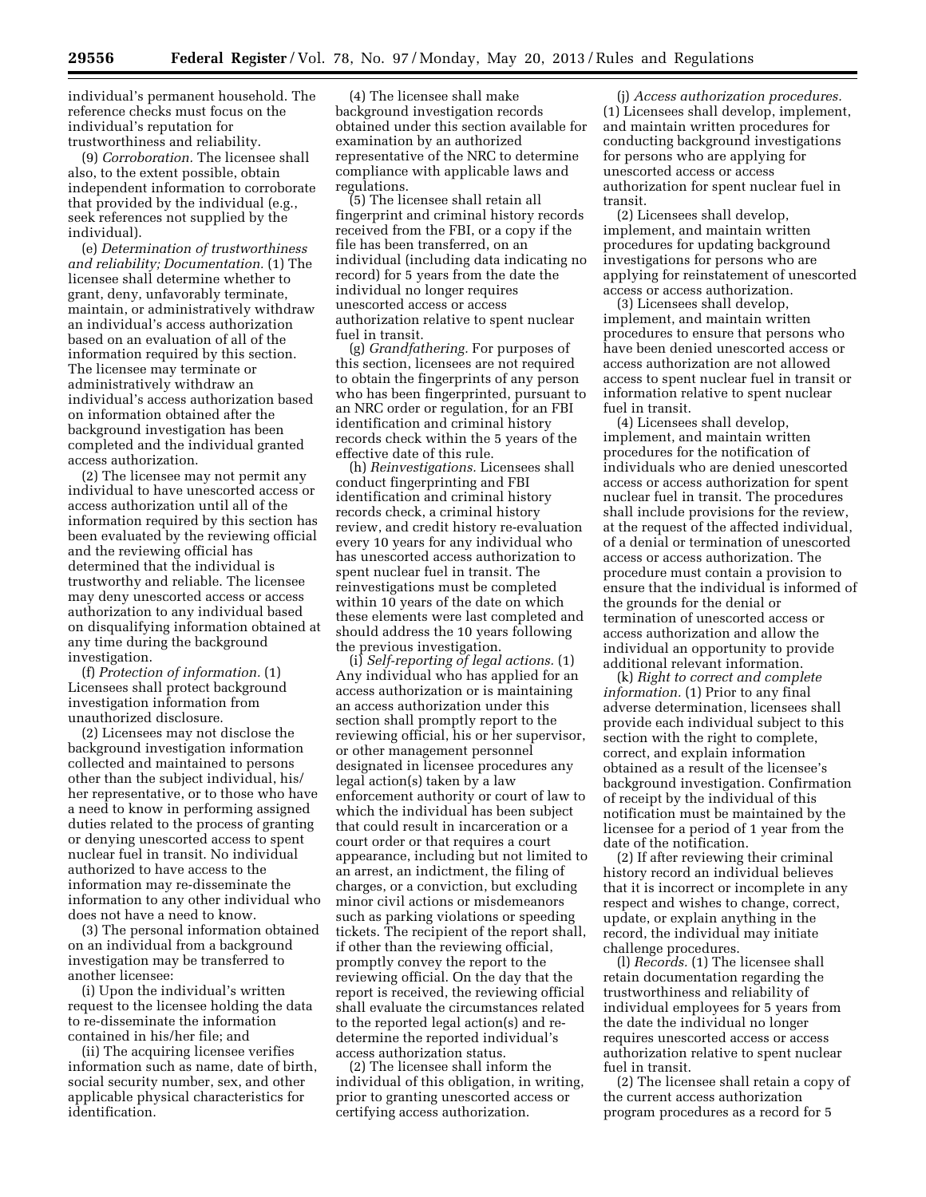individual's permanent household. The reference checks must focus on the individual's reputation for trustworthiness and reliability.

(9) *Corroboration.* The licensee shall also, to the extent possible, obtain independent information to corroborate that provided by the individual (e.g., seek references not supplied by the individual).

(e) *Determination of trustworthiness and reliability; Documentation.* (1) The licensee shall determine whether to grant, deny, unfavorably terminate, maintain, or administratively withdraw an individual's access authorization based on an evaluation of all of the information required by this section. The licensee may terminate or administratively withdraw an individual's access authorization based on information obtained after the background investigation has been completed and the individual granted access authorization.

(2) The licensee may not permit any individual to have unescorted access or access authorization until all of the information required by this section has been evaluated by the reviewing official and the reviewing official has determined that the individual is trustworthy and reliable. The licensee may deny unescorted access or access authorization to any individual based on disqualifying information obtained at any time during the background investigation.

(f) *Protection of information.* (1) Licensees shall protect background investigation information from unauthorized disclosure.

(2) Licensees may not disclose the background investigation information collected and maintained to persons other than the subject individual, his/her representative, or to those who have a need to know in performing assigned duties related to the process of granting or denying unescorted access to spent nuclear fuel in transit. No individual authorized to have access to the information may re-disseminate the information to any other individual who does not have a need to know.

(3) The personal information obtained on an individual from a background investigation may be transferred to another licensee:

(i) Upon the individual's written request to the licensee holding the data to re-disseminate the information contained in his/her file; and

(ii) The acquiring licensee verifies information such as name, date of birth, social security number, sex, and other applicable physical characteristics for identification.

(4) The licensee shall make background investigation records obtained under this section available for examination by an authorized representative of the NRC to determine compliance with applicable laws and regulations.

(5) The licensee shall retain all fingerprint and criminal history records received from the FBI, or a copy if the file has been transferred, on an individual (including data indicating no record) for 5 years from the date the individual no longer requires unescorted access or access authorization relative to spent nuclear fuel in transit.

(g) *Grandfathering.* For purposes of this section, licensees are not required to obtain the fingerprints of any person who has been fingerprinted, pursuant to an NRC order or regulation, for an FBI identification and criminal history records check within the 5 years of the effective date of this rule.

(h) *Reinvestigations.* Licensees shall conduct fingerprinting and FBI identification and criminal history records check, a criminal history review, and credit history re-evaluation every 10 years for any individual who has unescorted access authorization to spent nuclear fuel in transit. The reinvestigations must be completed within 10 years of the date on which these elements were last completed and should address the 10 years following the previous investigation.

(i) *Self-reporting of legal actions.* (1) Any individual who has applied for an access authorization or is maintaining an access authorization under this section shall promptly report to the reviewing official, his or her supervisor, or other management personnel designated in licensee procedures any legal action(s) taken by a law enforcement authority or court of law to which the individual has been subject that could result in incarceration or a court order or that requires a court appearance, including but not limited to an arrest, an indictment, the filing of charges, or a conviction, but excluding minor civil actions or misdemeanors such as parking violations or speeding tickets. The recipient of the report shall, if other than the reviewing official, promptly convey the report to the reviewing official. On the day that the report is received, the reviewing official shall evaluate the circumstances related to the reported legal action(s) and re-determine the reported individual's access authorization status.

(2) The licensee shall inform the individual of this obligation, in writing, prior to granting unescorted access or certifying access authorization.

(j) *Access authorization procedures.* (1) Licensees shall develop, implement, and maintain written procedures for conducting background investigations for persons who are applying for unescorted access or access authorization for spent nuclear fuel in transit.

(2) Licensees shall develop, implement, and maintain written procedures for updating background investigations for persons who are applying for reinstatement of unescorted access or access authorization.

(3) Licensees shall develop, implement, and maintain written procedures to ensure that persons who have been denied unescorted access or access authorization are not allowed access to spent nuclear fuel in transit or information relative to spent nuclear fuel in transit.

(4) Licensees shall develop, implement, and maintain written procedures for the notification of individuals who are denied unescorted access or access authorization for spent nuclear fuel in transit. The procedures shall include provisions for the review, at the request of the affected individual, of a denial or termination of unescorted access or access authorization. The procedure must contain a provision to ensure that the individual is informed of the grounds for the denial or termination of unescorted access or access authorization and allow the individual an opportunity to provide additional relevant information.

(k) *Right to correct and complete information.* (1) Prior to any final adverse determination, licensees shall provide each individual subject to this section with the right to complete, correct, and explain information obtained as a result of the licensee's background investigation. Confirmation of receipt by the individual of this notification must be maintained by the licensee for a period of 1 year from the date of the notification.

(2) If after reviewing their criminal history record an individual believes that it is incorrect or incomplete in any respect and wishes to change, correct, update, or explain anything in the record, the individual may initiate challenge procedures.

(l) *Records.* (1) The licensee shall retain documentation regarding the trustworthiness and reliability of individual employees for 5 years from the date the individual no longer requires unescorted access or access authorization relative to spent nuclear fuel in transit.

(2) The licensee shall retain a copy of the current access authorization program procedures as a record for 5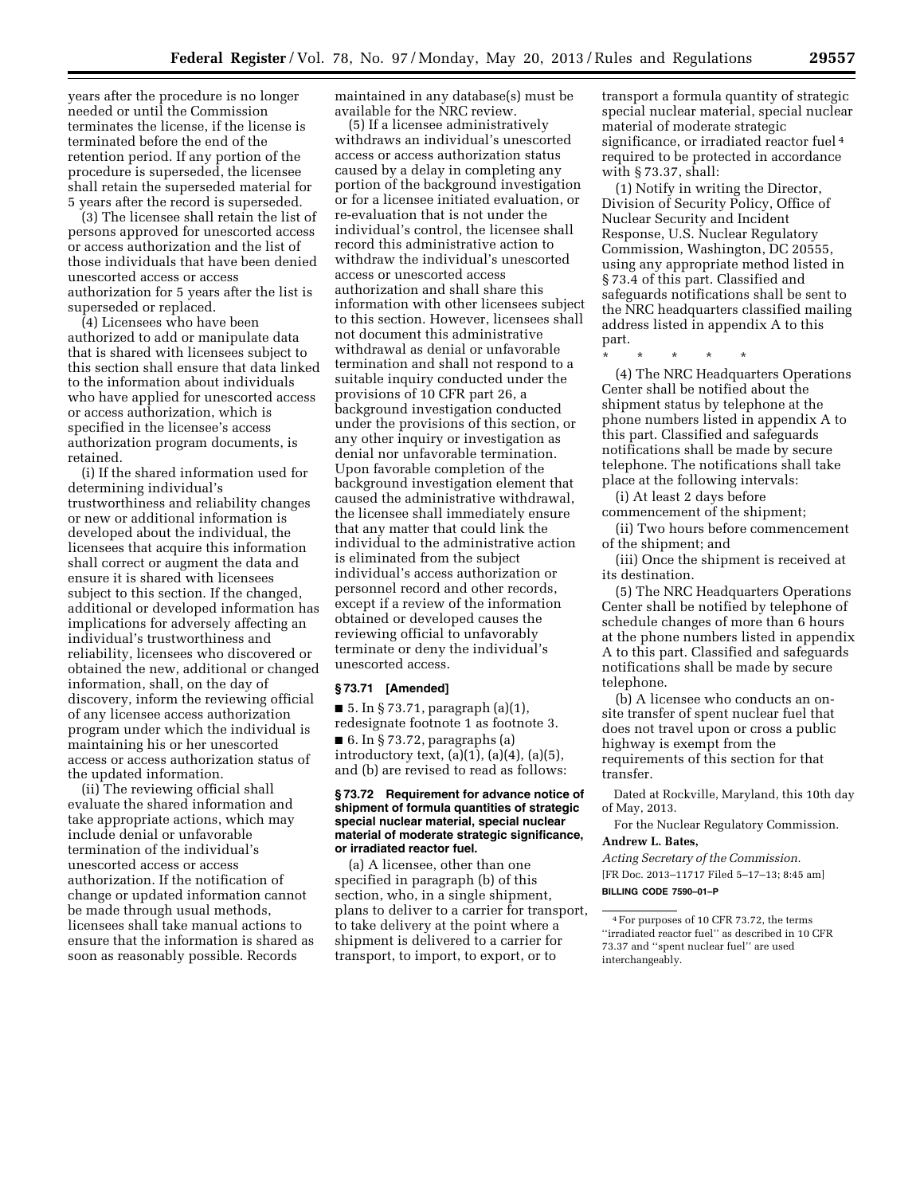years after the procedure is no longer needed or until the Commission terminates the license, if the license is terminated before the end of the retention period. If any portion of the procedure is superseded, the licensee shall retain the superseded material for 5 years after the record is superseded.

(3) The licensee shall retain the list of persons approved for unescorted access or access authorization and the list of those individuals that have been denied unescorted access or access authorization for 5 years after the list is superseded or replaced.

(4) Licensees who have been authorized to add or manipulate data that is shared with licensees subject to this section shall ensure that data linked to the information about individuals who have applied for unescorted access or access authorization, which is specified in the licensee's access authorization program documents, is retained.

(i) If the shared information used for determining individual's trustworthiness and reliability changes or new or additional information is developed about the individual, the licensees that acquire this information shall correct or augment the data and ensure it is shared with licensees subject to this section. If the changed, additional or developed information has implications for adversely affecting an individual's trustworthiness and reliability, licensees who discovered or obtained the new, additional or changed information, shall, on the day of discovery, inform the reviewing official of any licensee access authorization program under which the individual is maintaining his or her unescorted access or access authorization status of the updated information.

(ii) The reviewing official shall evaluate the shared information and take appropriate actions, which may include denial or unfavorable termination of the individual's unescorted access or access authorization. If the notification of change or updated information cannot be made through usual methods, licensees shall take manual actions to ensure that the information is shared as soon as reasonably possible. Records maintained in any database(s) must be available for the NRC review.

(5) If a licensee administratively withdraws an individual's unescorted access or access authorization status caused by a delay in completing any portion of the background investigation or for a licensee initiated evaluation, or re-evaluation that is not under the individual's control, the licensee shall record this administrative action to withdraw the individual's unescorted access or unescorted access authorization and shall share this information with other licensees subject to this section. However, licensees shall not document this administrative withdrawal as denial or unfavorable termination and shall not respond to a suitable inquiry conducted under the provisions of 10 CFR part 26, a background investigation conducted under the provisions of this section, or any other inquiry or investigation as denial nor unfavorable termination. Upon favorable completion of the background investigation element that caused the administrative withdrawal, the licensee shall immediately ensure that any matter that could link the individual to the administrative action is eliminated from the subject individual's access authorization or personnel record and other records, except if a review of the information obtained or developed causes the reviewing official to unfavorably terminate or deny the individual's unescorted access.

**§ 73.71 [Amended]**

■ 5. In § 73.71, paragraph (a)(1), redesignate footnote 1 as footnote 3.

■ 6. In § 73.72, paragraphs (a) introductory text, (a)(1), (a)(4), (a)(5), and (b) are revised to read as follows:

**§ 73.72 Requirement for advance notice of shipment of formula quantities of strategic special nuclear material, special nuclear material of moderate strategic significance, or irradiated reactor fuel.**

(a) A licensee, other than one specified in paragraph (b) of this section, who, in a single shipment, plans to deliver to a carrier for transport, to take delivery at the point where a shipment is delivered to a carrier for transport, to import, to export, or to transport a formula quantity of strategic special nuclear material, special nuclear material of moderate strategic significance, or irradiated reactor fuel [4] required to be protected in accordance with § 73.37, shall:

(1) Notify in writing the Director, Division of Security Policy, Office of Nuclear Security and Incident Response, U.S. Nuclear Regulatory Commission, Washington, DC 20555, using any appropriate method listed in § 73.4 of this part. Classified and safeguards notifications shall be sent to the NRC headquarters classified mailing address listed in appendix A to this part.

\* \* \* \* \*

(4) The NRC Headquarters Operations Center shall be notified about the shipment status by telephone at the phone numbers listed in appendix A to this part. Classified and safeguards notifications shall be made by secure telephone. The notifications shall take place at the following intervals:

(i) At least 2 days before commencement of the shipment;

(ii) Two hours before commencement of the shipment; and

(iii) Once the shipment is received at its destination.

(5) The NRC Headquarters Operations Center shall be notified by telephone of schedule changes of more than 6 hours at the phone numbers listed in appendix A to this part. Classified and safeguards notifications shall be made by secure telephone.

(b) A licensee who conducts an on-site transfer of spent nuclear fuel that does not travel upon or cross a public highway is exempt from the requirements of this section for that transfer.

Dated at Rockville, Maryland, this 10th day of May, 2013.

For the Nuclear Regulatory Commission.

**Andrew L. Bates,**

*Acting Secretary of the Commission.*

[FR Doc. 2013–11717 Filed 5–17–13; 8:45 am]

**BILLING CODE 7590–01–P**

[4] For purposes of 10 CFR 73.72, the terms ''irradiated reactor fuel'' as described in 10 CFR 73.37 and ''spent nuclear fuel'' are used interchangeably.